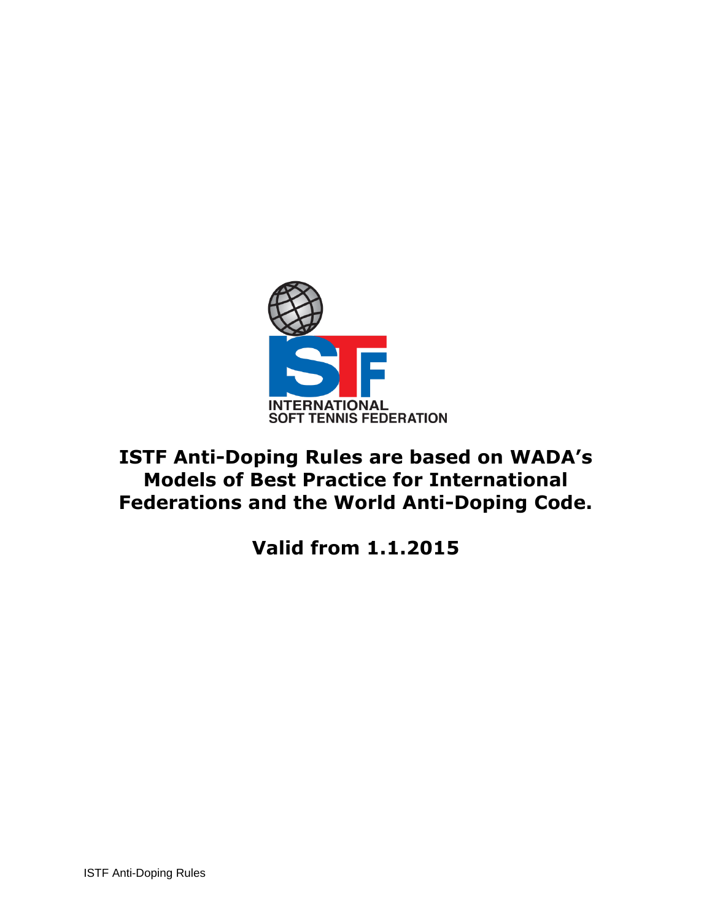INTERNATIONAL
SOFT TENNIS FEDERATION

# ISTF Anti-Doping Rules are based on WADA's Models of Best Practice for International Federations and the World Anti-Doping Code.

## Valid from 1.1.2015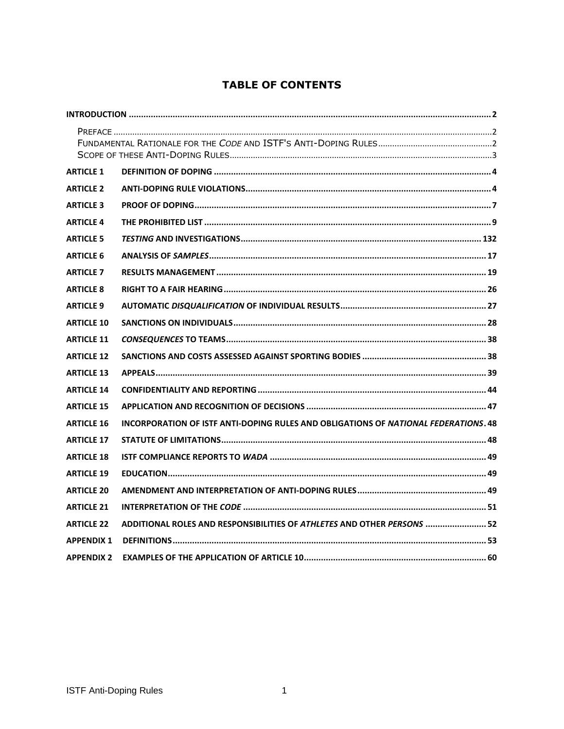# TABLE OF CONTENTS

**INTRODUCTION** .......... **2**

- PREFACE .......... 2
- FUNDAMENTAL RATIONALE FOR THE *CODE* AND ISTF'S ANTI-DOPING RULES .......... 2
- SCOPE OF THESE ANTI-DOPING RULES .......... 3

| | | |
|---|---|---|
| **ARTICLE 1** | **DEFINITION OF DOPING** | **4** |
| **ARTICLE 2** | **ANTI-DOPING RULE VIOLATIONS** | **4** |
| **ARTICLE 3** | **PROOF OF DOPING** | **7** |
| **ARTICLE 4** | **THE PROHIBITED LIST** | **9** |
| **ARTICLE 5** | ***TESTING* AND INVESTIGATIONS** | **132** |
| **ARTICLE 6** | **ANALYSIS OF *SAMPLES*** | **17** |
| **ARTICLE 7** | **RESULTS MANAGEMENT** | **19** |
| **ARTICLE 8** | **RIGHT TO A FAIR HEARING** | **26** |
| **ARTICLE 9** | **AUTOMATIC *DISQUALIFICATION* OF INDIVIDUAL RESULTS** | **27** |
| **ARTICLE 10** | **SANCTIONS ON INDIVIDUALS** | **28** |
| **ARTICLE 11** | ***CONSEQUENCES* TO TEAMS** | **38** |
| **ARTICLE 12** | **SANCTIONS AND COSTS ASSESSED AGAINST SPORTING BODIES** | **38** |
| **ARTICLE 13** | **APPEALS** | **39** |
| **ARTICLE 14** | **CONFIDENTIALITY AND REPORTING** | **44** |
| **ARTICLE 15** | **APPLICATION AND RECOGNITION OF DECISIONS** | **47** |
| **ARTICLE 16** | **INCORPORATION OF ISTF ANTI-DOPING RULES AND OBLIGATIONS OF *NATIONAL FEDERATIONS*** | **48** |
| **ARTICLE 17** | **STATUTE OF LIMITATIONS** | **48** |
| **ARTICLE 18** | **ISTF COMPLIANCE REPORTS TO *WADA*** | **49** |
| **ARTICLE 19** | **EDUCATION** | **49** |
| **ARTICLE 20** | **AMENDMENT AND INTERPRETATION OF ANTI-DOPING RULES** | **49** |
| **ARTICLE 21** | **INTERPRETATION OF THE *CODE*** | **51** |
| **ARTICLE 22** | **ADDITIONAL ROLES AND RESPONSIBILITIES OF *ATHLETES* AND OTHER *PERSONS*** | **52** |
| **APPENDIX 1** | **DEFINITIONS** | **53** |
| **APPENDIX 2** | **EXAMPLES OF THE APPLICATION OF ARTICLE 10** | **60** |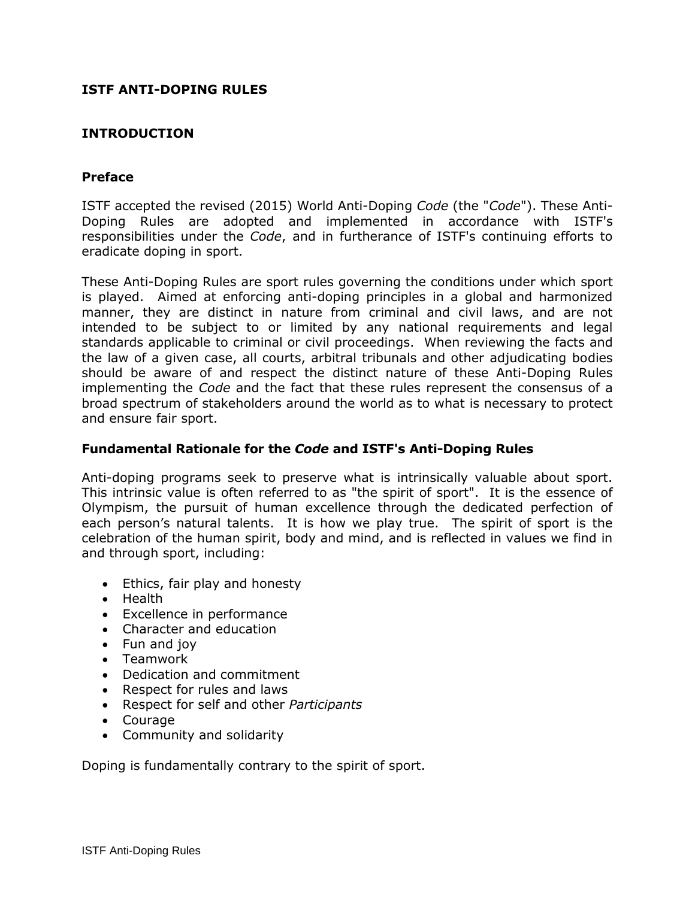# ISTF ANTI-DOPING RULES

## INTRODUCTION

### Preface

ISTF accepted the revised (2015) World Anti-Doping *Code* (the "*Code*"). These Anti-Doping Rules are adopted and implemented in accordance with ISTF's responsibilities under the *Code*, and in furtherance of ISTF's continuing efforts to eradicate doping in sport.

These Anti-Doping Rules are sport rules governing the conditions under which sport is played. Aimed at enforcing anti-doping principles in a global and harmonized manner, they are distinct in nature from criminal and civil laws, and are not intended to be subject to or limited by any national requirements and legal standards applicable to criminal or civil proceedings. When reviewing the facts and the law of a given case, all courts, arbitral tribunals and other adjudicating bodies should be aware of and respect the distinct nature of these Anti-Doping Rules implementing the *Code* and the fact that these rules represent the consensus of a broad spectrum of stakeholders around the world as to what is necessary to protect and ensure fair sport.

### Fundamental Rationale for the *Code* and ISTF's Anti-Doping Rules

Anti-doping programs seek to preserve what is intrinsically valuable about sport. This intrinsic value is often referred to as "the spirit of sport". It is the essence of Olympism, the pursuit of human excellence through the dedicated perfection of each person's natural talents. It is how we play true. The spirit of sport is the celebration of the human spirit, body and mind, and is reflected in values we find in and through sport, including:

- Ethics, fair play and honesty
- Health
- Excellence in performance
- Character and education
- Fun and joy
- Teamwork
- Dedication and commitment
- Respect for rules and laws
- Respect for self and other *Participants*
- Courage
- Community and solidarity

Doping is fundamentally contrary to the spirit of sport.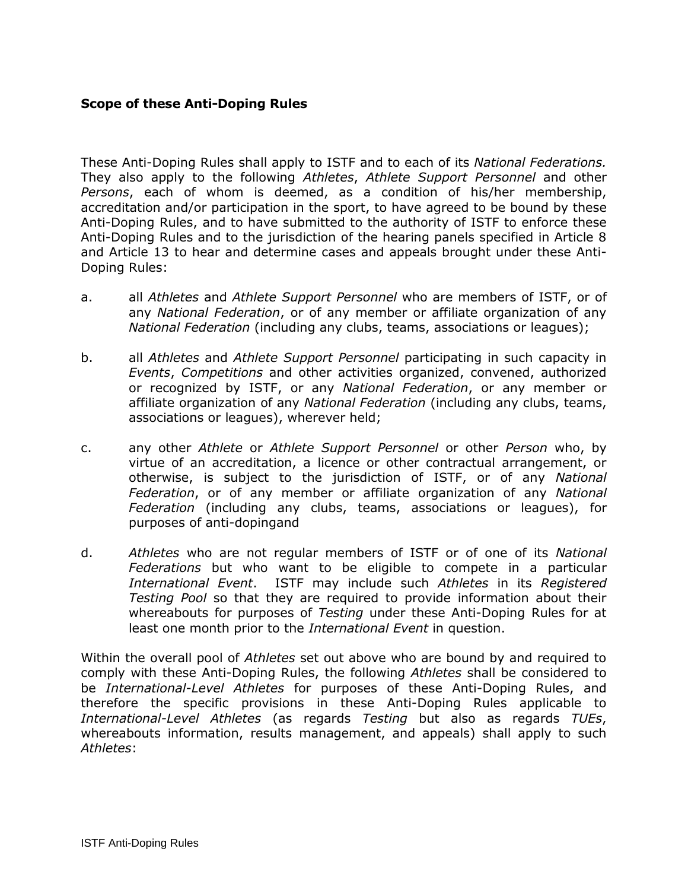**Scope of these Anti-Doping Rules**

These Anti-Doping Rules shall apply to ISTF and to each of its *National Federations.* They also apply to the following *Athletes*, *Athlete Support Personnel* and other *Persons*, each of whom is deemed, as a condition of his/her membership, accreditation and/or participation in the sport, to have agreed to be bound by these Anti-Doping Rules, and to have submitted to the authority of ISTF to enforce these Anti-Doping Rules and to the jurisdiction of the hearing panels specified in Article 8 and Article 13 to hear and determine cases and appeals brought under these Anti-Doping Rules:

a. all *Athletes* and *Athlete Support Personnel* who are members of ISTF, or of any *National Federation*, or of any member or affiliate organization of any *National Federation* (including any clubs, teams, associations or leagues);

b. all *Athletes* and *Athlete Support Personnel* participating in such capacity in *Events*, *Competitions* and other activities organized, convened, authorized or recognized by ISTF, or any *National Federation*, or any member or affiliate organization of any *National Federation* (including any clubs, teams, associations or leagues), wherever held;

c. any other *Athlete* or *Athlete Support Personnel* or other *Person* who, by virtue of an accreditation, a licence or other contractual arrangement, or otherwise, is subject to the jurisdiction of ISTF, or of any *National Federation*, or of any member or affiliate organization of any *National Federation* (including any clubs, teams, associations or leagues), for purposes of anti-dopingand

d. *Athletes* who are not regular members of ISTF or of one of its *National Federations* but who want to be eligible to compete in a particular *International Event*. ISTF may include such *Athletes* in its *Registered Testing Pool* so that they are required to provide information about their whereabouts for purposes of *Testing* under these Anti-Doping Rules for at least one month prior to the *International Event* in question.

Within the overall pool of *Athletes* set out above who are bound by and required to comply with these Anti-Doping Rules, the following *Athletes* shall be considered to be *International-Level Athletes* for purposes of these Anti-Doping Rules, and therefore the specific provisions in these Anti-Doping Rules applicable to *International-Level Athletes* (as regards *Testing* but also as regards *TUEs*, whereabouts information, results management, and appeals) shall apply to such *Athletes*: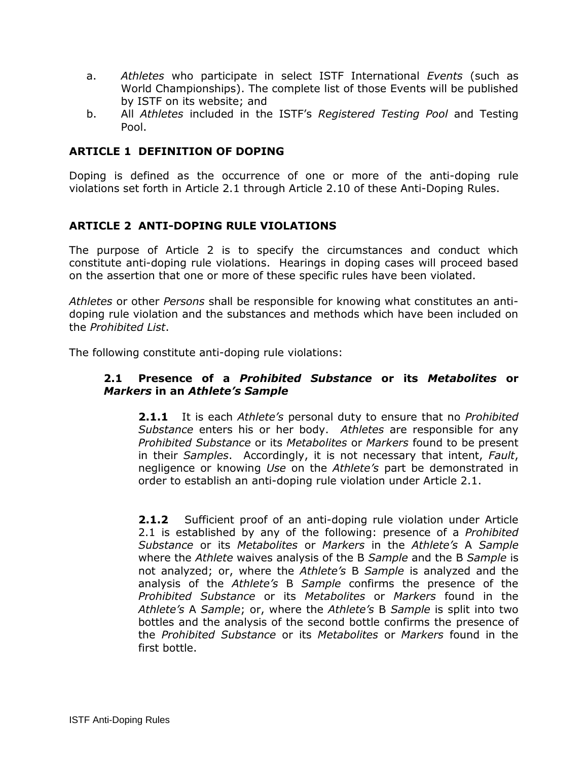a. *Athletes* who participate in select ISTF International *Events* (such as World Championships). The complete list of those Events will be published by ISTF on its website; and
b. All *Athletes* included in the ISTF's *Registered Testing Pool* and Testing Pool.

## ARTICLE 1 DEFINITION OF DOPING

Doping is defined as the occurrence of one or more of the anti-doping rule violations set forth in Article 2.1 through Article 2.10 of these Anti-Doping Rules.

## ARTICLE 2 ANTI-DOPING RULE VIOLATIONS

The purpose of Article 2 is to specify the circumstances and conduct which constitute anti-doping rule violations. Hearings in doping cases will proceed based on the assertion that one or more of these specific rules have been violated.

*Athletes* or other *Persons* shall be responsible for knowing what constitutes an anti-doping rule violation and the substances and methods which have been included on the *Prohibited List*.

The following constitute anti-doping rule violations:

### 2.1 Presence of a *Prohibited Substance* or its *Metabolites* or *Markers* in an *Athlete's Sample*

**2.1.1** It is each *Athlete's* personal duty to ensure that no *Prohibited Substance* enters his or her body. *Athletes* are responsible for any *Prohibited Substance* or its *Metabolites* or *Markers* found to be present in their *Samples*. Accordingly, it is not necessary that intent, *Fault*, negligence or knowing *Use* on the *Athlete's* part be demonstrated in order to establish an anti-doping rule violation under Article 2.1.

**2.1.2** Sufficient proof of an anti-doping rule violation under Article 2.1 is established by any of the following: presence of a *Prohibited Substance* or its *Metabolites* or *Markers* in the *Athlete's* A *Sample* where the *Athlete* waives analysis of the B *Sample* and the B *Sample* is not analyzed; or, where the *Athlete's* B *Sample* is analyzed and the analysis of the *Athlete's* B *Sample* confirms the presence of the *Prohibited Substance* or its *Metabolites* or *Markers* found in the *Athlete's* A *Sample*; or, where the *Athlete's* B *Sample* is split into two bottles and the analysis of the second bottle confirms the presence of the *Prohibited Substance* or its *Metabolites* or *Markers* found in the first bottle.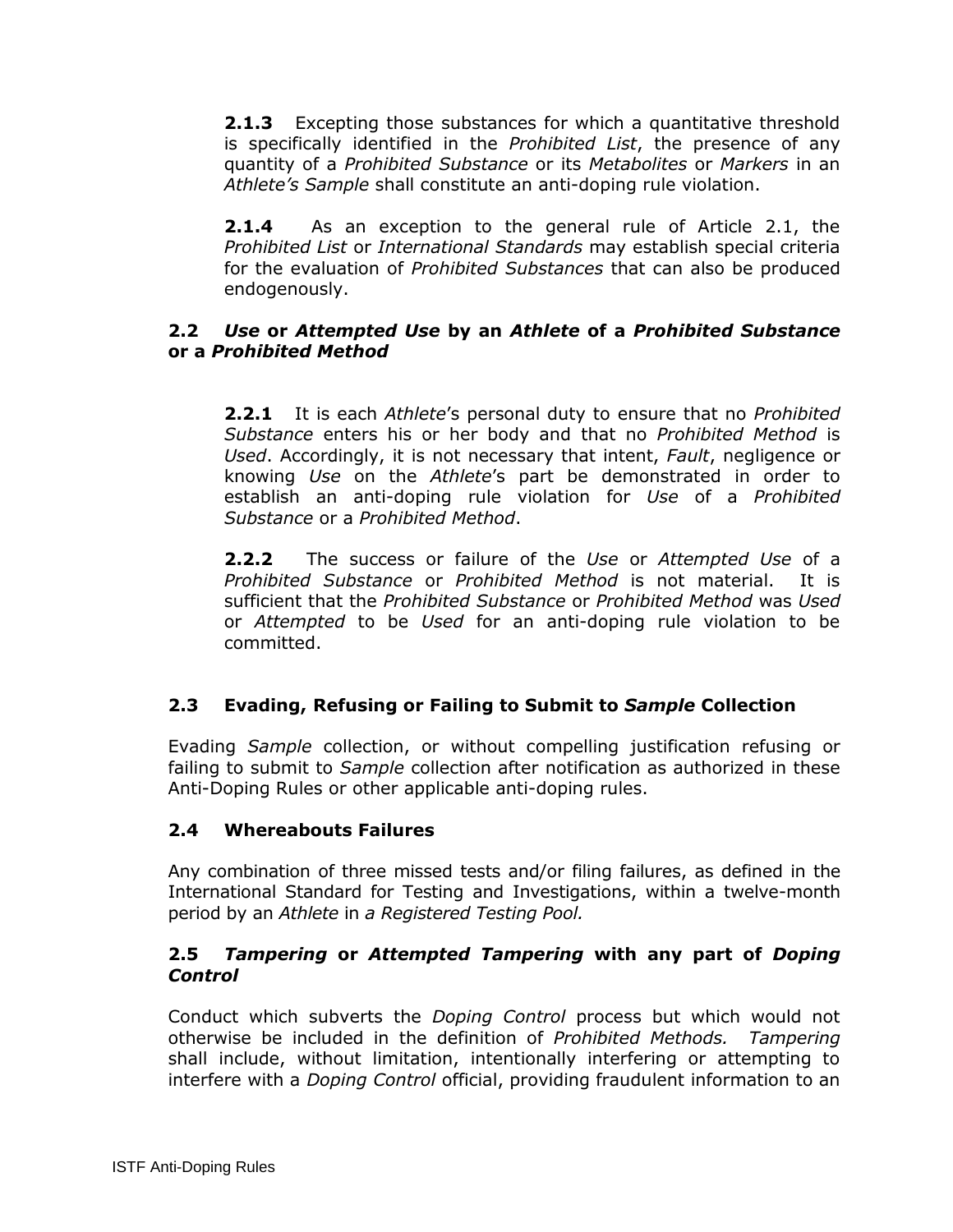**2.1.3** Excepting those substances for which a quantitative threshold is specifically identified in the *Prohibited List*, the presence of any quantity of a *Prohibited Substance* or its *Metabolites* or *Markers* in an *Athlete's Sample* shall constitute an anti-doping rule violation.

**2.1.4** As an exception to the general rule of Article 2.1, the *Prohibited List* or *International Standards* may establish special criteria for the evaluation of *Prohibited Substances* that can also be produced endogenously.

### 2.2 *Use* or *Attempted Use* by an *Athlete* of a *Prohibited Substance* or a *Prohibited Method*

**2.2.1** It is each *Athlete*'s personal duty to ensure that no *Prohibited Substance* enters his or her body and that no *Prohibited Method* is *Used*. Accordingly, it is not necessary that intent, *Fault*, negligence or knowing *Use* on the *Athlete*'s part be demonstrated in order to establish an anti-doping rule violation for *Use* of a *Prohibited Substance* or a *Prohibited Method*.

**2.2.2** The success or failure of the *Use* or *Attempted Use* of a *Prohibited Substance* or *Prohibited Method* is not material. It is sufficient that the *Prohibited Substance* or *Prohibited Method* was *Used* or *Attempted* to be *Used* for an anti-doping rule violation to be committed.

### 2.3 Evading, Refusing or Failing to Submit to *Sample* Collection

Evading *Sample* collection, or without compelling justification refusing or failing to submit to *Sample* collection after notification as authorized in these Anti-Doping Rules or other applicable anti-doping rules.

### 2.4 Whereabouts Failures

Any combination of three missed tests and/or filing failures, as defined in the International Standard for Testing and Investigations, within a twelve-month period by an *Athlete* in *a Registered Testing Pool.*

### 2.5 *Tampering* or *Attempted Tampering* with any part of *Doping Control*

Conduct which subverts the *Doping Control* process but which would not otherwise be included in the definition of *Prohibited Methods. Tampering* shall include, without limitation, intentionally interfering or attempting to interfere with a *Doping Control* official, providing fraudulent information to an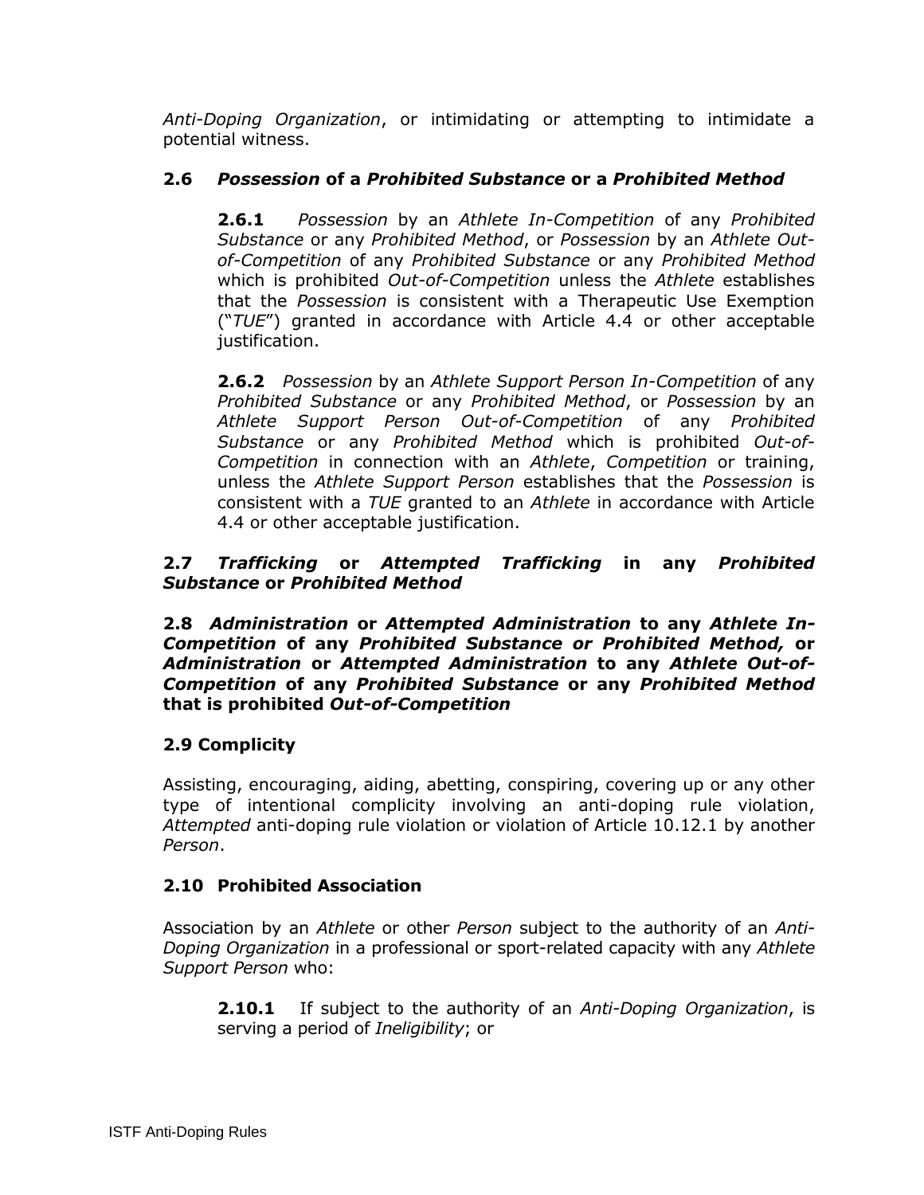*Anti-Doping Organization*, or intimidating or attempting to intimidate a potential witness.

### 2.6 *Possession* of a *Prohibited Substance* or a *Prohibited Method*

**2.6.1** *Possession* by an *Athlete In-Competition* of any *Prohibited Substance* or any *Prohibited Method*, or *Possession* by an *Athlete Out-of-Competition* of any *Prohibited Substance* or any *Prohibited Method* which is prohibited *Out-of-Competition* unless the *Athlete* establishes that the *Possession* is consistent with a Therapeutic Use Exemption ("*TUE*") granted in accordance with Article 4.4 or other acceptable justification.

**2.6.2** *Possession* by an *Athlete Support Person In-Competition* of any *Prohibited Substance* or any *Prohibited Method*, or *Possession* by an *Athlete Support Person Out-of-Competition* of any *Prohibited Substance* or any *Prohibited Method* which is prohibited *Out-of-Competition* in connection with an *Athlete*, *Competition* or training, unless the *Athlete Support Person* establishes that the *Possession* is consistent with a *TUE* granted to an *Athlete* in accordance with Article 4.4 or other acceptable justification.

### 2.7 *Trafficking* or *Attempted Trafficking* in any *Prohibited Substance* or *Prohibited Method*

### 2.8 *Administration* or *Attempted Administration* to any *Athlete In-Competition* of any *Prohibited Substance or Prohibited Method,* or *Administration* or *Attempted Administration* to any *Athlete Out-of-Competition* of any *Prohibited Substance* or any *Prohibited Method* that is prohibited *Out-of-Competition*

### 2.9 Complicity

Assisting, encouraging, aiding, abetting, conspiring, covering up or any other type of intentional complicity involving an anti-doping rule violation, *Attempted* anti-doping rule violation or violation of Article 10.12.1 by another *Person*.

### 2.10 Prohibited Association

Association by an *Athlete* or other *Person* subject to the authority of an *Anti-Doping Organization* in a professional or sport-related capacity with any *Athlete Support Person* who:

**2.10.1** If subject to the authority of an *Anti-Doping Organization*, is serving a period of *Ineligibility*; or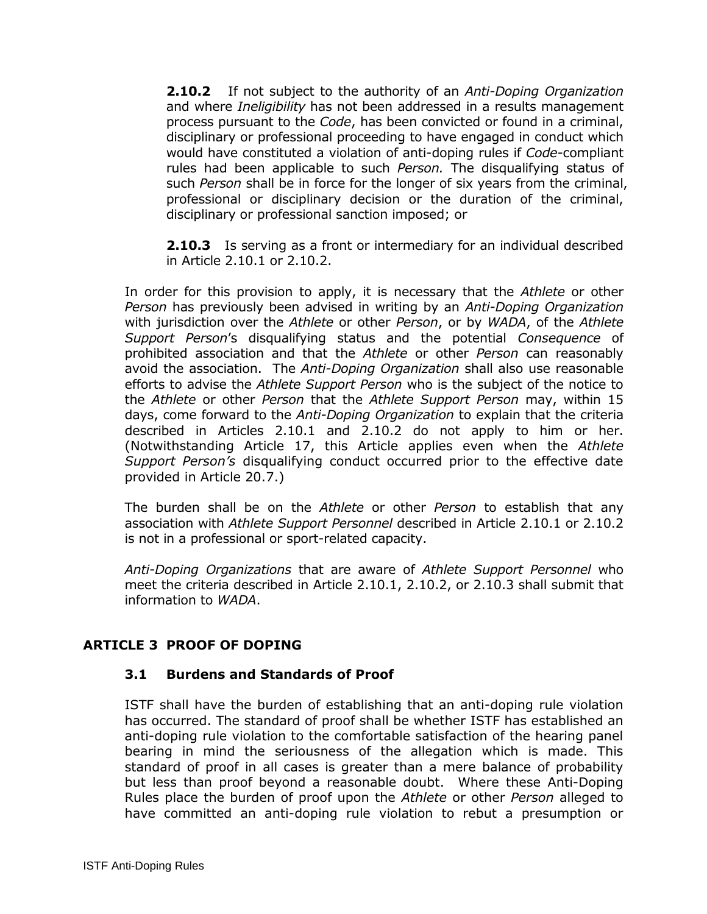**2.10.2** If not subject to the authority of an *Anti-Doping Organization* and where *Ineligibility* has not been addressed in a results management process pursuant to the *Code*, has been convicted or found in a criminal, disciplinary or professional proceeding to have engaged in conduct which would have constituted a violation of anti-doping rules if *Code*-compliant rules had been applicable to such *Person.* The disqualifying status of such *Person* shall be in force for the longer of six years from the criminal, professional or disciplinary decision or the duration of the criminal, disciplinary or professional sanction imposed; or

**2.10.3** Is serving as a front or intermediary for an individual described in Article 2.10.1 or 2.10.2.

In order for this provision to apply, it is necessary that the *Athlete* or other *Person* has previously been advised in writing by an *Anti-Doping Organization* with jurisdiction over the *Athlete* or other *Person*, or by *WADA*, of the *Athlete Support Person*'s disqualifying status and the potential *Consequence* of prohibited association and that the *Athlete* or other *Person* can reasonably avoid the association. The *Anti-Doping Organization* shall also use reasonable efforts to advise the *Athlete Support Person* who is the subject of the notice to the *Athlete* or other *Person* that the *Athlete Support Person* may, within 15 days, come forward to the *Anti-Doping Organization* to explain that the criteria described in Articles 2.10.1 and 2.10.2 do not apply to him or her. (Notwithstanding Article 17, this Article applies even when the *Athlete Support Person's* disqualifying conduct occurred prior to the effective date provided in Article 20.7.)

The burden shall be on the *Athlete* or other *Person* to establish that any association with *Athlete Support Personnel* described in Article 2.10.1 or 2.10.2 is not in a professional or sport-related capacity.

*Anti-Doping Organizations* that are aware of *Athlete Support Personnel* who meet the criteria described in Article 2.10.1, 2.10.2, or 2.10.3 shall submit that information to *WADA*.

## ARTICLE 3 PROOF OF DOPING

### 3.1 Burdens and Standards of Proof

ISTF shall have the burden of establishing that an anti-doping rule violation has occurred. The standard of proof shall be whether ISTF has established an anti-doping rule violation to the comfortable satisfaction of the hearing panel bearing in mind the seriousness of the allegation which is made. This standard of proof in all cases is greater than a mere balance of probability but less than proof beyond a reasonable doubt. Where these Anti-Doping Rules place the burden of proof upon the *Athlete* or other *Person* alleged to have committed an anti-doping rule violation to rebut a presumption or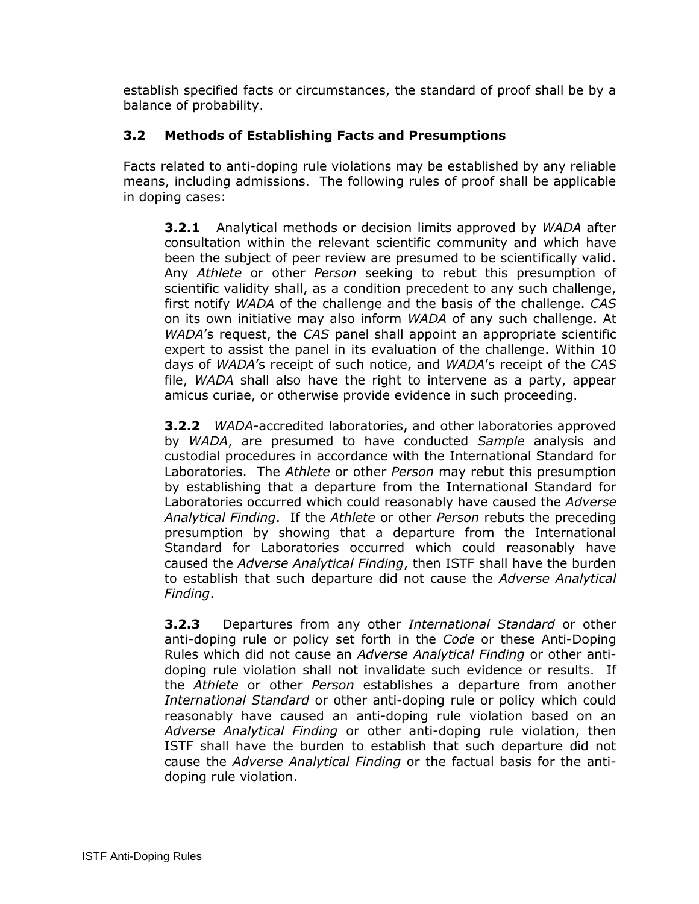establish specified facts or circumstances, the standard of proof shall be by a balance of probability.

### 3.2 Methods of Establishing Facts and Presumptions

Facts related to anti-doping rule violations may be established by any reliable means, including admissions. The following rules of proof shall be applicable in doping cases:

**3.2.1** Analytical methods or decision limits approved by *WADA* after consultation within the relevant scientific community and which have been the subject of peer review are presumed to be scientifically valid. Any *Athlete* or other *Person* seeking to rebut this presumption of scientific validity shall, as a condition precedent to any such challenge, first notify *WADA* of the challenge and the basis of the challenge. *CAS* on its own initiative may also inform *WADA* of any such challenge. At *WADA*'s request, the *CAS* panel shall appoint an appropriate scientific expert to assist the panel in its evaluation of the challenge. Within 10 days of *WADA*'s receipt of such notice, and *WADA*'s receipt of the *CAS* file, *WADA* shall also have the right to intervene as a party, appear amicus curiae, or otherwise provide evidence in such proceeding.

**3.2.2** *WADA*-accredited laboratories, and other laboratories approved by *WADA*, are presumed to have conducted *Sample* analysis and custodial procedures in accordance with the International Standard for Laboratories. The *Athlete* or other *Person* may rebut this presumption by establishing that a departure from the International Standard for Laboratories occurred which could reasonably have caused the *Adverse Analytical Finding*. If the *Athlete* or other *Person* rebuts the preceding presumption by showing that a departure from the International Standard for Laboratories occurred which could reasonably have caused the *Adverse Analytical Finding*, then ISTF shall have the burden to establish that such departure did not cause the *Adverse Analytical Finding*.

**3.2.3** Departures from any other *International Standard* or other anti-doping rule or policy set forth in the *Code* or these Anti-Doping Rules which did not cause an *Adverse Analytical Finding* or other anti-doping rule violation shall not invalidate such evidence or results. If the *Athlete* or other *Person* establishes a departure from another *International Standard* or other anti-doping rule or policy which could reasonably have caused an anti-doping rule violation based on an *Adverse Analytical Finding* or other anti-doping rule violation, then ISTF shall have the burden to establish that such departure did not cause the *Adverse Analytical Finding* or the factual basis for the anti-doping rule violation.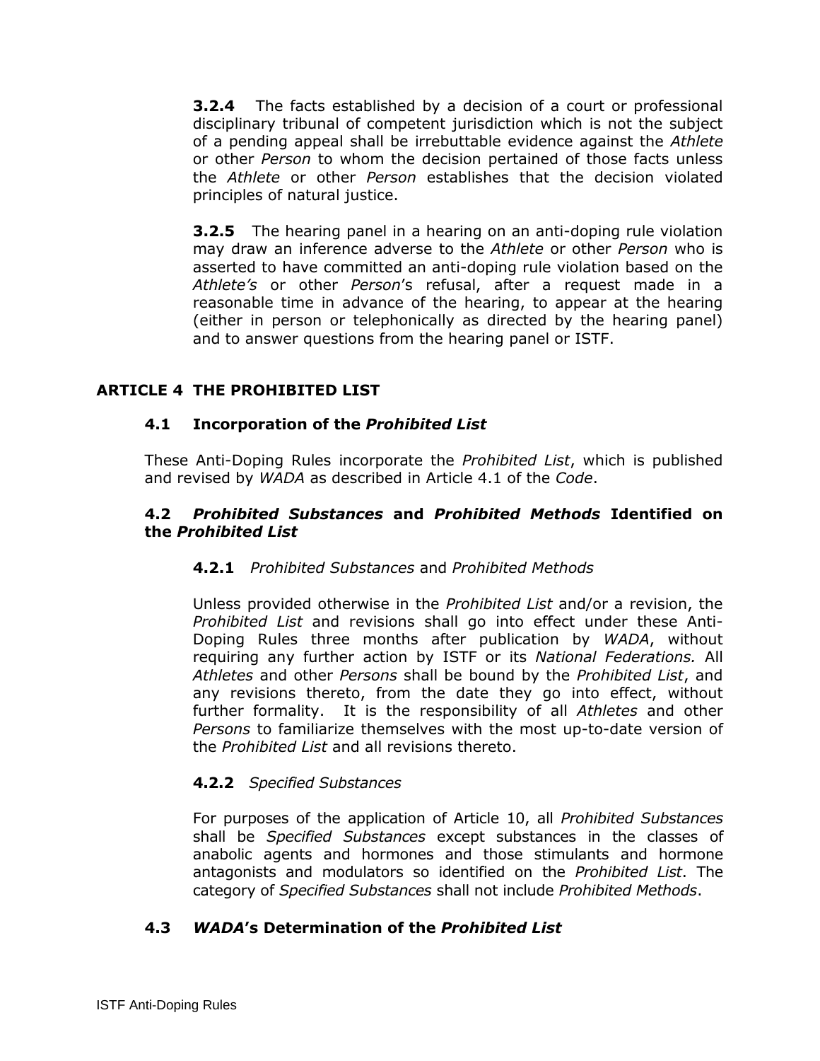**3.2.4** The facts established by a decision of a court or professional disciplinary tribunal of competent jurisdiction which is not the subject of a pending appeal shall be irrebuttable evidence against the *Athlete* or other *Person* to whom the decision pertained of those facts unless the *Athlete* or other *Person* establishes that the decision violated principles of natural justice.

**3.2.5** The hearing panel in a hearing on an anti-doping rule violation may draw an inference adverse to the *Athlete* or other *Person* who is asserted to have committed an anti-doping rule violation based on the *Athlete's* or other *Person*'s refusal, after a request made in a reasonable time in advance of the hearing, to appear at the hearing (either in person or telephonically as directed by the hearing panel) and to answer questions from the hearing panel or ISTF.

## ARTICLE 4 THE PROHIBITED LIST

### 4.1 Incorporation of the *Prohibited List*

These Anti-Doping Rules incorporate the *Prohibited List*, which is published and revised by *WADA* as described in Article 4.1 of the *Code*.

### 4.2 *Prohibited Substances* and *Prohibited Methods* Identified on the *Prohibited List*

**4.2.1** *Prohibited Substances* and *Prohibited Methods*

Unless provided otherwise in the *Prohibited List* and/or a revision, the *Prohibited List* and revisions shall go into effect under these Anti-Doping Rules three months after publication by *WADA*, without requiring any further action by ISTF or its *National Federations.* All *Athletes* and other *Persons* shall be bound by the *Prohibited List*, and any revisions thereto, from the date they go into effect, without further formality. It is the responsibility of all *Athletes* and other *Persons* to familiarize themselves with the most up-to-date version of the *Prohibited List* and all revisions thereto.

**4.2.2** *Specified Substances*

For purposes of the application of Article 10, all *Prohibited Substances* shall be *Specified Substances* except substances in the classes of anabolic agents and hormones and those stimulants and hormone antagonists and modulators so identified on the *Prohibited List*. The category of *Specified Substances* shall not include *Prohibited Methods*.

### 4.3 *WADA*'s Determination of the *Prohibited List*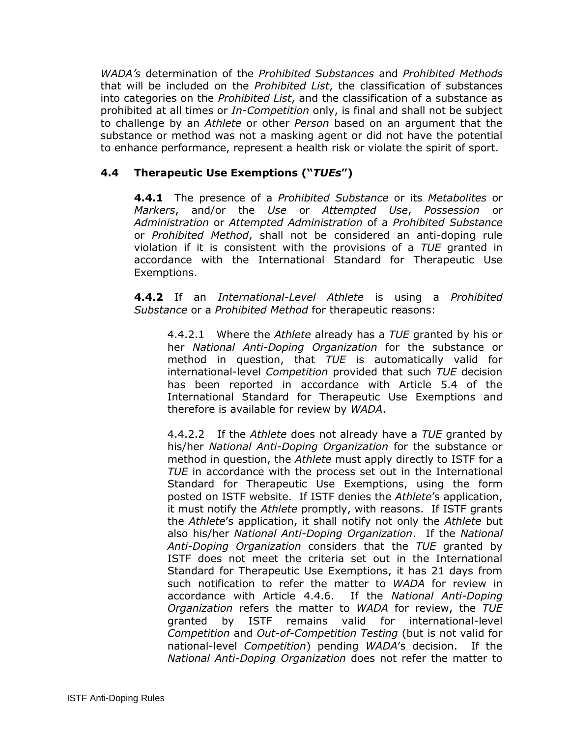*WADA's* determination of the *Prohibited Substances* and *Prohibited Methods* that will be included on the *Prohibited List*, the classification of substances into categories on the *Prohibited List*, and the classification of a substance as prohibited at all times or *In-Competition* only, is final and shall not be subject to challenge by an *Athlete* or other *Person* based on an argument that the substance or method was not a masking agent or did not have the potential to enhance performance, represent a health risk or violate the spirit of sport.

### 4.4 Therapeutic Use Exemptions ("*TUEs*")

**4.4.1** The presence of a *Prohibited Substance* or its *Metabolites* or *Markers*, and/or the *Use* or *Attempted Use*, *Possession* or *Administration* or *Attempted Administration* of a *Prohibited Substance* or *Prohibited Method*, shall not be considered an anti-doping rule violation if it is consistent with the provisions of a *TUE* granted in accordance with the International Standard for Therapeutic Use Exemptions.

**4.4.2** If an *International-Level Athlete* is using a *Prohibited Substance* or a *Prohibited Method* for therapeutic reasons:

4.4.2.1 Where the *Athlete* already has a *TUE* granted by his or her *National Anti-Doping Organization* for the substance or method in question, that *TUE* is automatically valid for international-level *Competition* provided that such *TUE* decision has been reported in accordance with Article 5.4 of the International Standard for Therapeutic Use Exemptions and therefore is available for review by *WADA*.

4.4.2.2 If the *Athlete* does not already have a *TUE* granted by his/her *National Anti-Doping Organization* for the substance or method in question, the *Athlete* must apply directly to ISTF for a *TUE* in accordance with the process set out in the International Standard for Therapeutic Use Exemptions, using the form posted on ISTF website. If ISTF denies the *Athlete*'s application, it must notify the *Athlete* promptly, with reasons. If ISTF grants the *Athlete*'s application, it shall notify not only the *Athlete* but also his/her *National Anti-Doping Organization*. If the *National Anti-Doping Organization* considers that the *TUE* granted by ISTF does not meet the criteria set out in the International Standard for Therapeutic Use Exemptions, it has 21 days from such notification to refer the matter to *WADA* for review in accordance with Article 4.4.6. If the *National Anti-Doping Organization* refers the matter to *WADA* for review, the *TUE* granted by ISTF remains valid for international-level *Competition* and *Out-of-Competition Testing* (but is not valid for national-level *Competition*) pending *WADA*'s decision. If the *National Anti-Doping Organization* does not refer the matter to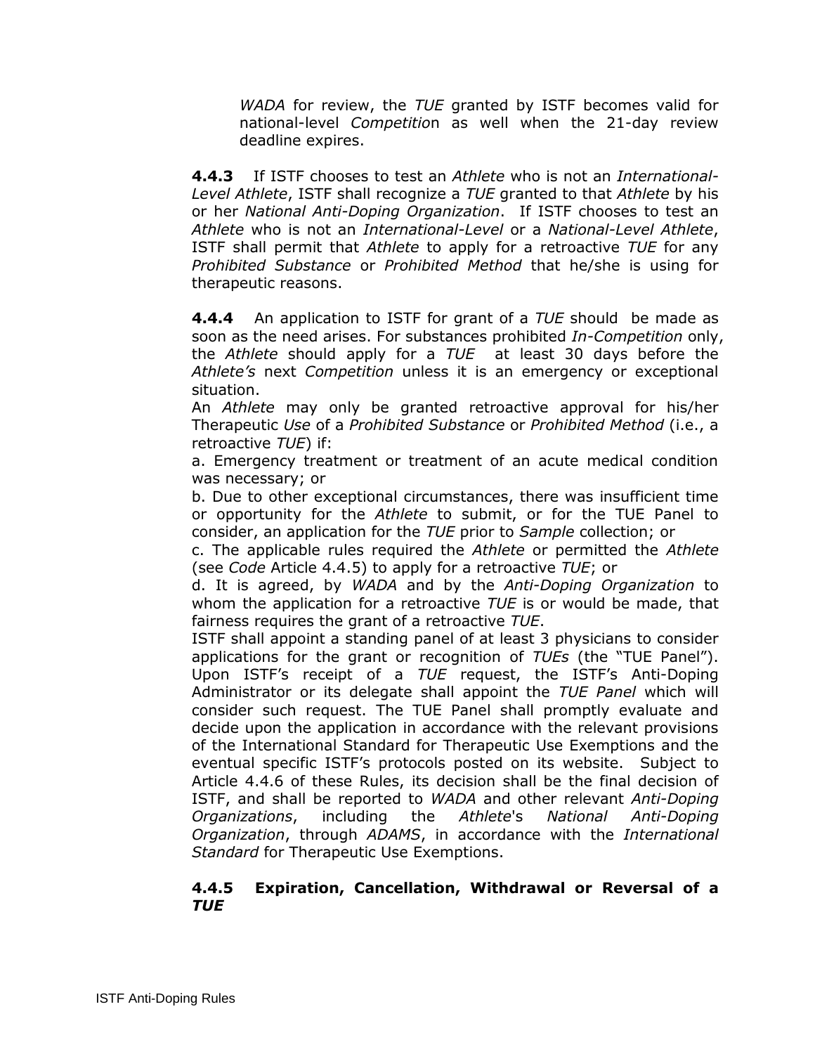*WADA* for review, the *TUE* granted by ISTF becomes valid for national-level *Competitio*n as well when the 21-day review deadline expires.

**4.4.3** If ISTF chooses to test an *Athlete* who is not an *International-Level Athlete*, ISTF shall recognize a *TUE* granted to that *Athlete* by his or her *National Anti-Doping Organization*. If ISTF chooses to test an *Athlete* who is not an *International-Level* or a *National-Level Athlete*, ISTF shall permit that *Athlete* to apply for a retroactive *TUE* for any *Prohibited Substance* or *Prohibited Method* that he/she is using for therapeutic reasons.

**4.4.4** An application to ISTF for grant of a *TUE* should be made as soon as the need arises. For substances prohibited *In-Competition* only, the *Athlete* should apply for a *TUE* at least 30 days before the *Athlete's* next *Competition* unless it is an emergency or exceptional situation.

An *Athlete* may only be granted retroactive approval for his/her Therapeutic *Use* of a *Prohibited Substance* or *Prohibited Method* (i.e., a retroactive *TUE*) if:

a. Emergency treatment or treatment of an acute medical condition was necessary; or

b. Due to other exceptional circumstances, there was insufficient time or opportunity for the *Athlete* to submit, or for the TUE Panel to consider, an application for the *TUE* prior to *Sample* collection; or

c. The applicable rules required the *Athlete* or permitted the *Athlete* (see *Code* Article 4.4.5) to apply for a retroactive *TUE*; or

d. It is agreed, by *WADA* and by the *Anti-Doping Organization* to whom the application for a retroactive *TUE* is or would be made, that fairness requires the grant of a retroactive *TUE*.

ISTF shall appoint a standing panel of at least 3 physicians to consider applications for the grant or recognition of *TUEs* (the "TUE Panel"). Upon ISTF's receipt of a *TUE* request, the ISTF's Anti-Doping Administrator or its delegate shall appoint the *TUE Panel* which will consider such request. The TUE Panel shall promptly evaluate and decide upon the application in accordance with the relevant provisions of the International Standard for Therapeutic Use Exemptions and the eventual specific ISTF's protocols posted on its website. Subject to Article 4.4.6 of these Rules, its decision shall be the final decision of ISTF, and shall be reported to *WADA* and other relevant *Anti-Doping Organizations*, including the *Athlete*'s *National Anti-Doping Organization*, through *ADAMS*, in accordance with the *International Standard* for Therapeutic Use Exemptions.

**4.4.5 Expiration, Cancellation, Withdrawal or Reversal of a *TUE***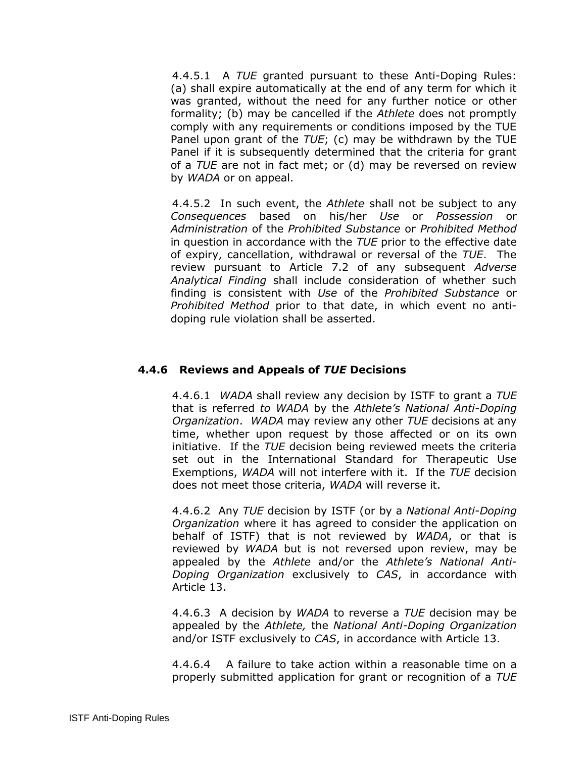4.4.5.1 A *TUE* granted pursuant to these Anti-Doping Rules: (a) shall expire automatically at the end of any term for which it was granted, without the need for any further notice or other formality; (b) may be cancelled if the *Athlete* does not promptly comply with any requirements or conditions imposed by the TUE Panel upon grant of the *TUE*; (c) may be withdrawn by the TUE Panel if it is subsequently determined that the criteria for grant of a *TUE* are not in fact met; or (d) may be reversed on review by *WADA* or on appeal.

4.4.5.2 In such event, the *Athlete* shall not be subject to any *Consequences* based on his/her *Use* or *Possession* or *Administration* of the *Prohibited Substance* or *Prohibited Method* in question in accordance with the *TUE* prior to the effective date of expiry, cancellation, withdrawal or reversal of the *TUE*. The review pursuant to Article 7.2 of any subsequent *Adverse Analytical Finding* shall include consideration of whether such finding is consistent with *Use* of the *Prohibited Substance* or *Prohibited Method* prior to that date, in which event no anti-doping rule violation shall be asserted.

### 4.4.6 Reviews and Appeals of *TUE* Decisions

4.4.6.1 *WADA* shall review any decision by ISTF to grant a *TUE* that is referred *to WADA* by the *Athlete's National Anti-Doping Organization*. *WADA* may review any other *TUE* decisions at any time, whether upon request by those affected or on its own initiative. If the *TUE* decision being reviewed meets the criteria set out in the International Standard for Therapeutic Use Exemptions, *WADA* will not interfere with it. If the *TUE* decision does not meet those criteria, *WADA* will reverse it.

4.4.6.2 Any *TUE* decision by ISTF (or by a *National Anti-Doping Organization* where it has agreed to consider the application on behalf of ISTF) that is not reviewed by *WADA*, or that is reviewed by *WADA* but is not reversed upon review, may be appealed by the *Athlete* and/or the *Athlete's National Anti-Doping Organization* exclusively to *CAS*, in accordance with Article 13.

4.4.6.3 A decision by *WADA* to reverse a *TUE* decision may be appealed by the *Athlete,* the *National Anti-Doping Organization* and/or ISTF exclusively to *CAS*, in accordance with Article 13.

4.4.6.4 A failure to take action within a reasonable time on a properly submitted application for grant or recognition of a *TUE*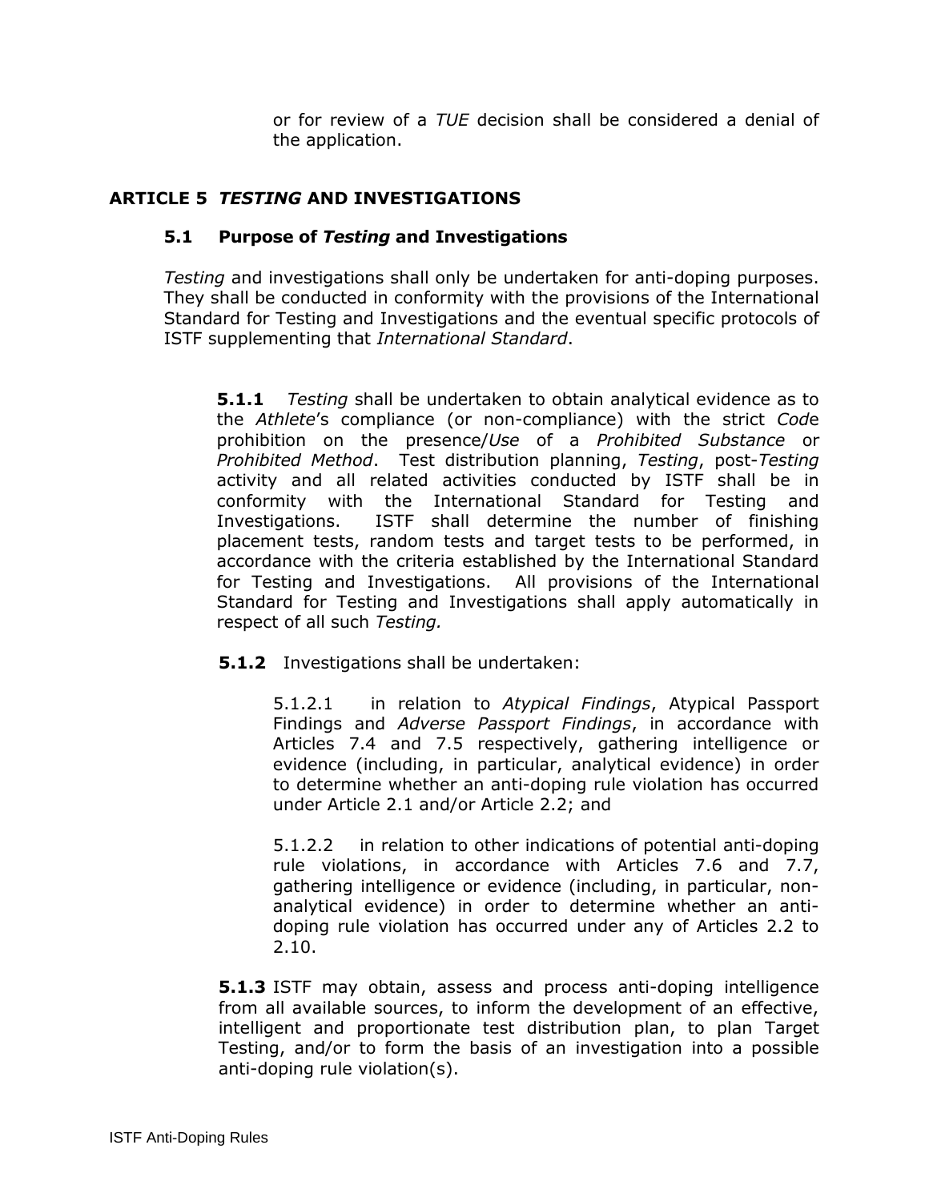or for review of a *TUE* decision shall be considered a denial of the application.

## ARTICLE 5 *TESTING* AND INVESTIGATIONS

### 5.1 Purpose of *Testing* and Investigations

*Testing* and investigations shall only be undertaken for anti-doping purposes. They shall be conducted in conformity with the provisions of the International Standard for Testing and Investigations and the eventual specific protocols of ISTF supplementing that *International Standard*.

**5.1.1** *Testing* shall be undertaken to obtain analytical evidence as to the *Athlete*'s compliance (or non-compliance) with the strict *Code* prohibition on the presence/*Use* of a *Prohibited Substance* or *Prohibited Method*. Test distribution planning, *Testing*, post-*Testing* activity and all related activities conducted by ISTF shall be in conformity with the International Standard for Testing and Investigations. ISTF shall determine the number of finishing placement tests, random tests and target tests to be performed, in accordance with the criteria established by the International Standard for Testing and Investigations. All provisions of the International Standard for Testing and Investigations shall apply automatically in respect of all such *Testing.*

**5.1.2** Investigations shall be undertaken:

5.1.2.1 in relation to *Atypical Findings*, Atypical Passport Findings and *Adverse Passport Findings*, in accordance with Articles 7.4 and 7.5 respectively, gathering intelligence or evidence (including, in particular, analytical evidence) in order to determine whether an anti-doping rule violation has occurred under Article 2.1 and/or Article 2.2; and

5.1.2.2 in relation to other indications of potential anti-doping rule violations, in accordance with Articles 7.6 and 7.7, gathering intelligence or evidence (including, in particular, non-analytical evidence) in order to determine whether an anti-doping rule violation has occurred under any of Articles 2.2 to 2.10.

**5.1.3** ISTF may obtain, assess and process anti-doping intelligence from all available sources, to inform the development of an effective, intelligent and proportionate test distribution plan, to plan Target Testing, and/or to form the basis of an investigation into a possible anti-doping rule violation(s).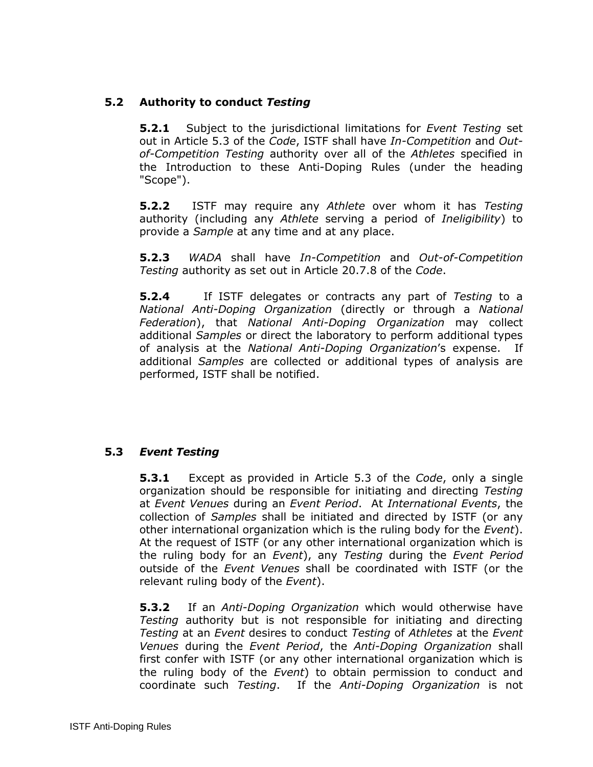### 5.2 Authority to conduct *Testing*

**5.2.1** Subject to the jurisdictional limitations for *Event Testing* set out in Article 5.3 of the *Code*, ISTF shall have *In-Competition* and *Out-of-Competition Testing* authority over all of the *Athletes* specified in the Introduction to these Anti-Doping Rules (under the heading "Scope").

**5.2.2** ISTF may require any *Athlete* over whom it has *Testing* authority (including any *Athlete* serving a period of *Ineligibility*) to provide a *Sample* at any time and at any place.

**5.2.3** *WADA* shall have *In-Competition* and *Out-of-Competition Testing* authority as set out in Article 20.7.8 of the *Code*.

**5.2.4** If ISTF delegates or contracts any part of *Testing* to a *National Anti-Doping Organization* (directly or through a *National Federation*), that *National Anti-Doping Organization* may collect additional *Samples* or direct the laboratory to perform additional types of analysis at the *National Anti-Doping Organization*'s expense. If additional *Samples* are collected or additional types of analysis are performed, ISTF shall be notified.

### 5.3 *Event Testing*

**5.3.1** Except as provided in Article 5.3 of the *Code*, only a single organization should be responsible for initiating and directing *Testing* at *Event Venues* during an *Event Period*. At *International Events*, the collection of *Samples* shall be initiated and directed by ISTF (or any other international organization which is the ruling body for the *Event*). At the request of ISTF (or any other international organization which is the ruling body for an *Event*), any *Testing* during the *Event Period* outside of the *Event Venues* shall be coordinated with ISTF (or the relevant ruling body of the *Event*).

**5.3.2** If an *Anti-Doping Organization* which would otherwise have *Testing* authority but is not responsible for initiating and directing *Testing* at an *Event* desires to conduct *Testing* of *Athletes* at the *Event Venues* during the *Event Period*, the *Anti-Doping Organization* shall first confer with ISTF (or any other international organization which is the ruling body of the *Event*) to obtain permission to conduct and coordinate such *Testing*. If the *Anti-Doping Organization* is not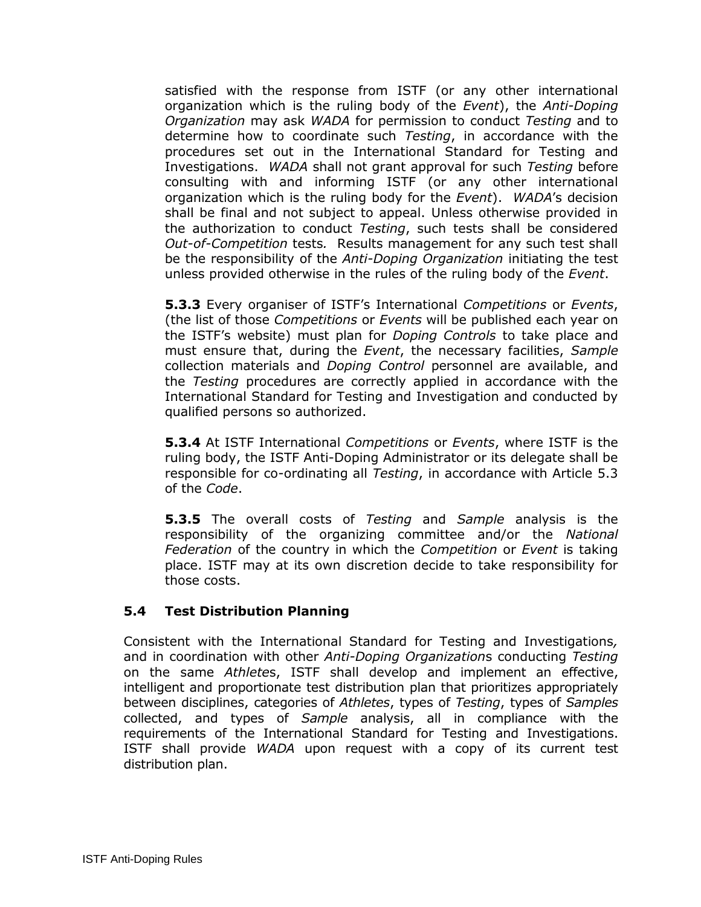satisfied with the response from ISTF (or any other international organization which is the ruling body of the *Event*), the *Anti-Doping Organization* may ask *WADA* for permission to conduct *Testing* and to determine how to coordinate such *Testing*, in accordance with the procedures set out in the International Standard for Testing and Investigations. *WADA* shall not grant approval for such *Testing* before consulting with and informing ISTF (or any other international organization which is the ruling body for the *Event*). *WADA*'s decision shall be final and not subject to appeal. Unless otherwise provided in the authorization to conduct *Testing*, such tests shall be considered *Out-of-Competition* tests. Results management for any such test shall be the responsibility of the *Anti-Doping Organization* initiating the test unless provided otherwise in the rules of the ruling body of the *Event*.

**5.3.3** Every organiser of ISTF's International *Competitions* or *Events*, (the list of those *Competitions* or *Events* will be published each year on the ISTF's website) must plan for *Doping Controls* to take place and must ensure that, during the *Event*, the necessary facilities, *Sample* collection materials and *Doping Control* personnel are available, and the *Testing* procedures are correctly applied in accordance with the International Standard for Testing and Investigation and conducted by qualified persons so authorized.

**5.3.4** At ISTF International *Competitions* or *Events*, where ISTF is the ruling body, the ISTF Anti-Doping Administrator or its delegate shall be responsible for co-ordinating all *Testing*, in accordance with Article 5.3 of the *Code*.

**5.3.5** The overall costs of *Testing* and *Sample* analysis is the responsibility of the organizing committee and/or the *National Federation* of the country in which the *Competition* or *Event* is taking place. ISTF may at its own discretion decide to take responsibility for those costs.

### 5.4 Test Distribution Planning

Consistent with the International Standard for Testing and Investigations, and in coordination with other *Anti-Doping Organization*s conducting *Testing* on the same *Athlete*s, ISTF shall develop and implement an effective, intelligent and proportionate test distribution plan that prioritizes appropriately between disciplines, categories of *Athletes*, types of *Testing*, types of *Samples* collected, and types of *Sample* analysis, all in compliance with the requirements of the International Standard for Testing and Investigations. ISTF shall provide *WADA* upon request with a copy of its current test distribution plan.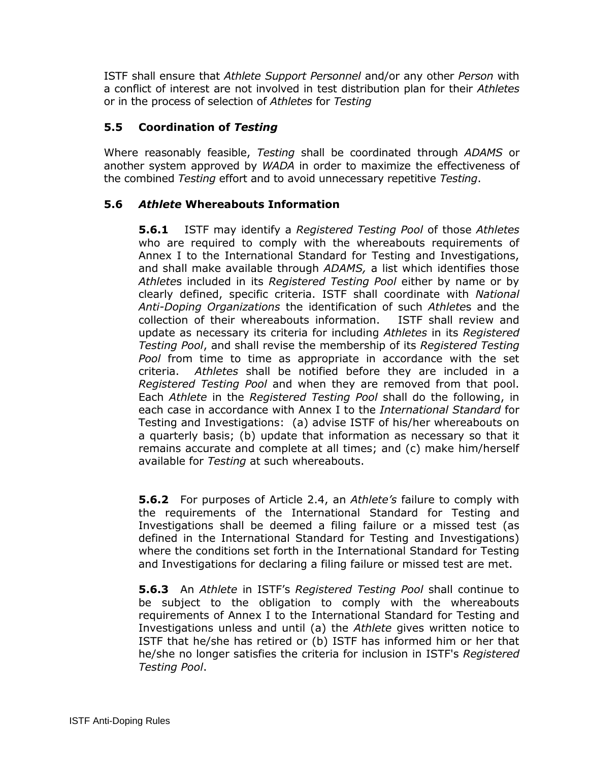ISTF shall ensure that *Athlete Support Personnel* and/or any other *Person* with a conflict of interest are not involved in test distribution plan for their *Athletes* or in the process of selection of *Athletes* for *Testing*

### 5.5 Coordination of *Testing*

Where reasonably feasible, *Testing* shall be coordinated through *ADAMS* or another system approved by *WADA* in order to maximize the effectiveness of the combined *Testing* effort and to avoid unnecessary repetitive *Testing*.

### 5.6 *Athlete* Whereabouts Information

**5.6.1** ISTF may identify a *Registered Testing Pool* of those *Athletes* who are required to comply with the whereabouts requirements of Annex I to the International Standard for Testing and Investigations, and shall make available through *ADAMS,* a list which identifies those *Athlete*s included in its *Registered Testing Pool* either by name or by clearly defined, specific criteria. ISTF shall coordinate with *National Anti-Doping Organizations* the identification of such *Athlete*s and the collection of their whereabouts information. ISTF shall review and update as necessary its criteria for including *Athletes* in its *Registered Testing Pool*, and shall revise the membership of its *Registered Testing Pool* from time to time as appropriate in accordance with the set criteria. *Athletes* shall be notified before they are included in a *Registered Testing Pool* and when they are removed from that pool. Each *Athlete* in the *Registered Testing Pool* shall do the following, in each case in accordance with Annex I to the *International Standard* for Testing and Investigations: (a) advise ISTF of his/her whereabouts on a quarterly basis; (b) update that information as necessary so that it remains accurate and complete at all times; and (c) make him/herself available for *Testing* at such whereabouts.

**5.6.2** For purposes of Article 2.4, an *Athlete's* failure to comply with the requirements of the International Standard for Testing and Investigations shall be deemed a filing failure or a missed test (as defined in the International Standard for Testing and Investigations) where the conditions set forth in the International Standard for Testing and Investigations for declaring a filing failure or missed test are met.

**5.6.3** An *Athlete* in ISTF's *Registered Testing Pool* shall continue to be subject to the obligation to comply with the whereabouts requirements of Annex I to the International Standard for Testing and Investigations unless and until (a) the *Athlete* gives written notice to ISTF that he/she has retired or (b) ISTF has informed him or her that he/she no longer satisfies the criteria for inclusion in ISTF's *Registered Testing Pool*.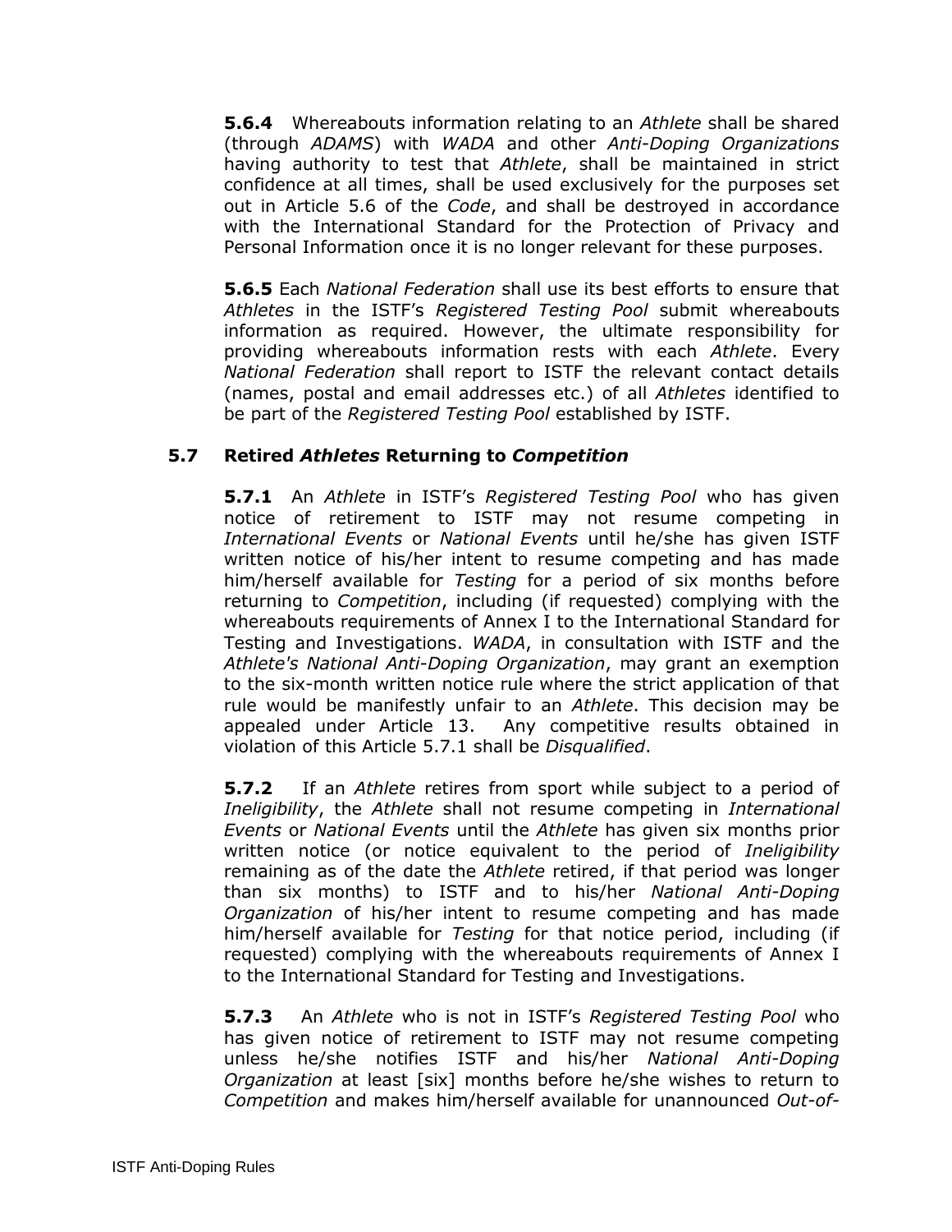**5.6.4** Whereabouts information relating to an *Athlete* shall be shared (through *ADAMS*) with *WADA* and other *Anti-Doping Organizations* having authority to test that *Athlete*, shall be maintained in strict confidence at all times, shall be used exclusively for the purposes set out in Article 5.6 of the *Code*, and shall be destroyed in accordance with the International Standard for the Protection of Privacy and Personal Information once it is no longer relevant for these purposes.

**5.6.5** Each *National Federation* shall use its best efforts to ensure that *Athletes* in the ISTF's *Registered Testing Pool* submit whereabouts information as required. However, the ultimate responsibility for providing whereabouts information rests with each *Athlete*. Every *National Federation* shall report to ISTF the relevant contact details (names, postal and email addresses etc.) of all *Athletes* identified to be part of the *Registered Testing Pool* established by ISTF.

### 5.7 Retired *Athletes* Returning to *Competition*

**5.7.1** An *Athlete* in ISTF's *Registered Testing Pool* who has given notice of retirement to ISTF may not resume competing in *International Events* or *National Events* until he/she has given ISTF written notice of his/her intent to resume competing and has made him/herself available for *Testing* for a period of six months before returning to *Competition*, including (if requested) complying with the whereabouts requirements of Annex I to the International Standard for Testing and Investigations. *WADA*, in consultation with ISTF and the *Athlete's National Anti-Doping Organization*, may grant an exemption to the six-month written notice rule where the strict application of that rule would be manifestly unfair to an *Athlete*. This decision may be appealed under Article 13. Any competitive results obtained in violation of this Article 5.7.1 shall be *Disqualified*.

**5.7.2** If an *Athlete* retires from sport while subject to a period of *Ineligibility*, the *Athlete* shall not resume competing in *International Events* or *National Events* until the *Athlete* has given six months prior written notice (or notice equivalent to the period of *Ineligibility* remaining as of the date the *Athlete* retired, if that period was longer than six months) to ISTF and to his/her *National Anti-Doping Organization* of his/her intent to resume competing and has made him/herself available for *Testing* for that notice period, including (if requested) complying with the whereabouts requirements of Annex I to the International Standard for Testing and Investigations.

**5.7.3** An *Athlete* who is not in ISTF's *Registered Testing Pool* who has given notice of retirement to ISTF may not resume competing unless he/she notifies ISTF and his/her *National Anti-Doping Organization* at least [six] months before he/she wishes to return to *Competition* and makes him/herself available for unannounced *Out-of-*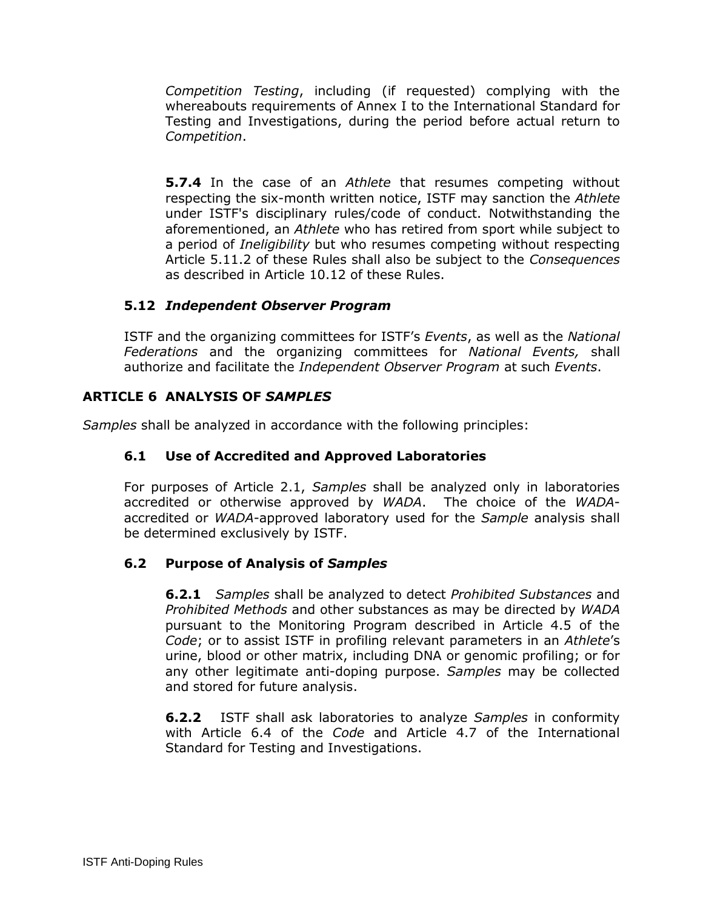*Competition Testing*, including (if requested) complying with the whereabouts requirements of Annex I to the International Standard for Testing and Investigations, during the period before actual return to *Competition*.

**5.7.4** In the case of an *Athlete* that resumes competing without respecting the six-month written notice, ISTF may sanction the *Athlete* under ISTF's disciplinary rules/code of conduct. Notwithstanding the aforementioned, an *Athlete* who has retired from sport while subject to a period of *Ineligibility* but who resumes competing without respecting Article 5.11.2 of these Rules shall also be subject to the *Consequences* as described in Article 10.12 of these Rules.

### 5.12 *Independent Observer Program*

ISTF and the organizing committees for ISTF's *Events*, as well as the *National Federations* and the organizing committees for *National Events,* shall authorize and facilitate the *Independent Observer Program* at such *Events*.

## ARTICLE 6 ANALYSIS OF *SAMPLES*

*Samples* shall be analyzed in accordance with the following principles:

### 6.1 Use of Accredited and Approved Laboratories

For purposes of Article 2.1, *Samples* shall be analyzed only in laboratories accredited or otherwise approved by *WADA*. The choice of the *WADA*-accredited or *WADA*-approved laboratory used for the *Sample* analysis shall be determined exclusively by ISTF.

### 6.2 Purpose of Analysis of *Samples*

**6.2.1** *Samples* shall be analyzed to detect *Prohibited Substances* and *Prohibited Methods* and other substances as may be directed by *WADA* pursuant to the Monitoring Program described in Article 4.5 of the *Code*; or to assist ISTF in profiling relevant parameters in an *Athlete*'s urine, blood or other matrix, including DNA or genomic profiling; or for any other legitimate anti-doping purpose. *Samples* may be collected and stored for future analysis.

**6.2.2** ISTF shall ask laboratories to analyze *Samples* in conformity with Article 6.4 of the *Code* and Article 4.7 of the International Standard for Testing and Investigations.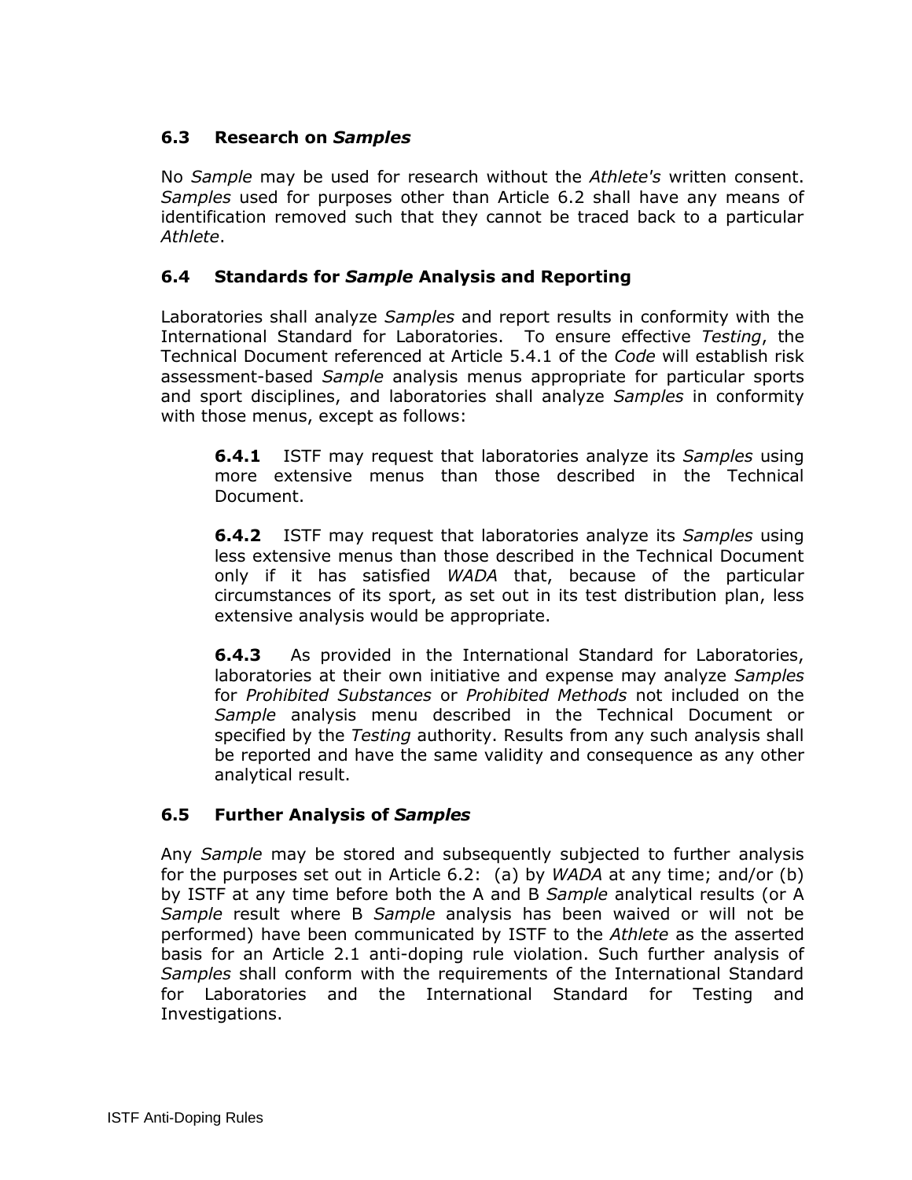### 6.3 Research on *Samples*

No *Sample* may be used for research without the *Athlete's* written consent. *Samples* used for purposes other than Article 6.2 shall have any means of identification removed such that they cannot be traced back to a particular *Athlete*.

### 6.4 Standards for *Sample* Analysis and Reporting

Laboratories shall analyze *Samples* and report results in conformity with the International Standard for Laboratories. To ensure effective *Testing*, the Technical Document referenced at Article 5.4.1 of the *Code* will establish risk assessment-based *Sample* analysis menus appropriate for particular sports and sport disciplines, and laboratories shall analyze *Samples* in conformity with those menus, except as follows:

**6.4.1** ISTF may request that laboratories analyze its *Samples* using more extensive menus than those described in the Technical Document.

**6.4.2** ISTF may request that laboratories analyze its *Samples* using less extensive menus than those described in the Technical Document only if it has satisfied *WADA* that, because of the particular circumstances of its sport, as set out in its test distribution plan, less extensive analysis would be appropriate.

**6.4.3** As provided in the International Standard for Laboratories, laboratories at their own initiative and expense may analyze *Samples* for *Prohibited Substances* or *Prohibited Methods* not included on the *Sample* analysis menu described in the Technical Document or specified by the *Testing* authority. Results from any such analysis shall be reported and have the same validity and consequence as any other analytical result.

### 6.5 Further Analysis of *Samples*

Any *Sample* may be stored and subsequently subjected to further analysis for the purposes set out in Article 6.2: (a) by *WADA* at any time; and/or (b) by ISTF at any time before both the A and B *Sample* analytical results (or A *Sample* result where B *Sample* analysis has been waived or will not be performed) have been communicated by ISTF to the *Athlete* as the asserted basis for an Article 2.1 anti-doping rule violation. Such further analysis of *Samples* shall conform with the requirements of the International Standard for Laboratories and the International Standard for Testing and Investigations.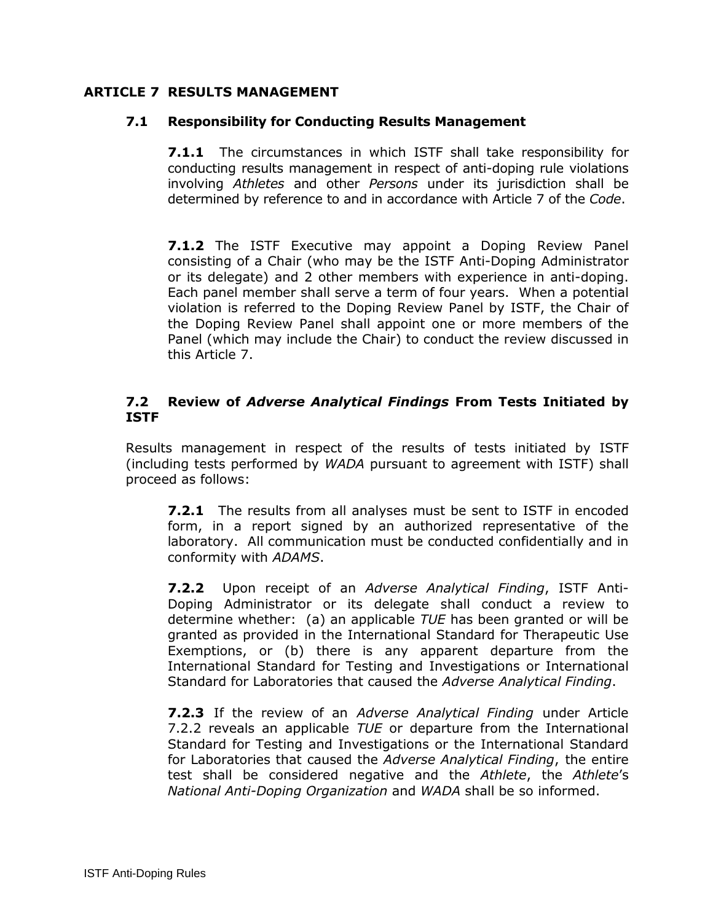## ARTICLE 7 RESULTS MANAGEMENT

### 7.1 Responsibility for Conducting Results Management

**7.1.1** The circumstances in which ISTF shall take responsibility for conducting results management in respect of anti-doping rule violations involving *Athletes* and other *Persons* under its jurisdiction shall be determined by reference to and in accordance with Article 7 of the *Code*.

**7.1.2** The ISTF Executive may appoint a Doping Review Panel consisting of a Chair (who may be the ISTF Anti-Doping Administrator or its delegate) and 2 other members with experience in anti-doping. Each panel member shall serve a term of four years. When a potential violation is referred to the Doping Review Panel by ISTF, the Chair of the Doping Review Panel shall appoint one or more members of the Panel (which may include the Chair) to conduct the review discussed in this Article 7.

### 7.2 Review of *Adverse Analytical Findings* From Tests Initiated by ISTF

Results management in respect of the results of tests initiated by ISTF (including tests performed by *WADA* pursuant to agreement with ISTF) shall proceed as follows:

**7.2.1** The results from all analyses must be sent to ISTF in encoded form, in a report signed by an authorized representative of the laboratory. All communication must be conducted confidentially and in conformity with *ADAMS*.

**7.2.2** Upon receipt of an *Adverse Analytical Finding*, ISTF Anti-Doping Administrator or its delegate shall conduct a review to determine whether: (a) an applicable *TUE* has been granted or will be granted as provided in the International Standard for Therapeutic Use Exemptions, or (b) there is any apparent departure from the International Standard for Testing and Investigations or International Standard for Laboratories that caused the *Adverse Analytical Finding*.

**7.2.3** If the review of an *Adverse Analytical Finding* under Article 7.2.2 reveals an applicable *TUE* or departure from the International Standard for Testing and Investigations or the International Standard for Laboratories that caused the *Adverse Analytical Finding*, the entire test shall be considered negative and the *Athlete*, the *Athlete*'s *National Anti-Doping Organization* and *WADA* shall be so informed.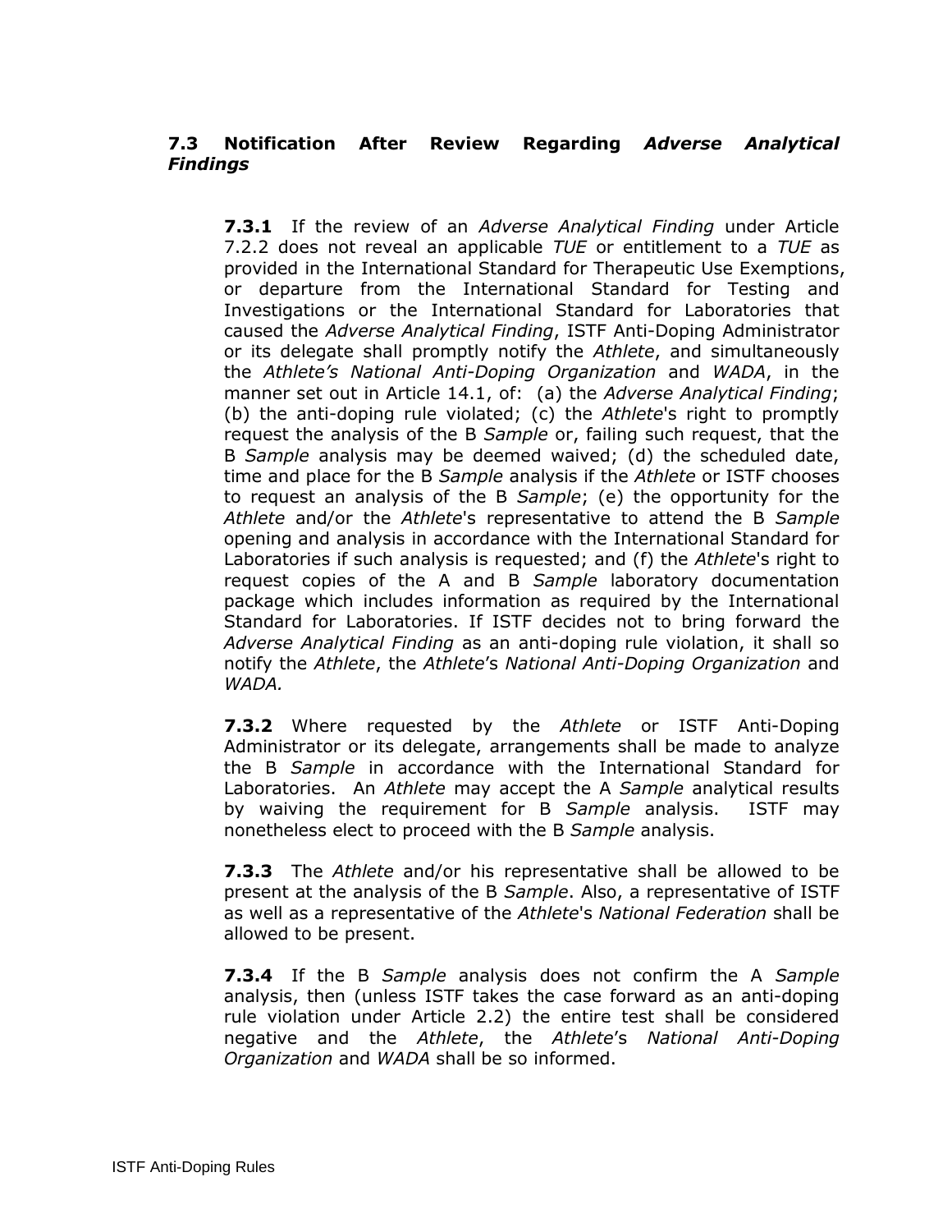### 7.3 Notification After Review Regarding *Adverse Analytical Findings*

**7.3.1** If the review of an *Adverse Analytical Finding* under Article 7.2.2 does not reveal an applicable *TUE* or entitlement to a *TUE* as provided in the International Standard for Therapeutic Use Exemptions, or departure from the International Standard for Testing and Investigations or the International Standard for Laboratories that caused the *Adverse Analytical Finding*, ISTF Anti-Doping Administrator or its delegate shall promptly notify the *Athlete*, and simultaneously the *Athlete's National Anti-Doping Organization* and *WADA*, in the manner set out in Article 14.1, of: (a) the *Adverse Analytical Finding*; (b) the anti-doping rule violated; (c) the *Athlete*'s right to promptly request the analysis of the B *Sample* or, failing such request, that the B *Sample* analysis may be deemed waived; (d) the scheduled date, time and place for the B *Sample* analysis if the *Athlete* or ISTF chooses to request an analysis of the B *Sample*; (e) the opportunity for the *Athlete* and/or the *Athlete*'s representative to attend the B *Sample* opening and analysis in accordance with the International Standard for Laboratories if such analysis is requested; and (f) the *Athlete*'s right to request copies of the A and B *Sample* laboratory documentation package which includes information as required by the International Standard for Laboratories. If ISTF decides not to bring forward the *Adverse Analytical Finding* as an anti-doping rule violation, it shall so notify the *Athlete*, the *Athlete*'s *National Anti-Doping Organization* and *WADA.*

**7.3.2** Where requested by the *Athlete* or ISTF Anti-Doping Administrator or its delegate, arrangements shall be made to analyze the B *Sample* in accordance with the International Standard for Laboratories. An *Athlete* may accept the A *Sample* analytical results by waiving the requirement for B *Sample* analysis. ISTF may nonetheless elect to proceed with the B *Sample* analysis.

**7.3.3** The *Athlete* and/or his representative shall be allowed to be present at the analysis of the B *Sample*. Also, a representative of ISTF as well as a representative of the *Athlete*'s *National Federation* shall be allowed to be present.

**7.3.4** If the B *Sample* analysis does not confirm the A *Sample* analysis, then (unless ISTF takes the case forward as an anti-doping rule violation under Article 2.2) the entire test shall be considered negative and the *Athlete*, the *Athlete*'s *National Anti-Doping Organization* and *WADA* shall be so informed.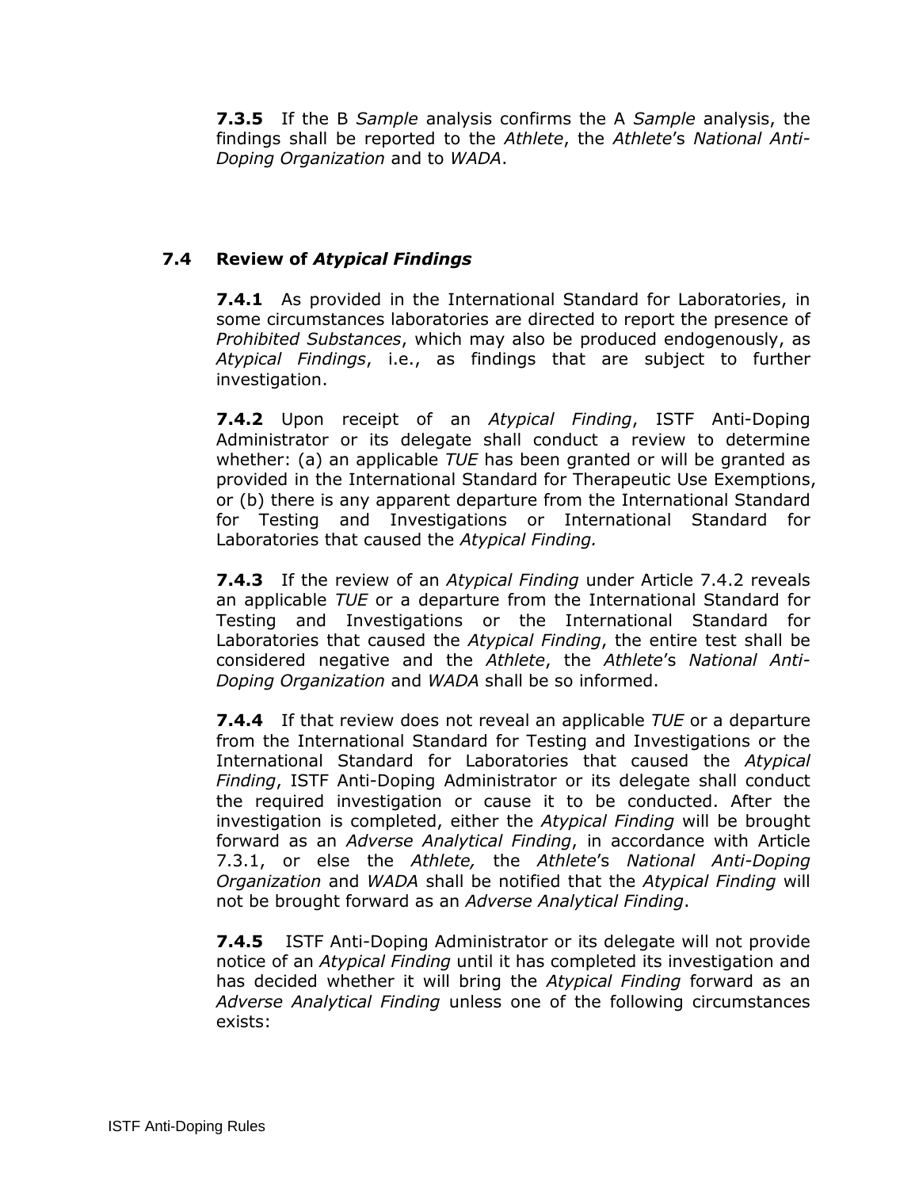**7.3.5** If the B *Sample* analysis confirms the A *Sample* analysis, the findings shall be reported to the *Athlete*, the *Athlete*'s *National Anti-Doping Organization* and to *WADA*.

### 7.4 Review of *Atypical Findings*

**7.4.1** As provided in the International Standard for Laboratories, in some circumstances laboratories are directed to report the presence of *Prohibited Substances*, which may also be produced endogenously, as *Atypical Findings*, i.e., as findings that are subject to further investigation.

**7.4.2** Upon receipt of an *Atypical Finding*, ISTF Anti-Doping Administrator or its delegate shall conduct a review to determine whether: (a) an applicable *TUE* has been granted or will be granted as provided in the International Standard for Therapeutic Use Exemptions, or (b) there is any apparent departure from the International Standard for Testing and Investigations or International Standard for Laboratories that caused the *Atypical Finding.*

**7.4.3** If the review of an *Atypical Finding* under Article 7.4.2 reveals an applicable *TUE* or a departure from the International Standard for Testing and Investigations or the International Standard for Laboratories that caused the *Atypical Finding*, the entire test shall be considered negative and the *Athlete*, the *Athlete*'s *National Anti-Doping Organization* and *WADA* shall be so informed.

**7.4.4** If that review does not reveal an applicable *TUE* or a departure from the International Standard for Testing and Investigations or the International Standard for Laboratories that caused the *Atypical Finding*, ISTF Anti-Doping Administrator or its delegate shall conduct the required investigation or cause it to be conducted. After the investigation is completed, either the *Atypical Finding* will be brought forward as an *Adverse Analytical Finding*, in accordance with Article 7.3.1, or else the *Athlete,* the *Athlete*'s *National Anti-Doping Organization* and *WADA* shall be notified that the *Atypical Finding* will not be brought forward as an *Adverse Analytical Finding*.

**7.4.5** ISTF Anti-Doping Administrator or its delegate will not provide notice of an *Atypical Finding* until it has completed its investigation and has decided whether it will bring the *Atypical Finding* forward as an *Adverse Analytical Finding* unless one of the following circumstances exists: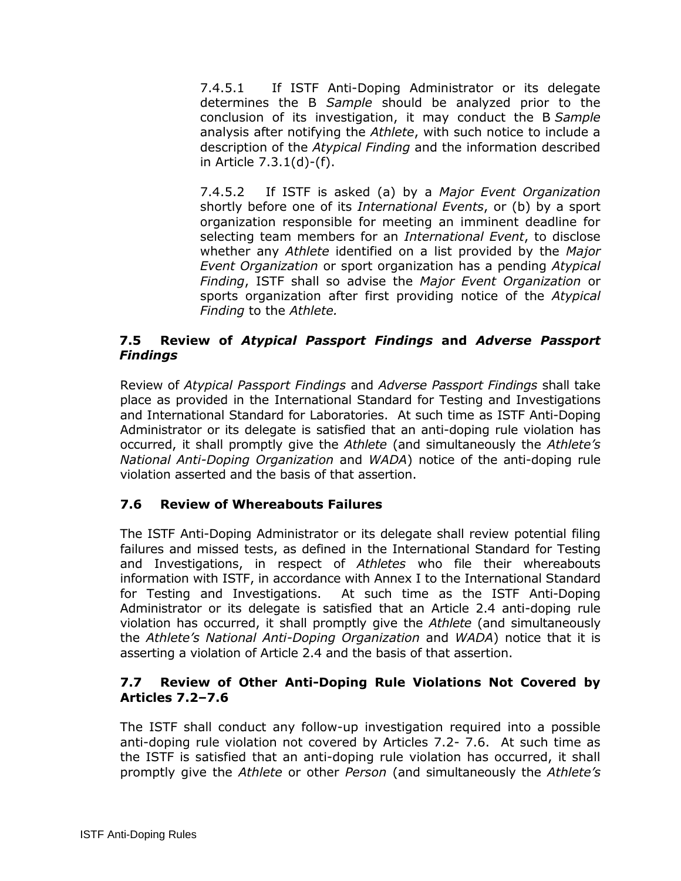7.4.5.1 If ISTF Anti-Doping Administrator or its delegate determines the B *Sample* should be analyzed prior to the conclusion of its investigation, it may conduct the B *Sample* analysis after notifying the *Athlete*, with such notice to include a description of the *Atypical Finding* and the information described in Article 7.3.1(d)-(f).

7.4.5.2 If ISTF is asked (a) by a *Major Event Organization* shortly before one of its *International Events*, or (b) by a sport organization responsible for meeting an imminent deadline for selecting team members for an *International Event*, to disclose whether any *Athlete* identified on a list provided by the *Major Event Organization* or sport organization has a pending *Atypical Finding*, ISTF shall so advise the *Major Event Organization* or sports organization after first providing notice of the *Atypical Finding* to the *Athlete.*

### 7.5 Review of *Atypical Passport Findings* and *Adverse Passport Findings*

Review of *Atypical Passport Findings* and *Adverse Passport Findings* shall take place as provided in the International Standard for Testing and Investigations and International Standard for Laboratories. At such time as ISTF Anti-Doping Administrator or its delegate is satisfied that an anti-doping rule violation has occurred, it shall promptly give the *Athlete* (and simultaneously the *Athlete's National Anti-Doping Organization* and *WADA*) notice of the anti-doping rule violation asserted and the basis of that assertion.

### 7.6 Review of Whereabouts Failures

The ISTF Anti-Doping Administrator or its delegate shall review potential filing failures and missed tests, as defined in the International Standard for Testing and Investigations, in respect of *Athletes* who file their whereabouts information with ISTF, in accordance with Annex I to the International Standard for Testing and Investigations. At such time as the ISTF Anti-Doping Administrator or its delegate is satisfied that an Article 2.4 anti-doping rule violation has occurred, it shall promptly give the *Athlete* (and simultaneously the *Athlete's National Anti-Doping Organization* and *WADA*) notice that it is asserting a violation of Article 2.4 and the basis of that assertion.

### 7.7 Review of Other Anti-Doping Rule Violations Not Covered by Articles 7.2–7.6

The ISTF shall conduct any follow-up investigation required into a possible anti-doping rule violation not covered by Articles 7.2- 7.6. At such time as the ISTF is satisfied that an anti-doping rule violation has occurred, it shall promptly give the *Athlete* or other *Person* (and simultaneously the *Athlete's*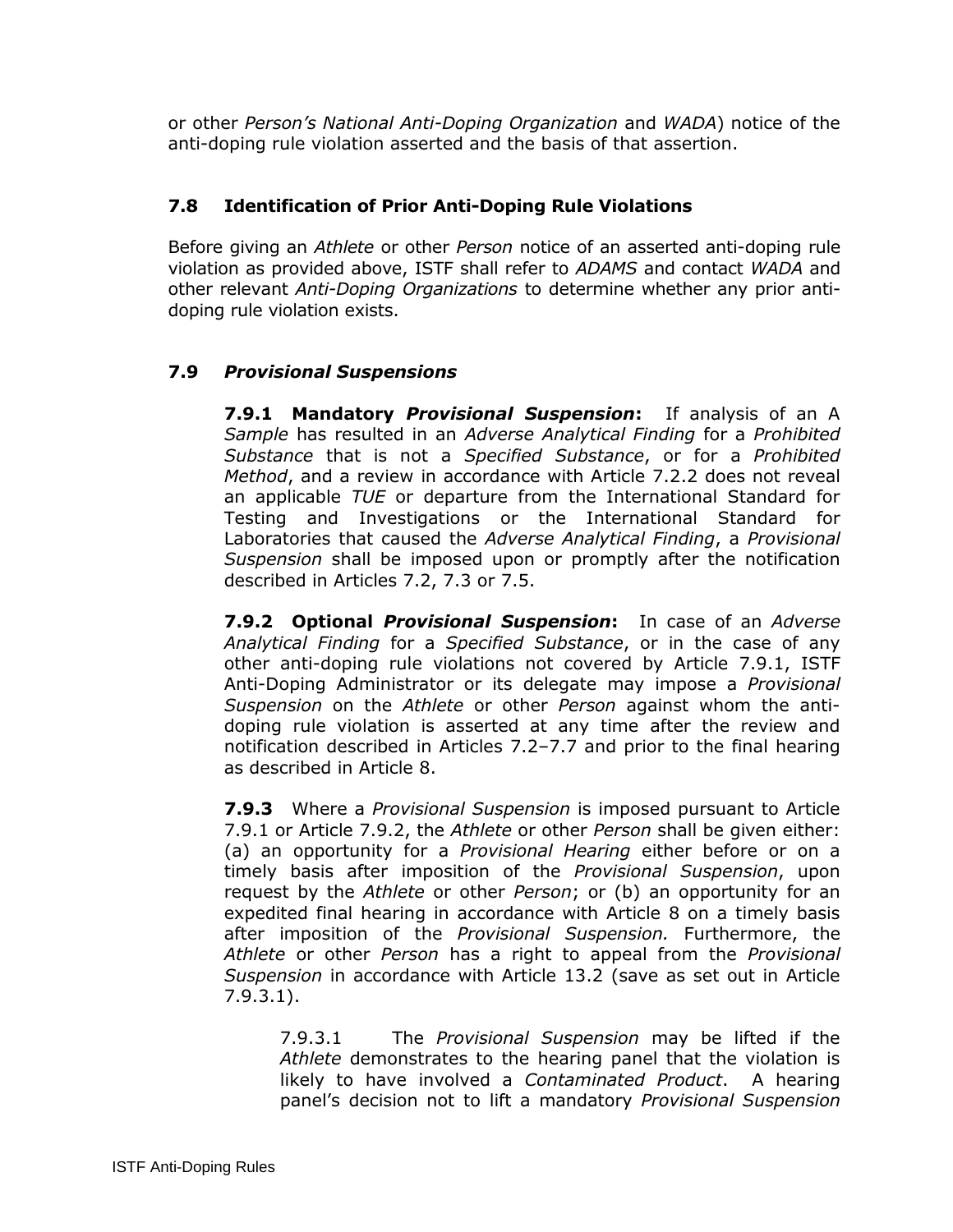or other *Person's National Anti-Doping Organization* and *WADA*) notice of the anti-doping rule violation asserted and the basis of that assertion.

### 7.8 Identification of Prior Anti-Doping Rule Violations

Before giving an *Athlete* or other *Person* notice of an asserted anti-doping rule violation as provided above, ISTF shall refer to *ADAMS* and contact *WADA* and other relevant *Anti-Doping Organizations* to determine whether any prior anti-doping rule violation exists.

### 7.9 *Provisional Suspensions*

**7.9.1 Mandatory *Provisional Suspension*:** If analysis of an A *Sample* has resulted in an *Adverse Analytical Finding* for a *Prohibited Substance* that is not a *Specified Substance*, or for a *Prohibited Method*, and a review in accordance with Article 7.2.2 does not reveal an applicable *TUE* or departure from the International Standard for Testing and Investigations or the International Standard for Laboratories that caused the *Adverse Analytical Finding*, a *Provisional Suspension* shall be imposed upon or promptly after the notification described in Articles 7.2, 7.3 or 7.5.

**7.9.2 Optional *Provisional Suspension*:** In case of an *Adverse Analytical Finding* for a *Specified Substance*, or in the case of any other anti-doping rule violations not covered by Article 7.9.1, ISTF Anti-Doping Administrator or its delegate may impose a *Provisional Suspension* on the *Athlete* or other *Person* against whom the anti-doping rule violation is asserted at any time after the review and notification described in Articles 7.2–7.7 and prior to the final hearing as described in Article 8.

**7.9.3** Where a *Provisional Suspension* is imposed pursuant to Article 7.9.1 or Article 7.9.2, the *Athlete* or other *Person* shall be given either: (a) an opportunity for a *Provisional Hearing* either before or on a timely basis after imposition of the *Provisional Suspension*, upon request by the *Athlete* or other *Person*; or (b) an opportunity for an expedited final hearing in accordance with Article 8 on a timely basis after imposition of the *Provisional Suspension.* Furthermore, the *Athlete* or other *Person* has a right to appeal from the *Provisional Suspension* in accordance with Article 13.2 (save as set out in Article 7.9.3.1).

7.9.3.1 The *Provisional Suspension* may be lifted if the *Athlete* demonstrates to the hearing panel that the violation is likely to have involved a *Contaminated Product*. A hearing panel's decision not to lift a mandatory *Provisional Suspension*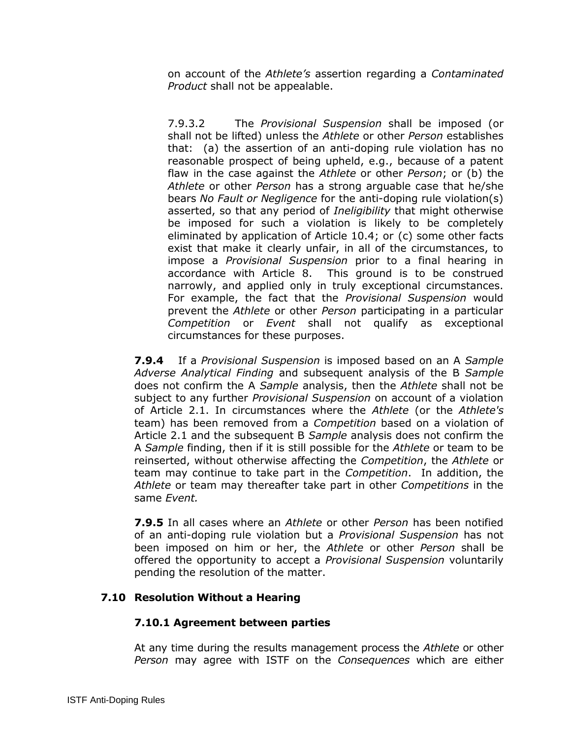on account of the *Athlete's* assertion regarding a *Contaminated Product* shall not be appealable.

7.9.3.2 The *Provisional Suspension* shall be imposed (or shall not be lifted) unless the *Athlete* or other *Person* establishes that: (a) the assertion of an anti-doping rule violation has no reasonable prospect of being upheld, e.g., because of a patent flaw in the case against the *Athlete* or other *Person*; or (b) the *Athlete* or other *Person* has a strong arguable case that he/she bears *No Fault or Negligence* for the anti-doping rule violation(s) asserted, so that any period of *Ineligibility* that might otherwise be imposed for such a violation is likely to be completely eliminated by application of Article 10.4; or (c) some other facts exist that make it clearly unfair, in all of the circumstances, to impose a *Provisional Suspension* prior to a final hearing in accordance with Article 8. This ground is to be construed narrowly, and applied only in truly exceptional circumstances. For example, the fact that the *Provisional Suspension* would prevent the *Athlete* or other *Person* participating in a particular *Competition* or *Event* shall not qualify as exceptional circumstances for these purposes.

**7.9.4** If a *Provisional Suspension* is imposed based on an A *Sample Adverse Analytical Finding* and subsequent analysis of the B *Sample* does not confirm the A *Sample* analysis, then the *Athlete* shall not be subject to any further *Provisional Suspension* on account of a violation of Article 2.1. In circumstances where the *Athlete* (or the *Athlete's* team) has been removed from a *Competition* based on a violation of Article 2.1 and the subsequent B *Sample* analysis does not confirm the A *Sample* finding, then if it is still possible for the *Athlete* or team to be reinserted, without otherwise affecting the *Competition*, the *Athlete* or team may continue to take part in the *Competition*. In addition, the *Athlete* or team may thereafter take part in other *Competitions* in the same *Event.*

**7.9.5** In all cases where an *Athlete* or other *Person* has been notified of an anti-doping rule violation but a *Provisional Suspension* has not been imposed on him or her, the *Athlete* or other *Person* shall be offered the opportunity to accept a *Provisional Suspension* voluntarily pending the resolution of the matter.

### 7.10 Resolution Without a Hearing

#### 7.10.1 Agreement between parties

At any time during the results management process the *Athlete* or other *Person* may agree with ISTF on the *Consequences* which are either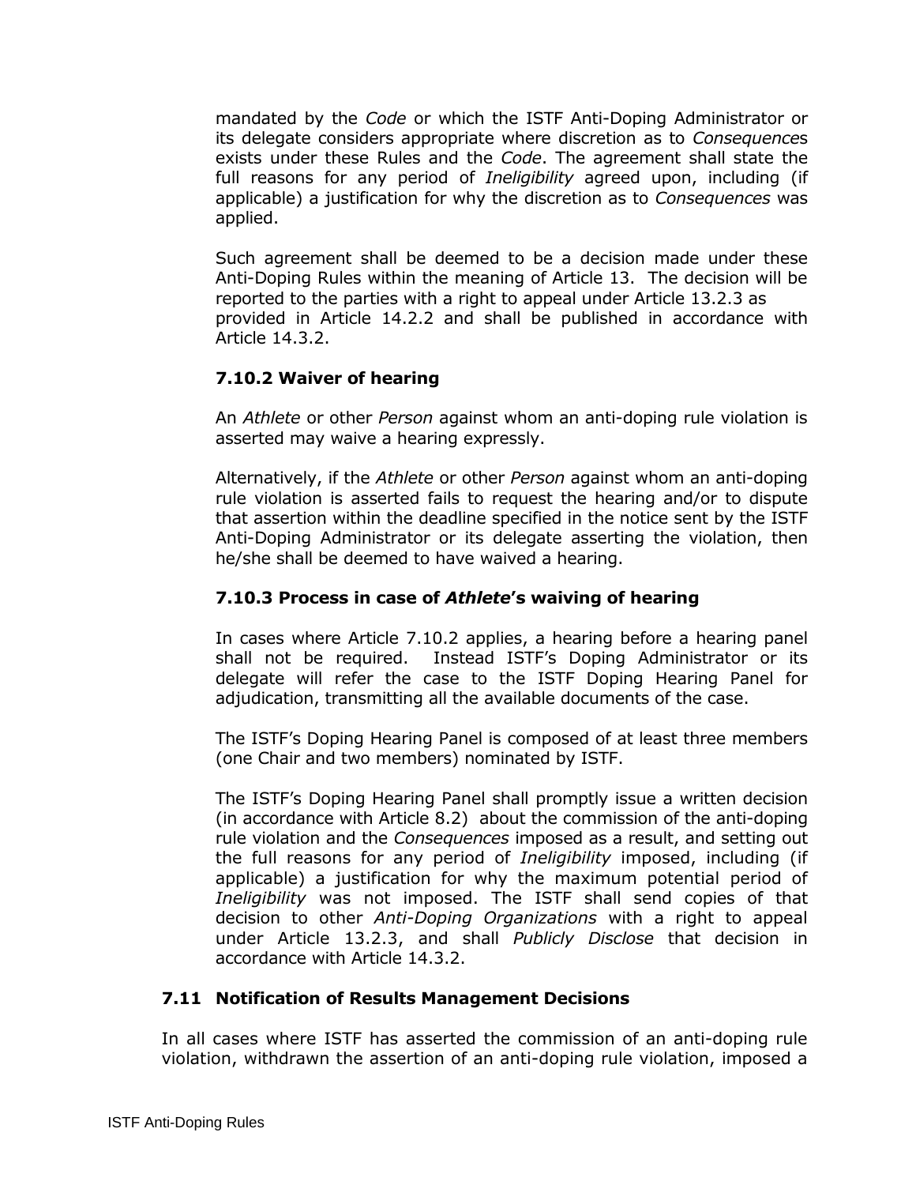mandated by the *Code* or which the ISTF Anti-Doping Administrator or its delegate considers appropriate where discretion as to *Consequence*s exists under these Rules and the *Code*. The agreement shall state the full reasons for any period of *Ineligibility* agreed upon, including (if applicable) a justification for why the discretion as to *Consequences* was applied.

Such agreement shall be deemed to be a decision made under these Anti-Doping Rules within the meaning of Article 13. The decision will be reported to the parties with a right to appeal under Article 13.2.3 as provided in Article 14.2.2 and shall be published in accordance with Article 14.3.2.

### 7.10.2 Waiver of hearing

An *Athlete* or other *Person* against whom an anti-doping rule violation is asserted may waive a hearing expressly.

Alternatively, if the *Athlete* or other *Person* against whom an anti-doping rule violation is asserted fails to request the hearing and/or to dispute that assertion within the deadline specified in the notice sent by the ISTF Anti-Doping Administrator or its delegate asserting the violation, then he/she shall be deemed to have waived a hearing.

### 7.10.3 Process in case of *Athlete*'s waiving of hearing

In cases where Article 7.10.2 applies, a hearing before a hearing panel shall not be required. Instead ISTF's Doping Administrator or its delegate will refer the case to the ISTF Doping Hearing Panel for adjudication, transmitting all the available documents of the case.

The ISTF's Doping Hearing Panel is composed of at least three members (one Chair and two members) nominated by ISTF.

The ISTF's Doping Hearing Panel shall promptly issue a written decision (in accordance with Article 8.2) about the commission of the anti-doping rule violation and the *Consequences* imposed as a result, and setting out the full reasons for any period of *Ineligibility* imposed, including (if applicable) a justification for why the maximum potential period of *Ineligibility* was not imposed. The ISTF shall send copies of that decision to other *Anti-Doping Organizations* with a right to appeal under Article 13.2.3, and shall *Publicly Disclose* that decision in accordance with Article 14.3.2.

## 7.11 Notification of Results Management Decisions

In all cases where ISTF has asserted the commission of an anti-doping rule violation, withdrawn the assertion of an anti-doping rule violation, imposed a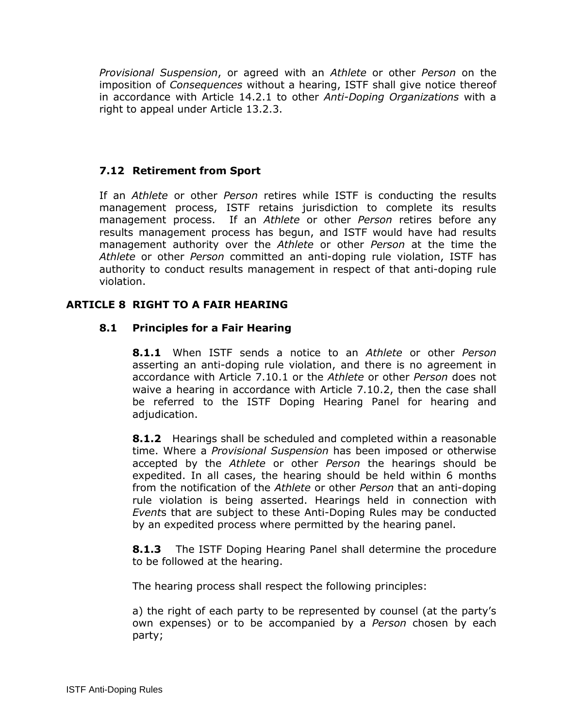*Provisional Suspension*, or agreed with an *Athlete* or other *Person* on the imposition of *Consequences* without a hearing, ISTF shall give notice thereof in accordance with Article 14.2.1 to other *Anti-Doping Organizations* with a right to appeal under Article 13.2.3.

### 7.12 Retirement from Sport

If an *Athlete* or other *Person* retires while ISTF is conducting the results management process, ISTF retains jurisdiction to complete its results management process. If an *Athlete* or other *Person* retires before any results management process has begun, and ISTF would have had results management authority over the *Athlete* or other *Person* at the time the *Athlete* or other *Person* committed an anti-doping rule violation, ISTF has authority to conduct results management in respect of that anti-doping rule violation.

## ARTICLE 8 RIGHT TO A FAIR HEARING

### 8.1 Principles for a Fair Hearing

**8.1.1** When ISTF sends a notice to an *Athlete* or other *Person* asserting an anti-doping rule violation, and there is no agreement in accordance with Article 7.10.1 or the *Athlete* or other *Person* does not waive a hearing in accordance with Article 7.10.2, then the case shall be referred to the ISTF Doping Hearing Panel for hearing and adjudication.

**8.1.2** Hearings shall be scheduled and completed within a reasonable time. Where a *Provisional Suspension* has been imposed or otherwise accepted by the *Athlete* or other *Person* the hearings should be expedited. In all cases, the hearing should be held within 6 months from the notification of the *Athlete* or other *Person* that an anti-doping rule violation is being asserted. Hearings held in connection with *Events* that are subject to these Anti-Doping Rules may be conducted by an expedited process where permitted by the hearing panel.

**8.1.3** The ISTF Doping Hearing Panel shall determine the procedure to be followed at the hearing.

The hearing process shall respect the following principles:

a) the right of each party to be represented by counsel (at the party's own expenses) or to be accompanied by a *Person* chosen by each party;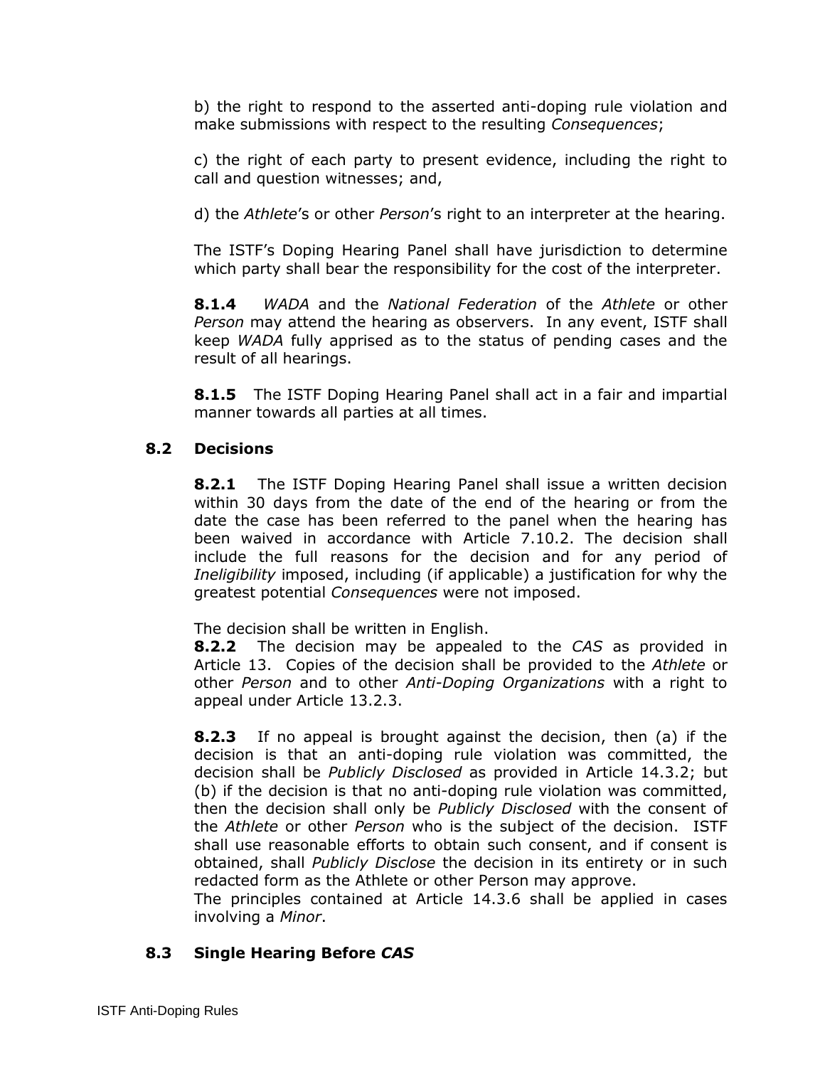b) the right to respond to the asserted anti-doping rule violation and make submissions with respect to the resulting *Consequences*;

c) the right of each party to present evidence, including the right to call and question witnesses; and,

d) the *Athlete*'s or other *Person*'s right to an interpreter at the hearing.

The ISTF's Doping Hearing Panel shall have jurisdiction to determine which party shall bear the responsibility for the cost of the interpreter.

**8.1.4** *WADA* and the *National Federation* of the *Athlete* or other *Person* may attend the hearing as observers. In any event, ISTF shall keep *WADA* fully apprised as to the status of pending cases and the result of all hearings.

**8.1.5** The ISTF Doping Hearing Panel shall act in a fair and impartial manner towards all parties at all times.

### 8.2 Decisions

**8.2.1** The ISTF Doping Hearing Panel shall issue a written decision within 30 days from the date of the end of the hearing or from the date the case has been referred to the panel when the hearing has been waived in accordance with Article 7.10.2. The decision shall include the full reasons for the decision and for any period of *Ineligibility* imposed, including (if applicable) a justification for why the greatest potential *Consequences* were not imposed.

The decision shall be written in English.

**8.2.2** The decision may be appealed to the *CAS* as provided in Article 13. Copies of the decision shall be provided to the *Athlete* or other *Person* and to other *Anti-Doping Organizations* with a right to appeal under Article 13.2.3.

**8.2.3** If no appeal is brought against the decision, then (a) if the decision is that an anti-doping rule violation was committed, the decision shall be *Publicly Disclosed* as provided in Article 14.3.2; but (b) if the decision is that no anti-doping rule violation was committed, then the decision shall only be *Publicly Disclosed* with the consent of the *Athlete* or other *Person* who is the subject of the decision. ISTF shall use reasonable efforts to obtain such consent, and if consent is obtained, shall *Publicly Disclose* the decision in its entirety or in such redacted form as the Athlete or other Person may approve.

The principles contained at Article 14.3.6 shall be applied in cases involving a *Minor*.

### 8.3 Single Hearing Before *CAS*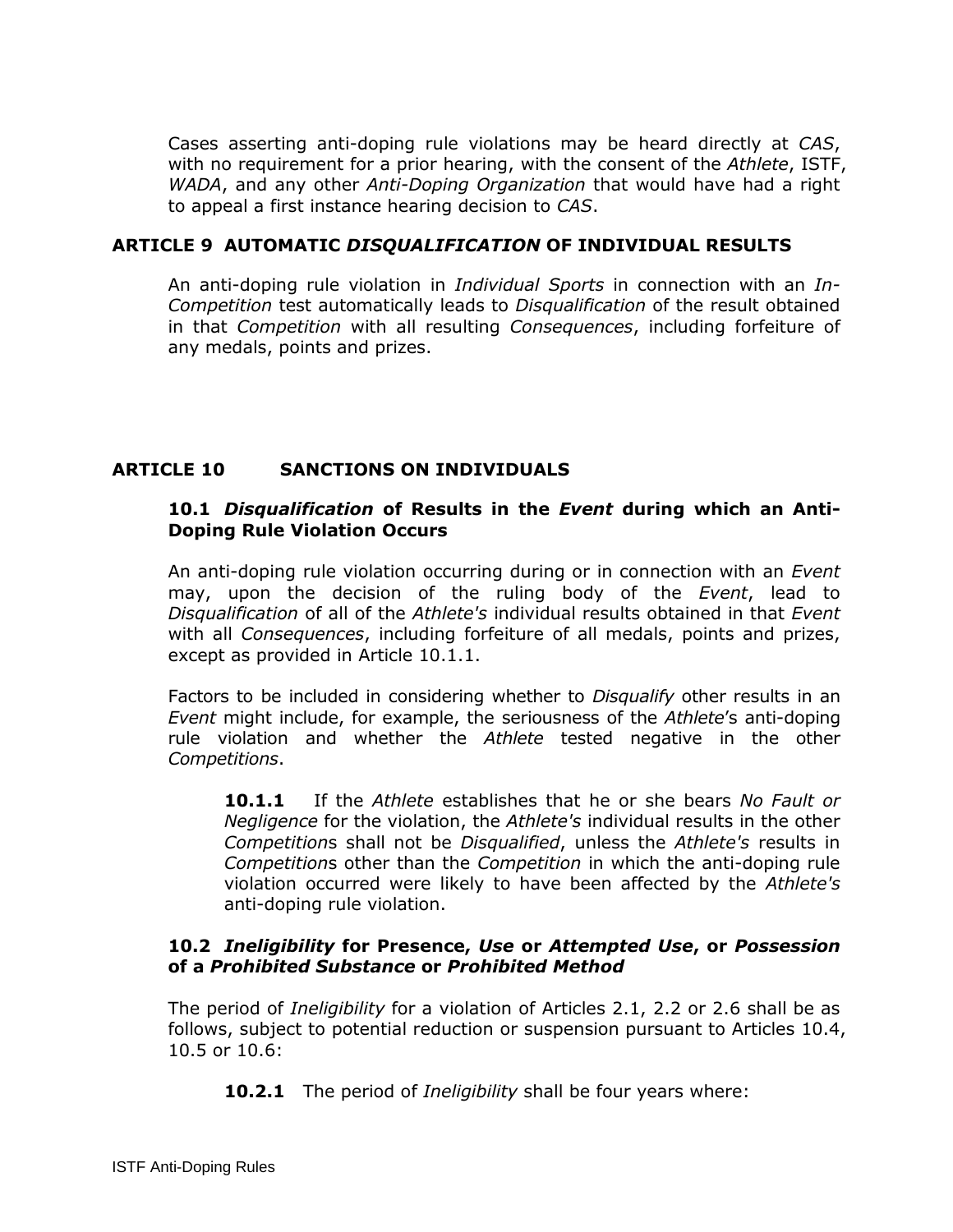Cases asserting anti-doping rule violations may be heard directly at *CAS*, with no requirement for a prior hearing, with the consent of the *Athlete*, ISTF, *WADA*, and any other *Anti-Doping Organization* that would have had a right to appeal a first instance hearing decision to *CAS*.

## ARTICLE 9 AUTOMATIC *DISQUALIFICATION* OF INDIVIDUAL RESULTS

An anti-doping rule violation in *Individual Sports* in connection with an *In-Competition* test automatically leads to *Disqualification* of the result obtained in that *Competition* with all resulting *Consequences*, including forfeiture of any medals, points and prizes.

## ARTICLE 10 SANCTIONS ON INDIVIDUALS

### 10.1 *Disqualification* of Results in the *Event* during which an Anti-Doping Rule Violation Occurs

An anti-doping rule violation occurring during or in connection with an *Event* may, upon the decision of the ruling body of the *Event*, lead to *Disqualification* of all of the *Athlete's* individual results obtained in that *Event* with all *Consequences*, including forfeiture of all medals, points and prizes, except as provided in Article 10.1.1.

Factors to be included in considering whether to *Disqualify* other results in an *Event* might include, for example, the seriousness of the *Athlete*'s anti-doping rule violation and whether the *Athlete* tested negative in the other *Competitions*.

**10.1.1** If the *Athlete* establishes that he or she bears *No Fault or Negligence* for the violation, the *Athlete's* individual results in the other *Competition*s shall not be *Disqualified*, unless the *Athlete's* results in *Competition*s other than the *Competition* in which the anti-doping rule violation occurred were likely to have been affected by the *Athlete's* anti-doping rule violation.

### 10.2 *Ineligibility* for Presence, *Use* or *Attempted Use*, or *Possession* of a *Prohibited Substance* or *Prohibited Method*

The period of *Ineligibility* for a violation of Articles 2.1, 2.2 or 2.6 shall be as follows, subject to potential reduction or suspension pursuant to Articles 10.4, 10.5 or 10.6:

**10.2.1** The period of *Ineligibility* shall be four years where: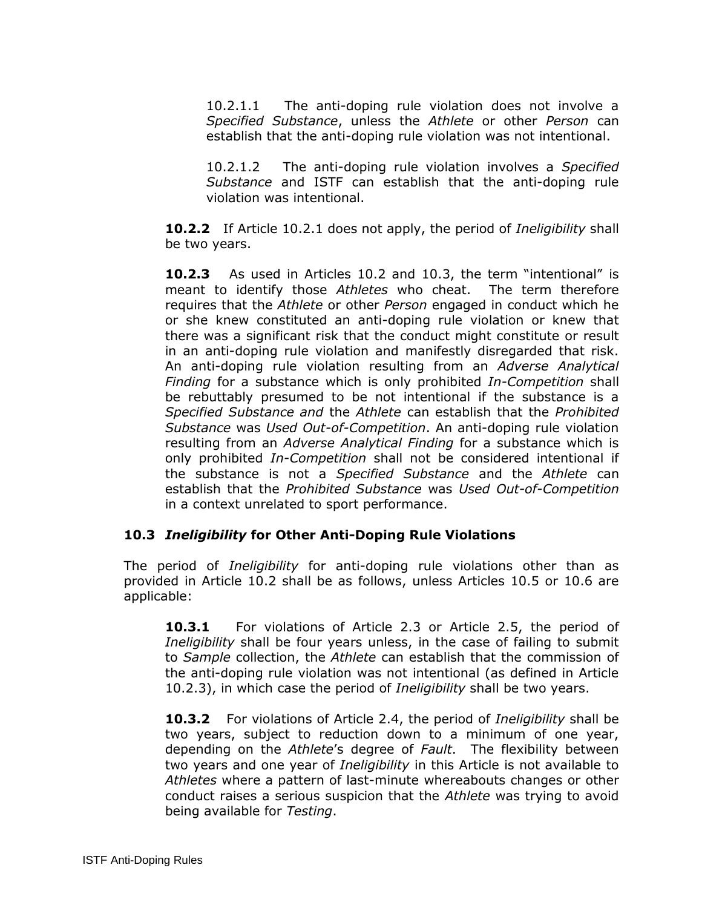10.2.1.1 The anti-doping rule violation does not involve a *Specified Substance*, unless the *Athlete* or other *Person* can establish that the anti-doping rule violation was not intentional.

10.2.1.2 The anti-doping rule violation involves a *Specified Substance* and ISTF can establish that the anti-doping rule violation was intentional.

**10.2.2** If Article 10.2.1 does not apply, the period of *Ineligibility* shall be two years.

**10.2.3** As used in Articles 10.2 and 10.3, the term "intentional" is meant to identify those *Athletes* who cheat. The term therefore requires that the *Athlete* or other *Person* engaged in conduct which he or she knew constituted an anti-doping rule violation or knew that there was a significant risk that the conduct might constitute or result in an anti-doping rule violation and manifestly disregarded that risk. An anti-doping rule violation resulting from an *Adverse Analytical Finding* for a substance which is only prohibited *In-Competition* shall be rebuttably presumed to be not intentional if the substance is a *Specified Substance and* the *Athlete* can establish that the *Prohibited Substance* was *Used Out-of-Competition*. An anti-doping rule violation resulting from an *Adverse Analytical Finding* for a substance which is only prohibited *In-Competition* shall not be considered intentional if the substance is not a *Specified Substance* and the *Athlete* can establish that the *Prohibited Substance* was *Used Out-of-Competition* in a context unrelated to sport performance.

### 10.3 *Ineligibility* for Other Anti-Doping Rule Violations

The period of *Ineligibility* for anti-doping rule violations other than as provided in Article 10.2 shall be as follows, unless Articles 10.5 or 10.6 are applicable:

**10.3.1** For violations of Article 2.3 or Article 2.5, the period of *Ineligibility* shall be four years unless, in the case of failing to submit to *Sample* collection, the *Athlete* can establish that the commission of the anti-doping rule violation was not intentional (as defined in Article 10.2.3), in which case the period of *Ineligibility* shall be two years.

**10.3.2** For violations of Article 2.4, the period of *Ineligibility* shall be two years, subject to reduction down to a minimum of one year, depending on the *Athlete*'s degree of *Fault*. The flexibility between two years and one year of *Ineligibility* in this Article is not available to *Athletes* where a pattern of last-minute whereabouts changes or other conduct raises a serious suspicion that the *Athlete* was trying to avoid being available for *Testing*.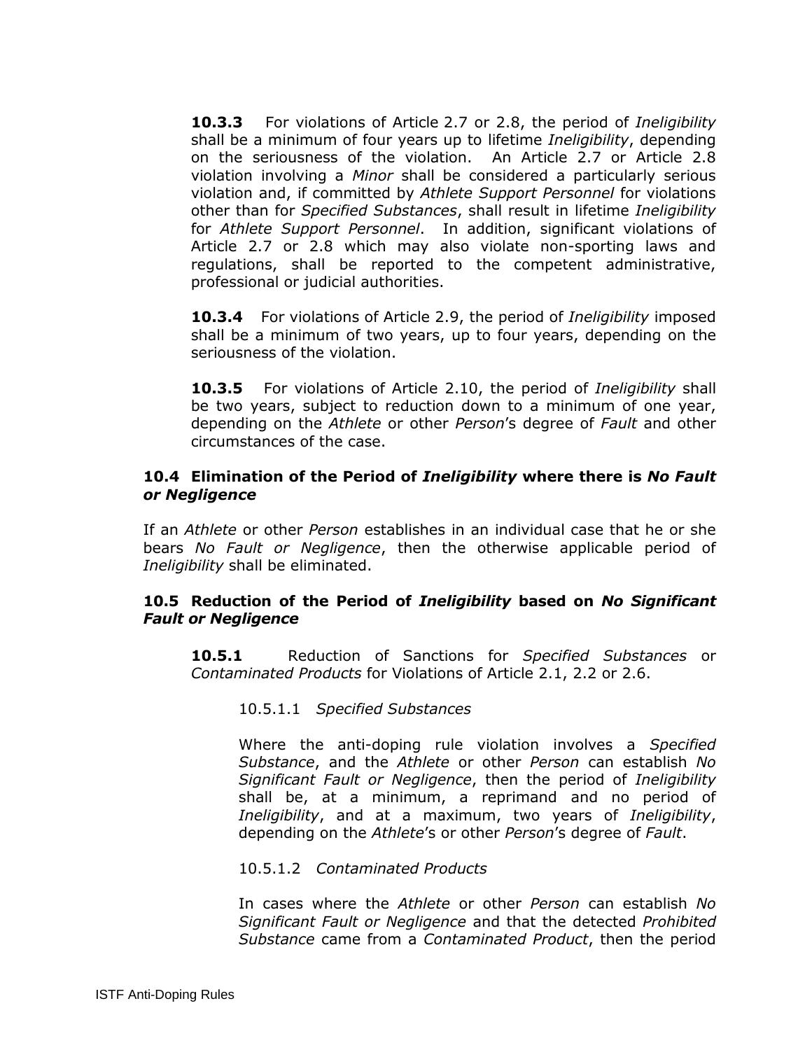**10.3.3** For violations of Article 2.7 or 2.8, the period of *Ineligibility* shall be a minimum of four years up to lifetime *Ineligibility*, depending on the seriousness of the violation. An Article 2.7 or Article 2.8 violation involving a *Minor* shall be considered a particularly serious violation and, if committed by *Athlete Support Personnel* for violations other than for *Specified Substances*, shall result in lifetime *Ineligibility* for *Athlete Support Personnel*. In addition, significant violations of Article 2.7 or 2.8 which may also violate non-sporting laws and regulations, shall be reported to the competent administrative, professional or judicial authorities.

**10.3.4** For violations of Article 2.9, the period of *Ineligibility* imposed shall be a minimum of two years, up to four years, depending on the seriousness of the violation.

**10.3.5** For violations of Article 2.10, the period of *Ineligibility* shall be two years, subject to reduction down to a minimum of one year, depending on the *Athlete* or other *Person*'s degree of *Fault* and other circumstances of the case.

### 10.4 Elimination of the Period of *Ineligibility* where there is *No Fault or Negligence*

If an *Athlete* or other *Person* establishes in an individual case that he or she bears *No Fault or Negligence*, then the otherwise applicable period of *Ineligibility* shall be eliminated.

### 10.5 Reduction of the Period of *Ineligibility* based on *No Significant Fault or Negligence*

**10.5.1** Reduction of Sanctions for *Specified Substances* or *Contaminated Products* for Violations of Article 2.1, 2.2 or 2.6.

10.5.1.1 *Specified Substances*

Where the anti-doping rule violation involves a *Specified Substance*, and the *Athlete* or other *Person* can establish *No Significant Fault or Negligence*, then the period of *Ineligibility* shall be, at a minimum, a reprimand and no period of *Ineligibility*, and at a maximum, two years of *Ineligibility*, depending on the *Athlete*'s or other *Person*'s degree of *Fault*.

10.5.1.2 *Contaminated Products*

In cases where the *Athlete* or other *Person* can establish *No Significant Fault or Negligence* and that the detected *Prohibited Substance* came from a *Contaminated Product*, then the period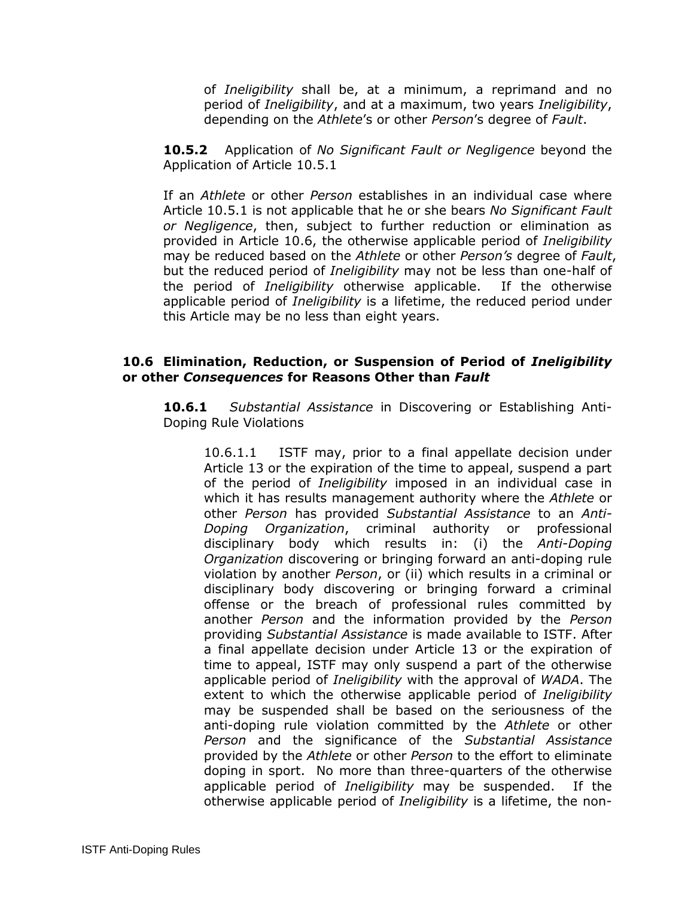of *Ineligibility* shall be, at a minimum, a reprimand and no period of *Ineligibility*, and at a maximum, two years *Ineligibility*, depending on the *Athlete*'s or other *Person*'s degree of *Fault*.

**10.5.2** Application of *No Significant Fault or Negligence* beyond the Application of Article 10.5.1

If an *Athlete* or other *Person* establishes in an individual case where Article 10.5.1 is not applicable that he or she bears *No Significant Fault or Negligence*, then, subject to further reduction or elimination as provided in Article 10.6, the otherwise applicable period of *Ineligibility* may be reduced based on the *Athlete* or other *Person's* degree of *Fault*, but the reduced period of *Ineligibility* may not be less than one-half of the period of *Ineligibility* otherwise applicable. If the otherwise applicable period of *Ineligibility* is a lifetime, the reduced period under this Article may be no less than eight years.

### 10.6 Elimination, Reduction, or Suspension of Period of *Ineligibility* or other *Consequences* for Reasons Other than *Fault*

**10.6.1** *Substantial Assistance* in Discovering or Establishing Anti-Doping Rule Violations

10.6.1.1 ISTF may, prior to a final appellate decision under Article 13 or the expiration of the time to appeal, suspend a part of the period of *Ineligibility* imposed in an individual case in which it has results management authority where the *Athlete* or other *Person* has provided *Substantial Assistance* to an *Anti-Doping Organization*, criminal authority or professional disciplinary body which results in: (i) the *Anti-Doping Organization* discovering or bringing forward an anti-doping rule violation by another *Person*, or (ii) which results in a criminal or disciplinary body discovering or bringing forward a criminal offense or the breach of professional rules committed by another *Person* and the information provided by the *Person* providing *Substantial Assistance* is made available to ISTF. After a final appellate decision under Article 13 or the expiration of time to appeal, ISTF may only suspend a part of the otherwise applicable period of *Ineligibility* with the approval of *WADA*. The extent to which the otherwise applicable period of *Ineligibility* may be suspended shall be based on the seriousness of the anti-doping rule violation committed by the *Athlete* or other *Person* and the significance of the *Substantial Assistance* provided by the *Athlete* or other *Person* to the effort to eliminate doping in sport. No more than three-quarters of the otherwise applicable period of *Ineligibility* may be suspended. If the otherwise applicable period of *Ineligibility* is a lifetime, the non-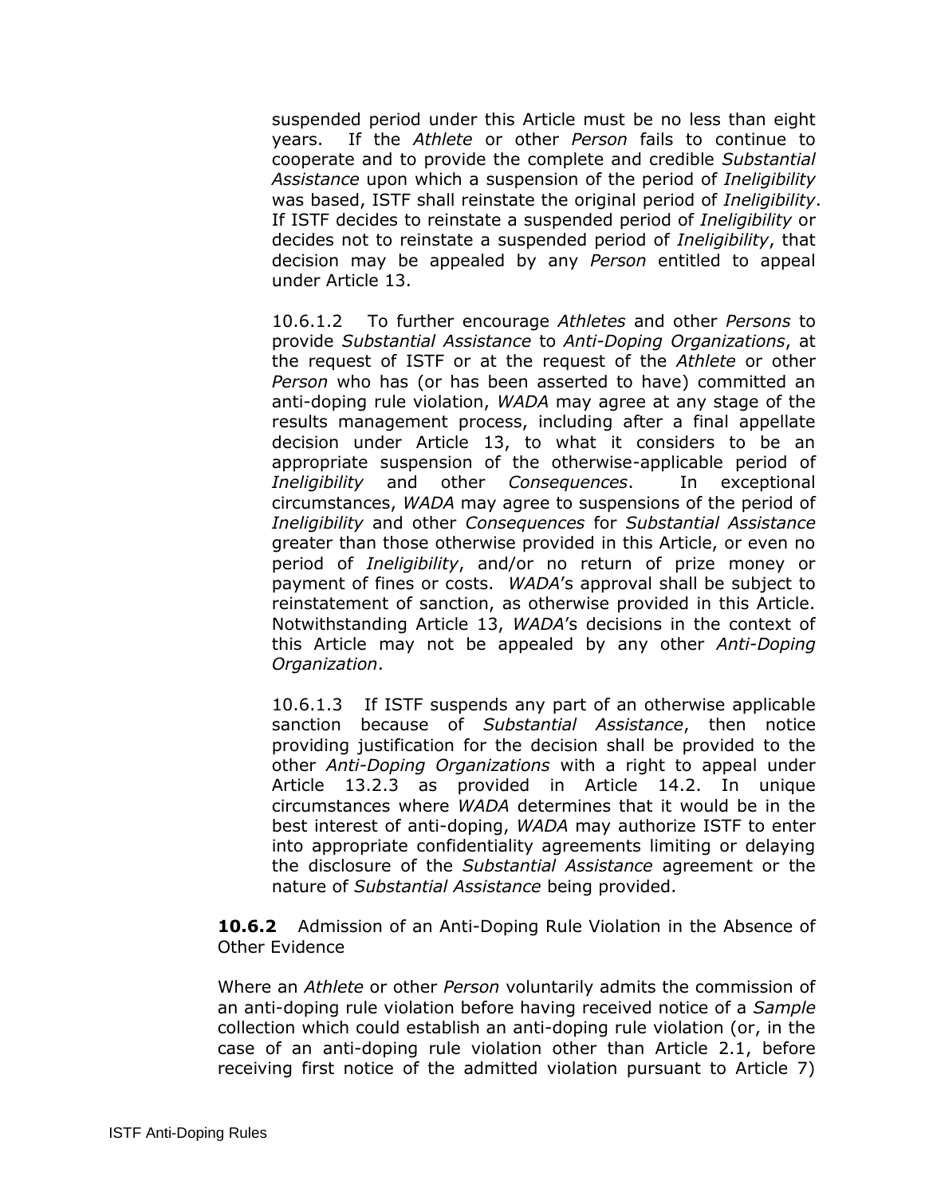suspended period under this Article must be no less than eight years. If the *Athlete* or other *Person* fails to continue to cooperate and to provide the complete and credible *Substantial Assistance* upon which a suspension of the period of *Ineligibility* was based, ISTF shall reinstate the original period of *Ineligibility*. If ISTF decides to reinstate a suspended period of *Ineligibility* or decides not to reinstate a suspended period of *Ineligibility*, that decision may be appealed by any *Person* entitled to appeal under Article 13.

10.6.1.2 To further encourage *Athletes* and other *Persons* to provide *Substantial Assistance* to *Anti-Doping Organizations*, at the request of ISTF or at the request of the *Athlete* or other *Person* who has (or has been asserted to have) committed an anti-doping rule violation, *WADA* may agree at any stage of the results management process, including after a final appellate decision under Article 13, to what it considers to be an appropriate suspension of the otherwise-applicable period of *Ineligibility* and other *Consequences*. In exceptional circumstances, *WADA* may agree to suspensions of the period of *Ineligibility* and other *Consequences* for *Substantial Assistance* greater than those otherwise provided in this Article, or even no period of *Ineligibility*, and/or no return of prize money or payment of fines or costs. *WADA*'s approval shall be subject to reinstatement of sanction, as otherwise provided in this Article. Notwithstanding Article 13, *WADA*'s decisions in the context of this Article may not be appealed by any other *Anti-Doping Organization*.

10.6.1.3 If ISTF suspends any part of an otherwise applicable sanction because of *Substantial Assistance*, then notice providing justification for the decision shall be provided to the other *Anti-Doping Organizations* with a right to appeal under Article 13.2.3 as provided in Article 14.2. In unique circumstances where *WADA* determines that it would be in the best interest of anti-doping, *WADA* may authorize ISTF to enter into appropriate confidentiality agreements limiting or delaying the disclosure of the *Substantial Assistance* agreement or the nature of *Substantial Assistance* being provided.

**10.6.2** Admission of an Anti-Doping Rule Violation in the Absence of Other Evidence

Where an *Athlete* or other *Person* voluntarily admits the commission of an anti-doping rule violation before having received notice of a *Sample* collection which could establish an anti-doping rule violation (or, in the case of an anti-doping rule violation other than Article 2.1, before receiving first notice of the admitted violation pursuant to Article 7)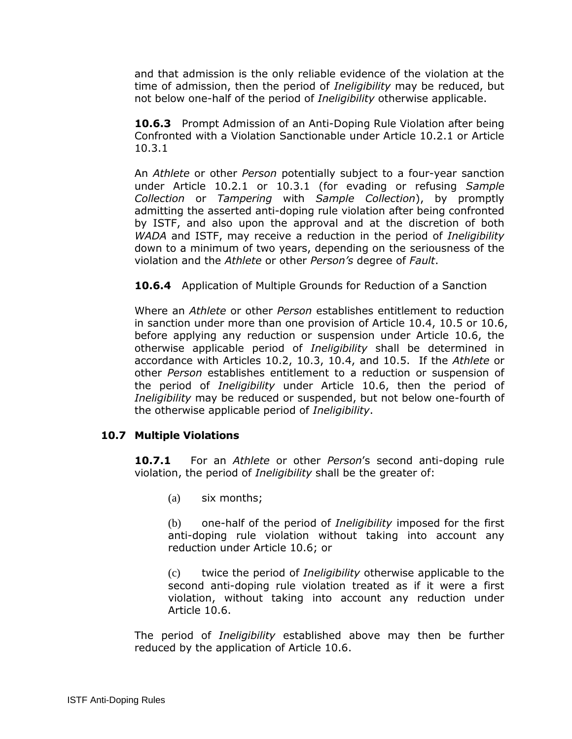and that admission is the only reliable evidence of the violation at the time of admission, then the period of *Ineligibility* may be reduced, but not below one-half of the period of *Ineligibility* otherwise applicable.

**10.6.3** Prompt Admission of an Anti-Doping Rule Violation after being Confronted with a Violation Sanctionable under Article 10.2.1 or Article 10.3.1

An *Athlete* or other *Person* potentially subject to a four-year sanction under Article 10.2.1 or 10.3.1 (for evading or refusing *Sample Collection* or *Tampering* with *Sample Collection*), by promptly admitting the asserted anti-doping rule violation after being confronted by ISTF, and also upon the approval and at the discretion of both *WADA* and ISTF, may receive a reduction in the period of *Ineligibility* down to a minimum of two years, depending on the seriousness of the violation and the *Athlete* or other *Person's* degree of *Fault*.

**10.6.4** Application of Multiple Grounds for Reduction of a Sanction

Where an *Athlete* or other *Person* establishes entitlement to reduction in sanction under more than one provision of Article 10.4, 10.5 or 10.6, before applying any reduction or suspension under Article 10.6, the otherwise applicable period of *Ineligibility* shall be determined in accordance with Articles 10.2, 10.3, 10.4, and 10.5. If the *Athlete* or other *Person* establishes entitlement to a reduction or suspension of the period of *Ineligibility* under Article 10.6, then the period of *Ineligibility* may be reduced or suspended, but not below one-fourth of the otherwise applicable period of *Ineligibility*.

### 10.7 Multiple Violations

**10.7.1** For an *Athlete* or other *Person*'s second anti-doping rule violation, the period of *Ineligibility* shall be the greater of:

(a) six months;

(b) one-half of the period of *Ineligibility* imposed for the first anti-doping rule violation without taking into account any reduction under Article 10.6; or

(c) twice the period of *Ineligibility* otherwise applicable to the second anti-doping rule violation treated as if it were a first violation, without taking into account any reduction under Article 10.6.

The period of *Ineligibility* established above may then be further reduced by the application of Article 10.6.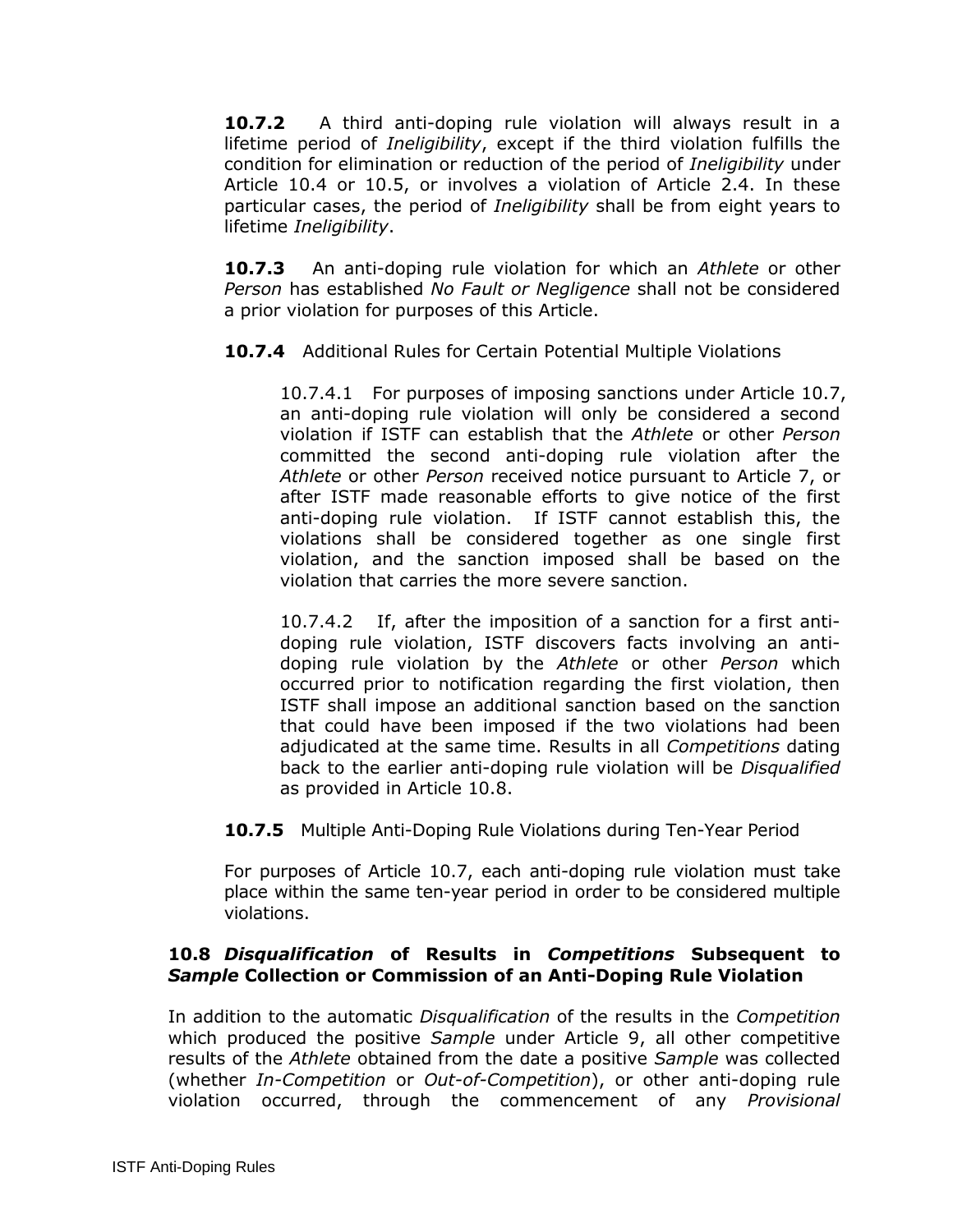**10.7.2** A third anti-doping rule violation will always result in a lifetime period of *Ineligibility*, except if the third violation fulfills the condition for elimination or reduction of the period of *Ineligibility* under Article 10.4 or 10.5, or involves a violation of Article 2.4. In these particular cases, the period of *Ineligibility* shall be from eight years to lifetime *Ineligibility*.

**10.7.3** An anti-doping rule violation for which an *Athlete* or other *Person* has established *No Fault or Negligence* shall not be considered a prior violation for purposes of this Article.

**10.7.4** Additional Rules for Certain Potential Multiple Violations

10.7.4.1 For purposes of imposing sanctions under Article 10.7, an anti-doping rule violation will only be considered a second violation if ISTF can establish that the *Athlete* or other *Person* committed the second anti-doping rule violation after the *Athlete* or other *Person* received notice pursuant to Article 7, or after ISTF made reasonable efforts to give notice of the first anti-doping rule violation. If ISTF cannot establish this, the violations shall be considered together as one single first violation, and the sanction imposed shall be based on the violation that carries the more severe sanction.

10.7.4.2 If, after the imposition of a sanction for a first anti-doping rule violation, ISTF discovers facts involving an anti-doping rule violation by the *Athlete* or other *Person* which occurred prior to notification regarding the first violation, then ISTF shall impose an additional sanction based on the sanction that could have been imposed if the two violations had been adjudicated at the same time. Results in all *Competitions* dating back to the earlier anti-doping rule violation will be *Disqualified* as provided in Article 10.8.

**10.7.5** Multiple Anti-Doping Rule Violations during Ten-Year Period

For purposes of Article 10.7, each anti-doping rule violation must take place within the same ten-year period in order to be considered multiple violations.

### 10.8 *Disqualification* of Results in *Competitions* Subsequent to *Sample* Collection or Commission of an Anti-Doping Rule Violation

In addition to the automatic *Disqualification* of the results in the *Competition* which produced the positive *Sample* under Article 9, all other competitive results of the *Athlete* obtained from the date a positive *Sample* was collected (whether *In-Competition* or *Out-of-Competition*), or other anti-doping rule violation occurred, through the commencement of any *Provisional*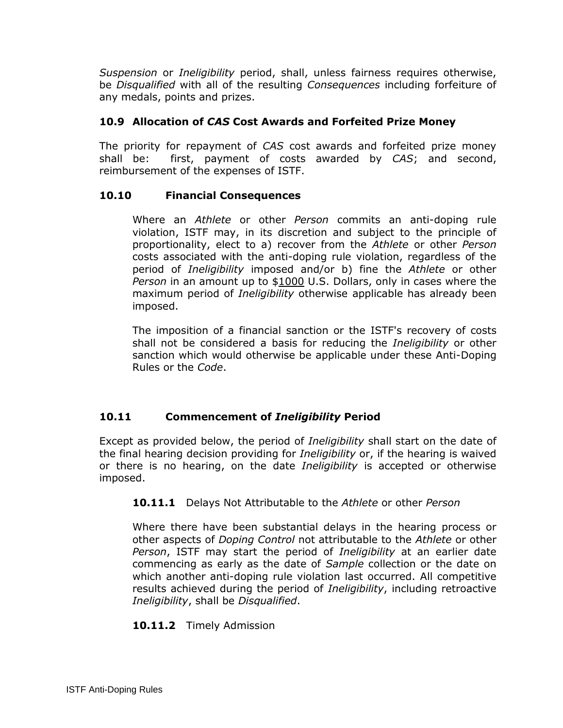*Suspension* or *Ineligibility* period, shall, unless fairness requires otherwise, be *Disqualified* with all of the resulting *Consequences* including forfeiture of any medals, points and prizes.

### 10.9 Allocation of *CAS* Cost Awards and Forfeited Prize Money

The priority for repayment of *CAS* cost awards and forfeited prize money shall be: first, payment of costs awarded by *CAS*; and second, reimbursement of the expenses of ISTF.

### 10.10 Financial Consequences

Where an *Athlete* or other *Person* commits an anti-doping rule violation, ISTF may, in its discretion and subject to the principle of proportionality, elect to a) recover from the *Athlete* or other *Person* costs associated with the anti-doping rule violation, regardless of the period of *Ineligibility* imposed and/or b) fine the *Athlete* or other *Person* in an amount up to $1000 U.S. Dollars, only in cases where the maximum period of *Ineligibility* otherwise applicable has already been imposed.

The imposition of a financial sanction or the ISTF's recovery of costs shall not be considered a basis for reducing the *Ineligibility* or other sanction which would otherwise be applicable under these Anti-Doping Rules or the *Code*.

### 10.11 Commencement of *Ineligibility* Period

Except as provided below, the period of *Ineligibility* shall start on the date of the final hearing decision providing for *Ineligibility* or, if the hearing is waived or there is no hearing, on the date *Ineligibility* is accepted or otherwise imposed.

**10.11.1** Delays Not Attributable to the *Athlete* or other *Person*

Where there have been substantial delays in the hearing process or other aspects of *Doping Control* not attributable to the *Athlete* or other *Person*, ISTF may start the period of *Ineligibility* at an earlier date commencing as early as the date of *Sample* collection or the date on which another anti-doping rule violation last occurred. All competitive results achieved during the period of *Ineligibility*, including retroactive *Ineligibility*, shall be *Disqualified*.

**10.11.2** Timely Admission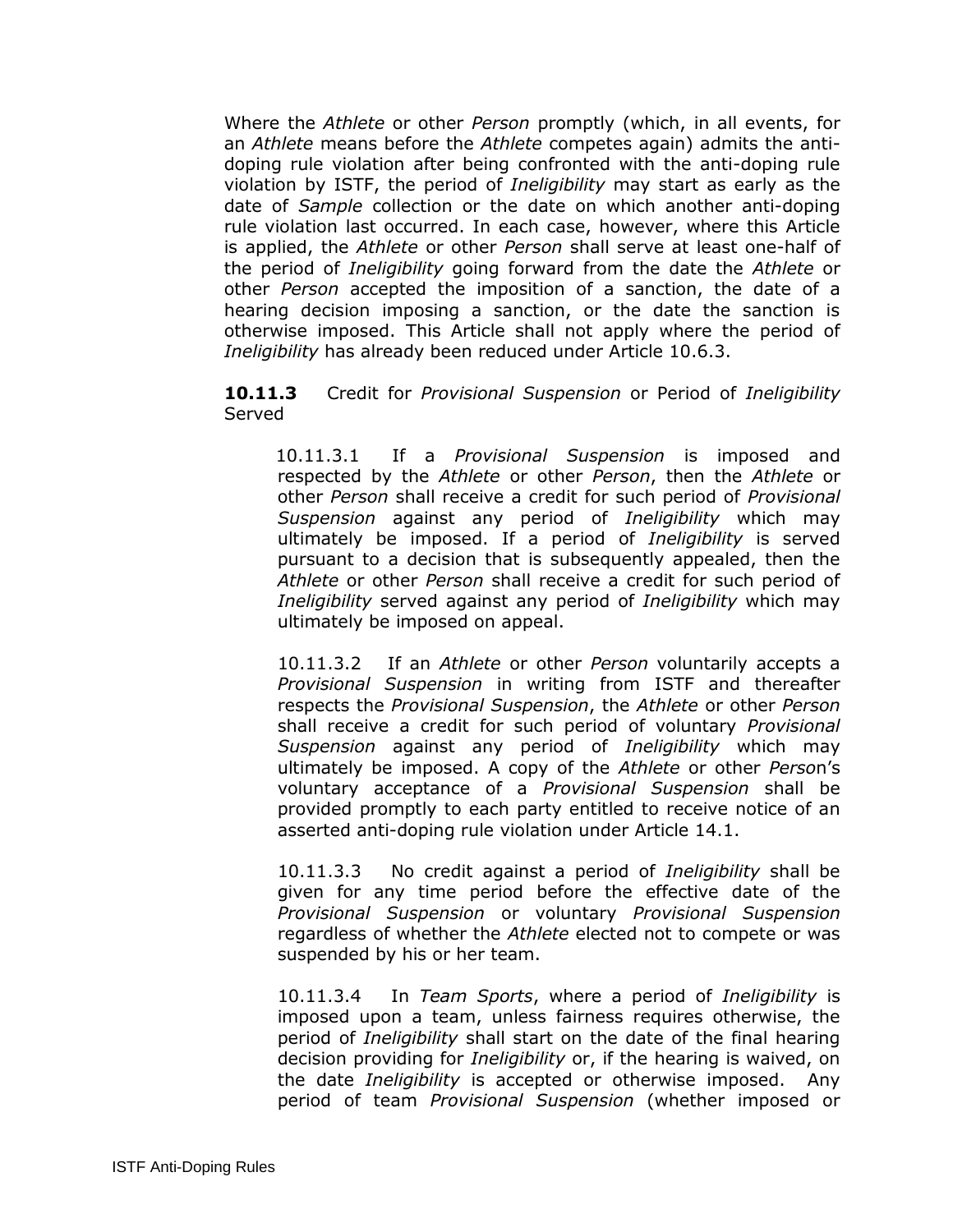Where the *Athlete* or other *Person* promptly (which, in all events, for an *Athlete* means before the *Athlete* competes again) admits the anti-doping rule violation after being confronted with the anti-doping rule violation by ISTF, the period of *Ineligibility* may start as early as the date of *Sample* collection or the date on which another anti-doping rule violation last occurred. In each case, however, where this Article is applied, the *Athlete* or other *Person* shall serve at least one-half of the period of *Ineligibility* going forward from the date the *Athlete* or other *Person* accepted the imposition of a sanction, the date of a hearing decision imposing a sanction, or the date the sanction is otherwise imposed. This Article shall not apply where the period of *Ineligibility* has already been reduced under Article 10.6.3.

**10.11.3** Credit for *Provisional Suspension* or Period of *Ineligibility* Served

10.11.3.1 If a *Provisional Suspension* is imposed and respected by the *Athlete* or other *Person*, then the *Athlete* or other *Person* shall receive a credit for such period of *Provisional Suspension* against any period of *Ineligibility* which may ultimately be imposed. If a period of *Ineligibility* is served pursuant to a decision that is subsequently appealed, then the *Athlete* or other *Person* shall receive a credit for such period of *Ineligibility* served against any period of *Ineligibility* which may ultimately be imposed on appeal.

10.11.3.2 If an *Athlete* or other *Person* voluntarily accepts a *Provisional Suspension* in writing from ISTF and thereafter respects the *Provisional Suspension*, the *Athlete* or other *Person* shall receive a credit for such period of voluntary *Provisional Suspension* against any period of *Ineligibility* which may ultimately be imposed. A copy of the *Athlete* or other *Person*'s voluntary acceptance of a *Provisional Suspension* shall be provided promptly to each party entitled to receive notice of an asserted anti-doping rule violation under Article 14.1.

10.11.3.3 No credit against a period of *Ineligibility* shall be given for any time period before the effective date of the *Provisional Suspension* or voluntary *Provisional Suspension* regardless of whether the *Athlete* elected not to compete or was suspended by his or her team.

10.11.3.4 In *Team Sports*, where a period of *Ineligibility* is imposed upon a team, unless fairness requires otherwise, the period of *Ineligibility* shall start on the date of the final hearing decision providing for *Ineligibility* or, if the hearing is waived, on the date *Ineligibility* is accepted or otherwise imposed. Any period of team *Provisional Suspension* (whether imposed or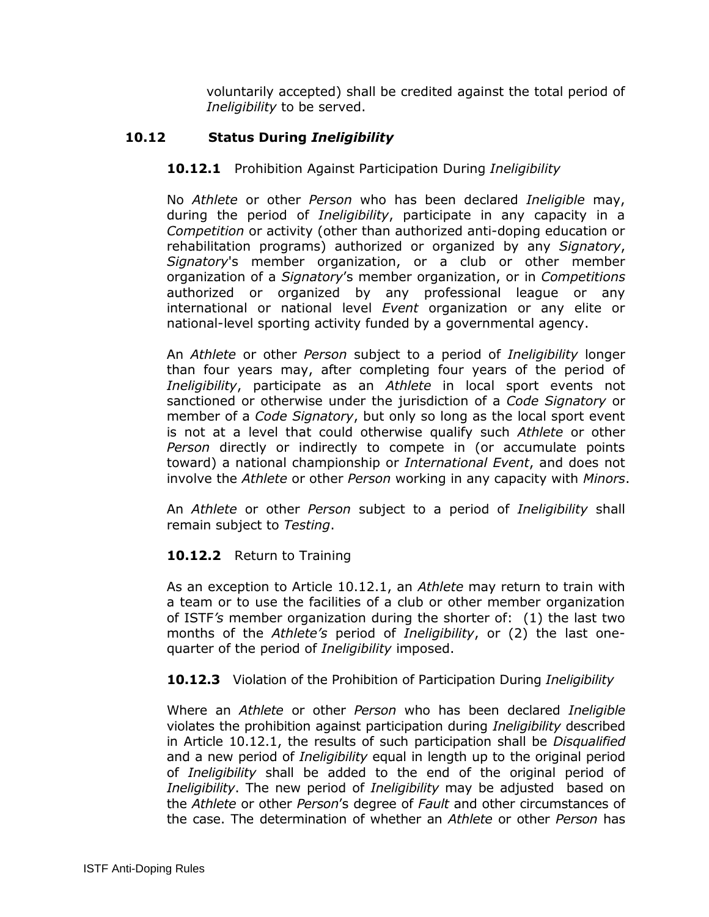voluntarily accepted) shall be credited against the total period of *Ineligibility* to be served.

### 10.12 Status During *Ineligibility*

**10.12.1** Prohibition Against Participation During *Ineligibility*

No *Athlete* or other *Person* who has been declared *Ineligible* may, during the period of *Ineligibility*, participate in any capacity in a *Competition* or activity (other than authorized anti-doping education or rehabilitation programs) authorized or organized by any *Signatory*, *Signatory*'s member organization, or a club or other member organization of a *Signatory*'s member organization, or in *Competitions* authorized or organized by any professional league or any international or national level *Event* organization or any elite or national-level sporting activity funded by a governmental agency.

An *Athlete* or other *Person* subject to a period of *Ineligibility* longer than four years may, after completing four years of the period of *Ineligibility*, participate as an *Athlete* in local sport events not sanctioned or otherwise under the jurisdiction of a *Code Signatory* or member of a *Code Signatory*, but only so long as the local sport event is not at a level that could otherwise qualify such *Athlete* or other *Person* directly or indirectly to compete in (or accumulate points toward) a national championship or *International Event*, and does not involve the *Athlete* or other *Person* working in any capacity with *Minors*.

An *Athlete* or other *Person* subject to a period of *Ineligibility* shall remain subject to *Testing*.

**10.12.2** Return to Training

As an exception to Article 10.12.1, an *Athlete* may return to train with a team or to use the facilities of a club or other member organization of ISTF*'s* member organization during the shorter of: (1) the last two months of the *Athlete's* period of *Ineligibility*, or (2) the last one-quarter of the period of *Ineligibility* imposed.

**10.12.3** Violation of the Prohibition of Participation During *Ineligibility*

Where an *Athlete* or other *Person* who has been declared *Ineligible* violates the prohibition against participation during *Ineligibility* described in Article 10.12.1, the results of such participation shall be *Disqualified* and a new period of *Ineligibility* equal in length up to the original period of *Ineligibility* shall be added to the end of the original period of *Ineligibility*. The new period of *Ineligibility* may be adjusted based on the *Athlete* or other *Person*'s degree of *Fault* and other circumstances of the case. The determination of whether an *Athlete* or other *Person* has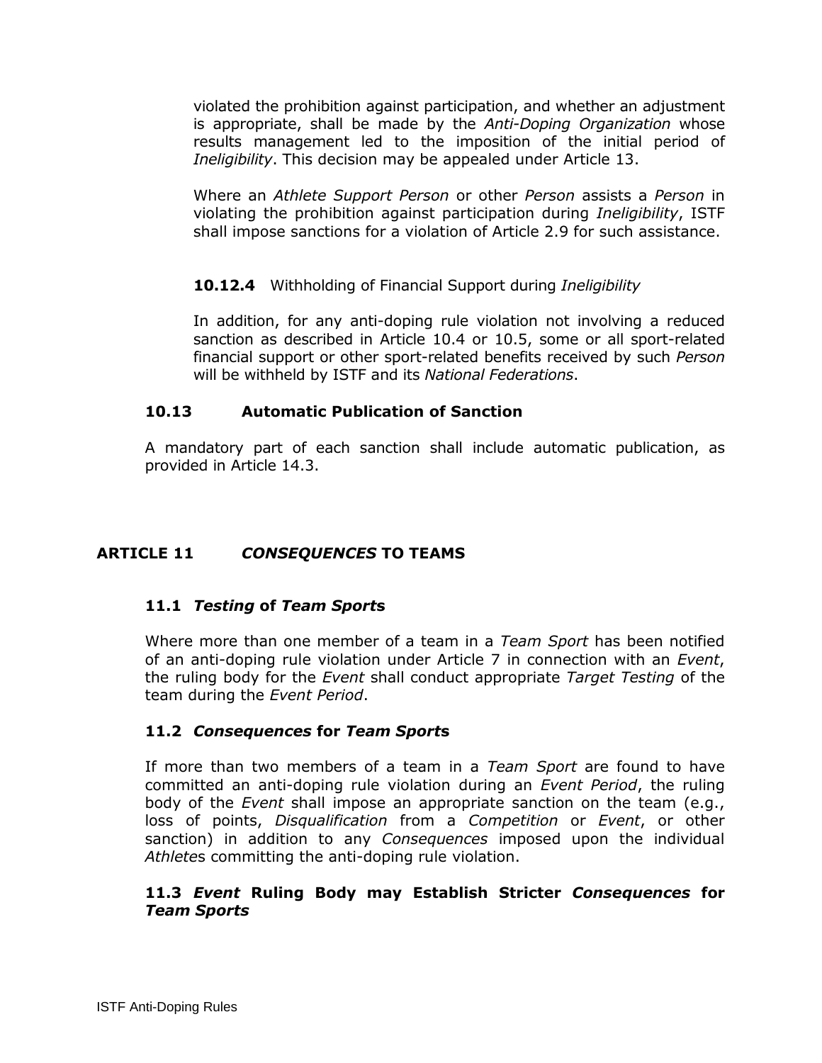violated the prohibition against participation, and whether an adjustment is appropriate, shall be made by the *Anti-Doping Organization* whose results management led to the imposition of the initial period of *Ineligibility*. This decision may be appealed under Article 13.

Where an *Athlete Support Person* or other *Person* assists a *Person* in violating the prohibition against participation during *Ineligibility*, ISTF shall impose sanctions for a violation of Article 2.9 for such assistance.

**10.12.4** Withholding of Financial Support during *Ineligibility*

In addition, for any anti-doping rule violation not involving a reduced sanction as described in Article 10.4 or 10.5, some or all sport-related financial support or other sport-related benefits received by such *Person* will be withheld by ISTF and its *National Federations*.

### 10.13 Automatic Publication of Sanction

A mandatory part of each sanction shall include automatic publication, as provided in Article 14.3.

## ARTICLE 11 *CONSEQUENCES* TO TEAMS

### 11.1 *Testing* of *Team Sports*

Where more than one member of a team in a *Team Sport* has been notified of an anti-doping rule violation under Article 7 in connection with an *Event*, the ruling body for the *Event* shall conduct appropriate *Target Testing* of the team during the *Event Period*.

### 11.2 *Consequences* for *Team Sports*

If more than two members of a team in a *Team Sport* are found to have committed an anti-doping rule violation during an *Event Period*, the ruling body of the *Event* shall impose an appropriate sanction on the team (e.g., loss of points, *Disqualification* from a *Competition* or *Event*, or other sanction) in addition to any *Consequences* imposed upon the individual *Athletes* committing the anti-doping rule violation.

### 11.3 *Event* Ruling Body may Establish Stricter *Consequences* for *Team Sports*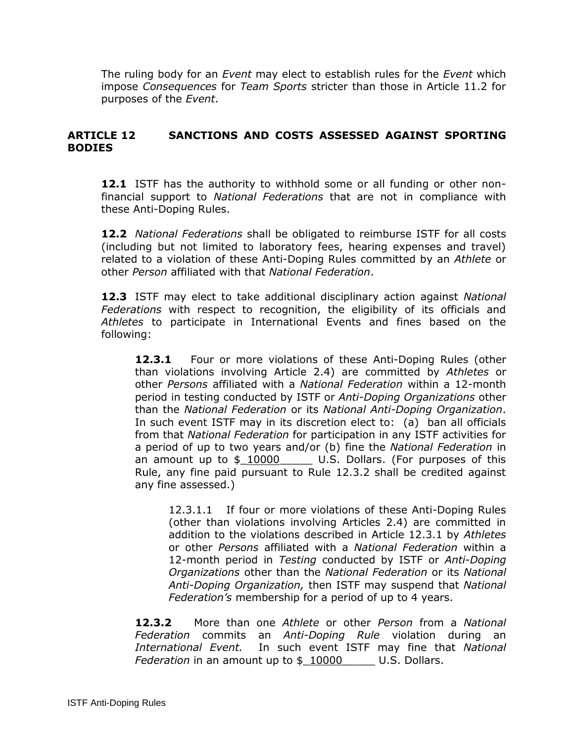The ruling body for an *Event* may elect to establish rules for the *Event* which impose *Consequences* for *Team Sports* stricter than those in Article 11.2 for purposes of the *Event*.

## ARTICLE 12 SANCTIONS AND COSTS ASSESSED AGAINST SPORTING BODIES

**12.1** ISTF has the authority to withhold some or all funding or other non-financial support to *National Federations* that are not in compliance with these Anti-Doping Rules.

**12.2** *National Federations* shall be obligated to reimburse ISTF for all costs (including but not limited to laboratory fees, hearing expenses and travel) related to a violation of these Anti-Doping Rules committed by an *Athlete* or other *Person* affiliated with that *National Federation*.

**12.3** ISTF may elect to take additional disciplinary action against *National Federations* with respect to recognition, the eligibility of its officials and *Athletes* to participate in International Events and fines based on the following:

> **12.3.1** Four or more violations of these Anti-Doping Rules (other than violations involving Article 2.4) are committed by *Athletes* or other *Persons* affiliated with a *National Federation* within a 12-month period in testing conducted by ISTF or *Anti-Doping Organizations* other than the *National Federation* or its *National Anti-Doping Organization*. In such event ISTF may in its discretion elect to: (a) ban all officials from that *National Federation* for participation in any ISTF activities for a period of up to two years and/or (b) fine the *National Federation* in an amount up to $_10000_____ U.S. Dollars. (For purposes of this Rule, any fine paid pursuant to Rule 12.3.2 shall be credited against any fine assessed.)
>
> > 12.3.1.1 If four or more violations of these Anti-Doping Rules (other than violations involving Articles 2.4) are committed in addition to the violations described in Article 12.3.1 by *Athletes* or other *Persons* affiliated with a *National Federation* within a 12-month period in *Testing* conducted by ISTF or *Anti-Doping Organizations* other than the *National Federation* or its *National Anti-Doping Organization,* then ISTF may suspend that *National Federation's* membership for a period of up to 4 years.
>
> **12.3.2** More than one *Athlete* or other *Person* from a *National Federation* commits an *Anti-Doping Rule* violation during an *International Event.* In such event ISTF may fine that *National Federation* in an amount up to $_10000_____ U.S. Dollars.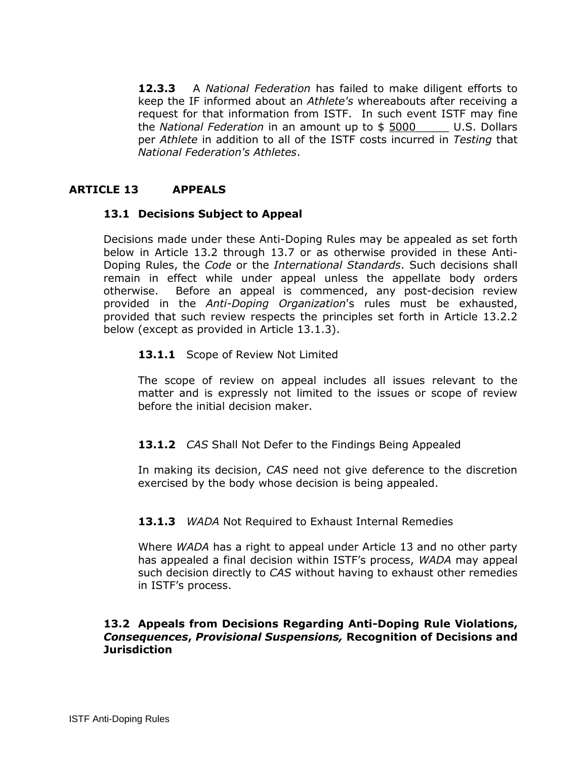**12.3.3** A *National Federation* has failed to make diligent efforts to keep the IF informed about an *Athlete's* whereabouts after receiving a request for that information from ISTF. In such event ISTF may fine the *National Federation* in an amount up to $ 5000 U.S. Dollars per *Athlete* in addition to all of the ISTF costs incurred in *Testing* that *National Federation's Athletes*.

## ARTICLE 13 APPEALS

### 13.1 Decisions Subject to Appeal

Decisions made under these Anti-Doping Rules may be appealed as set forth below in Article 13.2 through 13.7 or as otherwise provided in these Anti-Doping Rules, the *Code* or the *International Standards*. Such decisions shall remain in effect while under appeal unless the appellate body orders otherwise. Before an appeal is commenced, any post-decision review provided in the *Anti-Doping Organization*'s rules must be exhausted, provided that such review respects the principles set forth in Article 13.2.2 below (except as provided in Article 13.1.3).

**13.1.1** Scope of Review Not Limited

The scope of review on appeal includes all issues relevant to the matter and is expressly not limited to the issues or scope of review before the initial decision maker.

**13.1.2** *CAS* Shall Not Defer to the Findings Being Appealed

In making its decision, *CAS* need not give deference to the discretion exercised by the body whose decision is being appealed.

**13.1.3** *WADA* Not Required to Exhaust Internal Remedies

Where *WADA* has a right to appeal under Article 13 and no other party has appealed a final decision within ISTF's process, *WADA* may appeal such decision directly to *CAS* without having to exhaust other remedies in ISTF's process.

### 13.2 Appeals from Decisions Regarding Anti-Doping Rule Violations, *Consequences*, *Provisional Suspensions,* Recognition of Decisions and Jurisdiction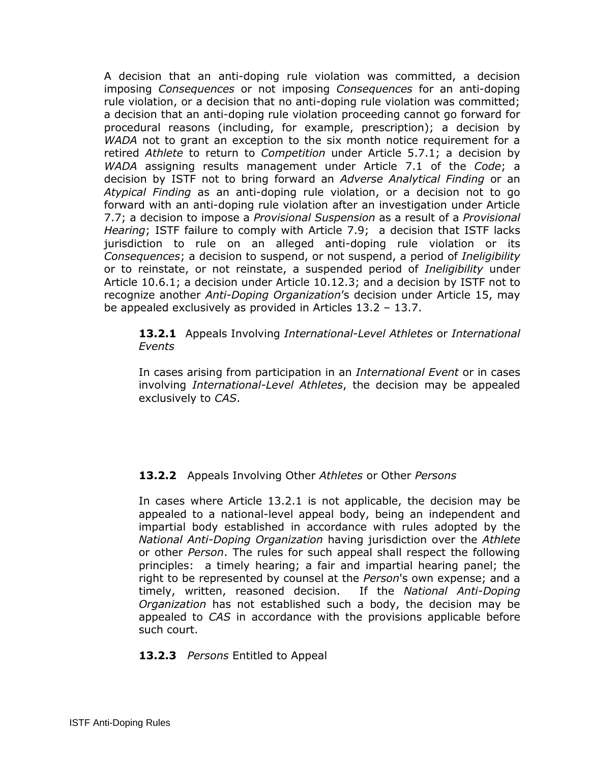A decision that an anti-doping rule violation was committed, a decision imposing *Consequences* or not imposing *Consequences* for an anti-doping rule violation, or a decision that no anti-doping rule violation was committed; a decision that an anti-doping rule violation proceeding cannot go forward for procedural reasons (including, for example, prescription); a decision by *WADA* not to grant an exception to the six month notice requirement for a retired *Athlete* to return to *Competition* under Article 5.7.1; a decision by *WADA* assigning results management under Article 7.1 of the *Code*; a decision by ISTF not to bring forward an *Adverse Analytical Finding* or an *Atypical Finding* as an anti-doping rule violation, or a decision not to go forward with an anti-doping rule violation after an investigation under Article 7.7; a decision to impose a *Provisional Suspension* as a result of a *Provisional Hearing*; ISTF failure to comply with Article 7.9; a decision that ISTF lacks jurisdiction to rule on an alleged anti-doping rule violation or its *Consequences*; a decision to suspend, or not suspend, a period of *Ineligibility* or to reinstate, or not reinstate, a suspended period of *Ineligibility* under Article 10.6.1; a decision under Article 10.12.3; and a decision by ISTF not to recognize another *Anti-Doping Organization*'s decision under Article 15, may be appealed exclusively as provided in Articles 13.2 – 13.7.

**13.2.1** Appeals Involving *International-Level Athletes* or *International Events*

In cases arising from participation in an *International Event* or in cases involving *International-Level Athletes*, the decision may be appealed exclusively to *CAS*.

**13.2.2** Appeals Involving Other *Athletes* or Other *Persons*

In cases where Article 13.2.1 is not applicable, the decision may be appealed to a national-level appeal body, being an independent and impartial body established in accordance with rules adopted by the *National Anti-Doping Organization* having jurisdiction over the *Athlete* or other *Person*. The rules for such appeal shall respect the following principles: a timely hearing; a fair and impartial hearing panel; the right to be represented by counsel at the *Person*'s own expense; and a timely, written, reasoned decision. If the *National Anti-Doping Organization* has not established such a body, the decision may be appealed to *CAS* in accordance with the provisions applicable before such court.

**13.2.3** *Persons* Entitled to Appeal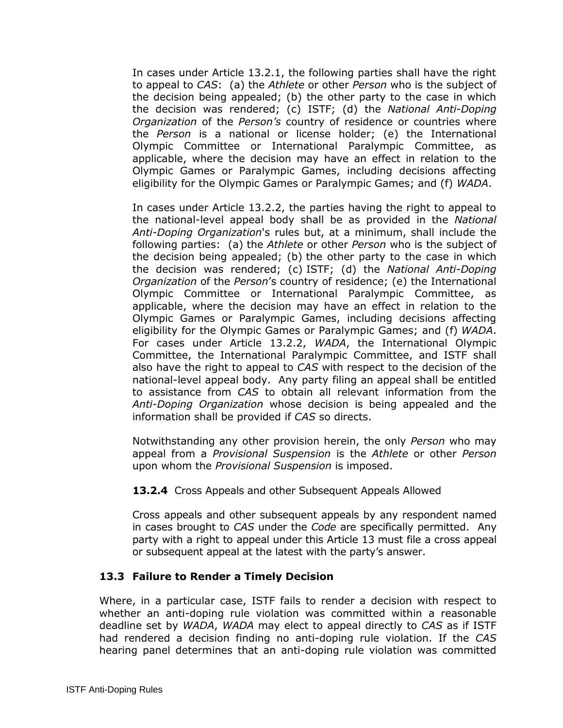In cases under Article 13.2.1, the following parties shall have the right to appeal to *CAS*: (a) the *Athlete* or other *Person* who is the subject of the decision being appealed; (b) the other party to the case in which the decision was rendered; (c) ISTF; (d) the *National Anti-Doping Organization* of the *Person's* country of residence or countries where the *Person* is a national or license holder; (e) the International Olympic Committee or International Paralympic Committee, as applicable, where the decision may have an effect in relation to the Olympic Games or Paralympic Games, including decisions affecting eligibility for the Olympic Games or Paralympic Games; and (f) *WADA*.

In cases under Article 13.2.2, the parties having the right to appeal to the national-level appeal body shall be as provided in the *National Anti-Doping Organization*'s rules but, at a minimum, shall include the following parties: (a) the *Athlete* or other *Person* who is the subject of the decision being appealed; (b) the other party to the case in which the decision was rendered; (c) ISTF; (d) the *National Anti-Doping Organization* of the *Person*'s country of residence; (e) the International Olympic Committee or International Paralympic Committee, as applicable, where the decision may have an effect in relation to the Olympic Games or Paralympic Games, including decisions affecting eligibility for the Olympic Games or Paralympic Games; and (f) *WADA*. For cases under Article 13.2.2, *WADA*, the International Olympic Committee, the International Paralympic Committee, and ISTF shall also have the right to appeal to *CAS* with respect to the decision of the national-level appeal body. Any party filing an appeal shall be entitled to assistance from *CAS* to obtain all relevant information from the *Anti-Doping Organization* whose decision is being appealed and the information shall be provided if *CAS* so directs.

Notwithstanding any other provision herein, the only *Person* who may appeal from a *Provisional Suspension* is the *Athlete* or other *Person* upon whom the *Provisional Suspension* is imposed.

**13.2.4** Cross Appeals and other Subsequent Appeals Allowed

Cross appeals and other subsequent appeals by any respondent named in cases brought to *CAS* under the *Code* are specifically permitted. Any party with a right to appeal under this Article 13 must file a cross appeal or subsequent appeal at the latest with the party's answer.

### 13.3 Failure to Render a Timely Decision

Where, in a particular case, ISTF fails to render a decision with respect to whether an anti-doping rule violation was committed within a reasonable deadline set by *WADA*, *WADA* may elect to appeal directly to *CAS* as if ISTF had rendered a decision finding no anti-doping rule violation. If the *CAS* hearing panel determines that an anti-doping rule violation was committed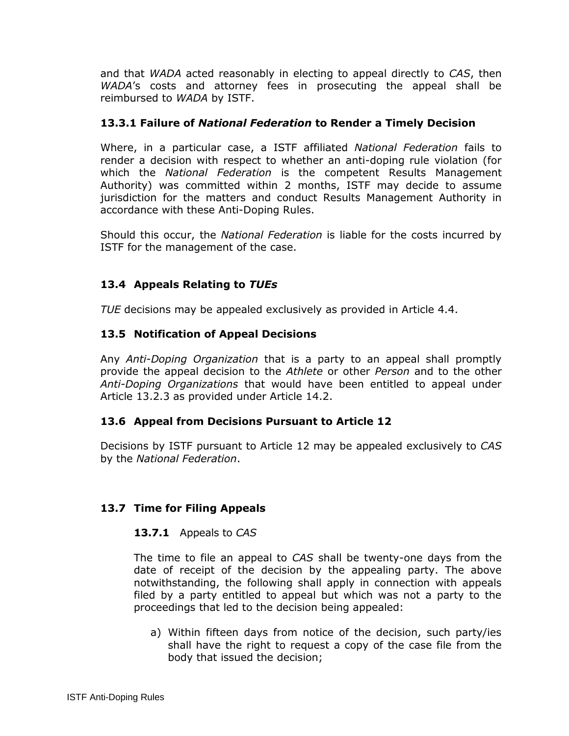and that *WADA* acted reasonably in electing to appeal directly to *CAS*, then *WADA*'s costs and attorney fees in prosecuting the appeal shall be reimbursed to *WADA* by ISTF.

### 13.3.1 Failure of *National Federation* to Render a Timely Decision

Where, in a particular case, a ISTF affiliated *National Federation* fails to render a decision with respect to whether an anti-doping rule violation (for which the *National Federation* is the competent Results Management Authority) was committed within 2 months, ISTF may decide to assume jurisdiction for the matters and conduct Results Management Authority in accordance with these Anti-Doping Rules.

Should this occur, the *National Federation* is liable for the costs incurred by ISTF for the management of the case.

## 13.4 Appeals Relating to *TUEs*

*TUE* decisions may be appealed exclusively as provided in Article 4.4.

## 13.5 Notification of Appeal Decisions

Any *Anti-Doping Organization* that is a party to an appeal shall promptly provide the appeal decision to the *Athlete* or other *Person* and to the other *Anti-Doping Organizations* that would have been entitled to appeal under Article 13.2.3 as provided under Article 14.2.

## 13.6 Appeal from Decisions Pursuant to Article 12

Decisions by ISTF pursuant to Article 12 may be appealed exclusively to *CAS* by the *National Federation*.

## 13.7 Time for Filing Appeals

**13.7.1** Appeals to *CAS*

The time to file an appeal to *CAS* shall be twenty-one days from the date of receipt of the decision by the appealing party. The above notwithstanding, the following shall apply in connection with appeals filed by a party entitled to appeal but which was not a party to the proceedings that led to the decision being appealed:

a) Within fifteen days from notice of the decision, such party/ies shall have the right to request a copy of the case file from the body that issued the decision;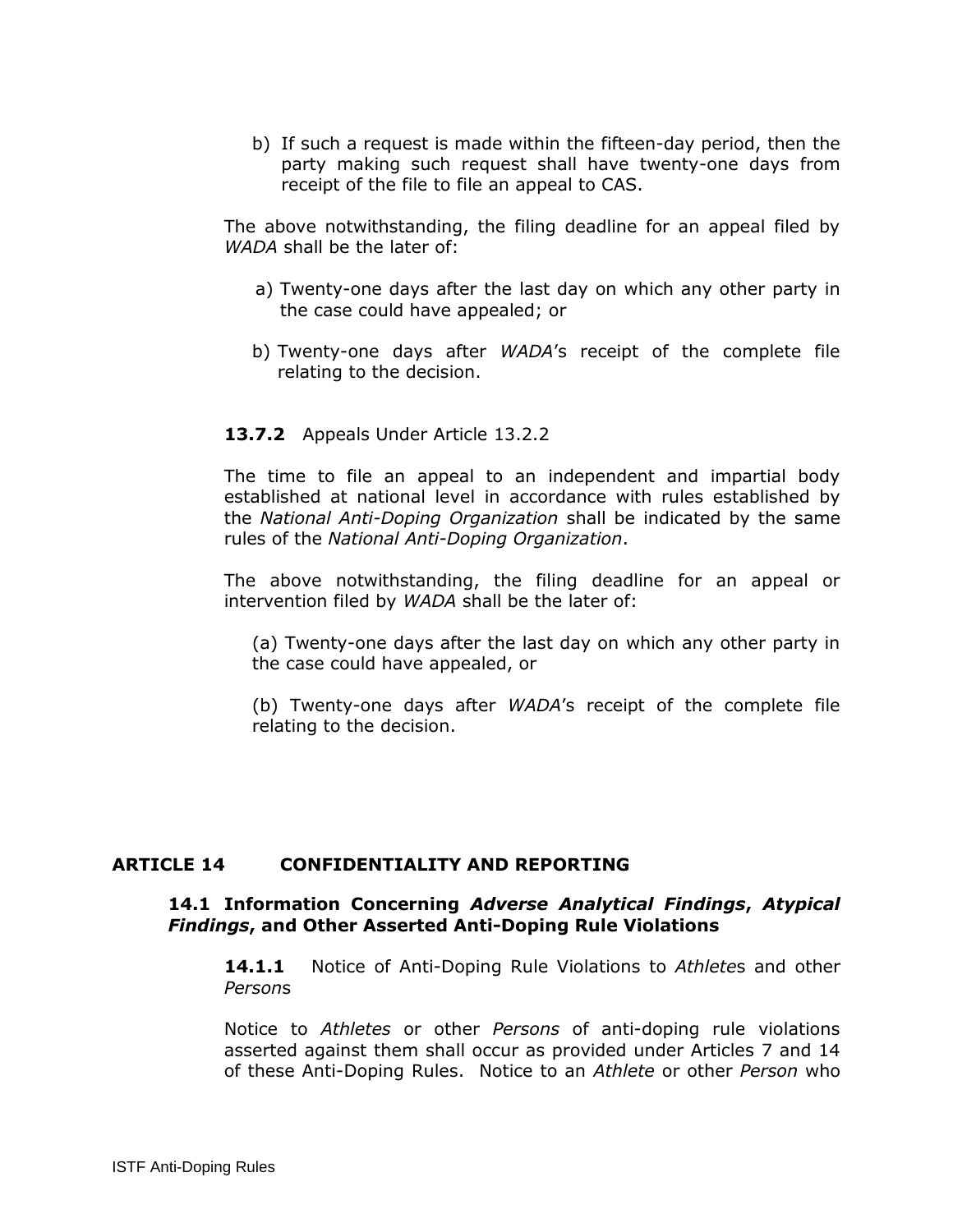b) If such a request is made within the fifteen-day period, then the party making such request shall have twenty-one days from receipt of the file to file an appeal to CAS.

The above notwithstanding, the filing deadline for an appeal filed by *WADA* shall be the later of:

a) Twenty-one days after the last day on which any other party in the case could have appealed; or

b) Twenty-one days after *WADA*'s receipt of the complete file relating to the decision.

**13.7.2** Appeals Under Article 13.2.2

The time to file an appeal to an independent and impartial body established at national level in accordance with rules established by the *National Anti-Doping Organization* shall be indicated by the same rules of the *National Anti-Doping Organization*.

The above notwithstanding, the filing deadline for an appeal or intervention filed by *WADA* shall be the later of:

(a) Twenty-one days after the last day on which any other party in the case could have appealed, or

(b) Twenty-one days after *WADA*'s receipt of the complete file relating to the decision.

## ARTICLE 14 CONFIDENTIALITY AND REPORTING

### 14.1 Information Concerning *Adverse Analytical Findings*, *Atypical Findings*, and Other Asserted Anti-Doping Rule Violations

**14.1.1** Notice of Anti-Doping Rule Violations to *Athlete*s and other *Person*s

Notice to *Athletes* or other *Persons* of anti-doping rule violations asserted against them shall occur as provided under Articles 7 and 14 of these Anti-Doping Rules. Notice to an *Athlete* or other *Person* who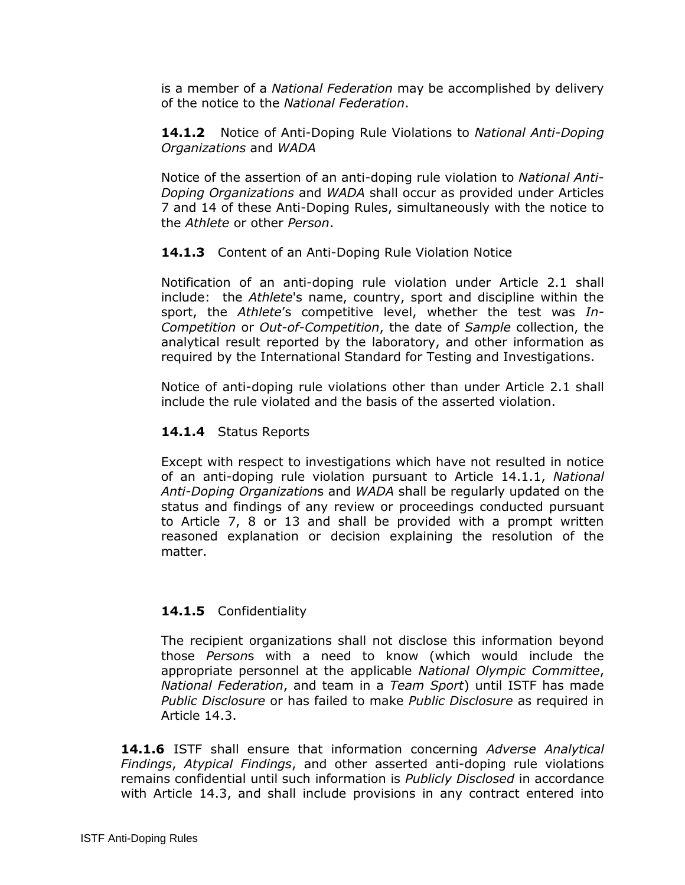is a member of a *National Federation* may be accomplished by delivery of the notice to the *National Federation*.

**14.1.2** Notice of Anti-Doping Rule Violations to *National Anti-Doping Organizations* and *WADA*

Notice of the assertion of an anti-doping rule violation to *National Anti-Doping Organizations* and *WADA* shall occur as provided under Articles 7 and 14 of these Anti-Doping Rules, simultaneously with the notice to the *Athlete* or other *Person*.

**14.1.3** Content of an Anti-Doping Rule Violation Notice

Notification of an anti-doping rule violation under Article 2.1 shall include: the *Athlete*'s name, country, sport and discipline within the sport, the *Athlete*'s competitive level, whether the test was *In-Competition* or *Out-of-Competition*, the date of *Sample* collection, the analytical result reported by the laboratory, and other information as required by the International Standard for Testing and Investigations.

Notice of anti-doping rule violations other than under Article 2.1 shall include the rule violated and the basis of the asserted violation.

**14.1.4** Status Reports

Except with respect to investigations which have not resulted in notice of an anti-doping rule violation pursuant to Article 14.1.1, *National Anti-Doping Organization*s and *WADA* shall be regularly updated on the status and findings of any review or proceedings conducted pursuant to Article 7, 8 or 13 and shall be provided with a prompt written reasoned explanation or decision explaining the resolution of the matter.

**14.1.5** Confidentiality

The recipient organizations shall not disclose this information beyond those *Person*s with a need to know (which would include the appropriate personnel at the applicable *National Olympic Committee*, *National Federation*, and team in a *Team Sport*) until ISTF has made *Public Disclosure* or has failed to make *Public Disclosure* as required in Article 14.3.

**14.1.6** ISTF shall ensure that information concerning *Adverse Analytical Findings*, *Atypical Findings*, and other asserted anti-doping rule violations remains confidential until such information is *Publicly Disclosed* in accordance with Article 14.3, and shall include provisions in any contract entered into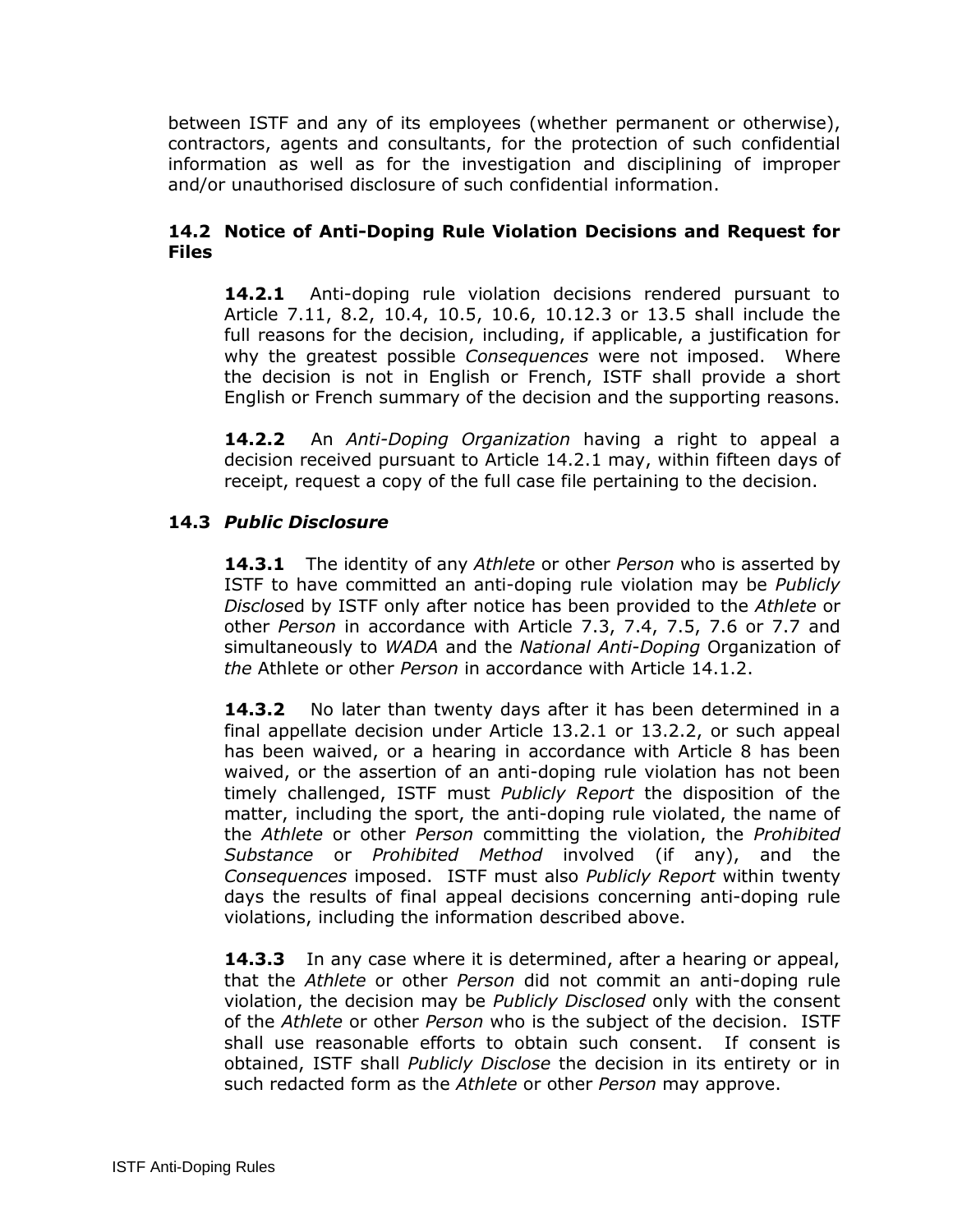between ISTF and any of its employees (whether permanent or otherwise), contractors, agents and consultants, for the protection of such confidential information as well as for the investigation and disciplining of improper and/or unauthorised disclosure of such confidential information.

### 14.2 Notice of Anti-Doping Rule Violation Decisions and Request for Files

**14.2.1** Anti-doping rule violation decisions rendered pursuant to Article 7.11, 8.2, 10.4, 10.5, 10.6, 10.12.3 or 13.5 shall include the full reasons for the decision, including, if applicable, a justification for why the greatest possible *Consequences* were not imposed. Where the decision is not in English or French, ISTF shall provide a short English or French summary of the decision and the supporting reasons.

**14.2.2** An *Anti-Doping Organization* having a right to appeal a decision received pursuant to Article 14.2.1 may, within fifteen days of receipt, request a copy of the full case file pertaining to the decision.

### 14.3 *Public Disclosure*

**14.3.1** The identity of any *Athlete* or other *Person* who is asserted by ISTF to have committed an anti-doping rule violation may be *Publicly Disclose*d by ISTF only after notice has been provided to the *Athlete* or other *Person* in accordance with Article 7.3, 7.4, 7.5, 7.6 or 7.7 and simultaneously to *WADA* and the *National Anti-Doping* Organization of *the* Athlete or other *Person* in accordance with Article 14.1.2.

**14.3.2** No later than twenty days after it has been determined in a final appellate decision under Article 13.2.1 or 13.2.2, or such appeal has been waived, or a hearing in accordance with Article 8 has been waived, or the assertion of an anti-doping rule violation has not been timely challenged, ISTF must *Publicly Report* the disposition of the matter, including the sport, the anti-doping rule violated, the name of the *Athlete* or other *Person* committing the violation, the *Prohibited Substance* or *Prohibited Method* involved (if any), and the *Consequences* imposed. ISTF must also *Publicly Report* within twenty days the results of final appeal decisions concerning anti-doping rule violations, including the information described above.

**14.3.3** In any case where it is determined, after a hearing or appeal, that the *Athlete* or other *Person* did not commit an anti-doping rule violation, the decision may be *Publicly Disclosed* only with the consent of the *Athlete* or other *Person* who is the subject of the decision. ISTF shall use reasonable efforts to obtain such consent. If consent is obtained, ISTF shall *Publicly Disclose* the decision in its entirety or in such redacted form as the *Athlete* or other *Person* may approve.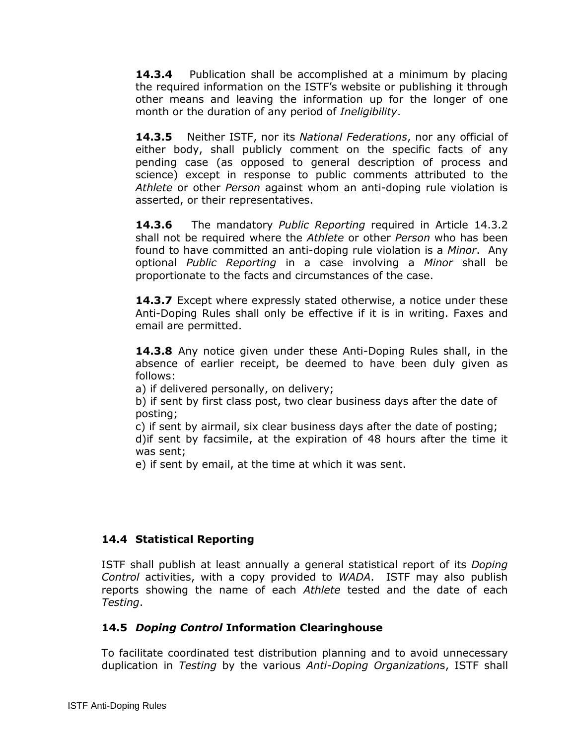**14.3.4** Publication shall be accomplished at a minimum by placing the required information on the ISTF's website or publishing it through other means and leaving the information up for the longer of one month or the duration of any period of *Ineligibility*.

**14.3.5** Neither ISTF, nor its *National Federations*, nor any official of either body, shall publicly comment on the specific facts of any pending case (as opposed to general description of process and science) except in response to public comments attributed to the *Athlete* or other *Person* against whom an anti-doping rule violation is asserted, or their representatives.

**14.3.6** The mandatory *Public Reporting* required in Article 14.3.2 shall not be required where the *Athlete* or other *Person* who has been found to have committed an anti-doping rule violation is a *Minor*. Any optional *Public Reporting* in a case involving a *Minor* shall be proportionate to the facts and circumstances of the case.

**14.3.7** Except where expressly stated otherwise, a notice under these Anti-Doping Rules shall only be effective if it is in writing. Faxes and email are permitted.

**14.3.8** Any notice given under these Anti-Doping Rules shall, in the absence of earlier receipt, be deemed to have been duly given as follows:

a) if delivered personally, on delivery;

b) if sent by first class post, two clear business days after the date of posting;

c) if sent by airmail, six clear business days after the date of posting;

d)if sent by facsimile, at the expiration of 48 hours after the time it was sent;

e) if sent by email, at the time at which it was sent.

### 14.4 Statistical Reporting

ISTF shall publish at least annually a general statistical report of its *Doping Control* activities, with a copy provided to *WADA*. ISTF may also publish reports showing the name of each *Athlete* tested and the date of each *Testing*.

### 14.5 *Doping Control* Information Clearinghouse

To facilitate coordinated test distribution planning and to avoid unnecessary duplication in *Testing* by the various *Anti-Doping Organization*s, ISTF shall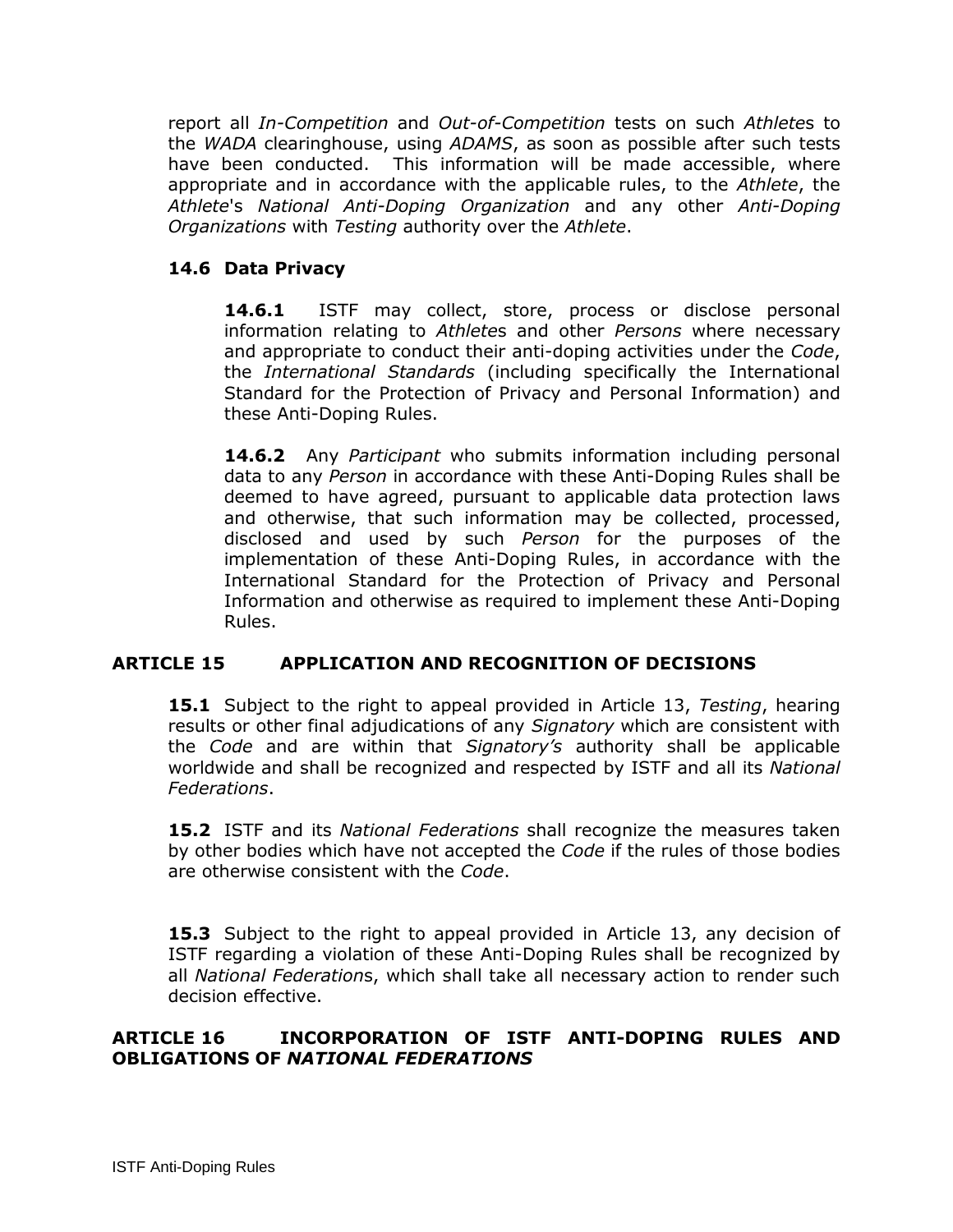report all *In-Competition* and *Out-of-Competition* tests on such *Athlete*s to the *WADA* clearinghouse, using *ADAMS*, as soon as possible after such tests have been conducted. This information will be made accessible, where appropriate and in accordance with the applicable rules, to the *Athlete*, the *Athlete*'s *National Anti-Doping Organization* and any other *Anti-Doping Organizations* with *Testing* authority over the *Athlete*.

### 14.6 Data Privacy

**14.6.1** ISTF may collect, store, process or disclose personal information relating to *Athlete*s and other *Persons* where necessary and appropriate to conduct their anti-doping activities under the *Code*, the *International Standards* (including specifically the International Standard for the Protection of Privacy and Personal Information) and these Anti-Doping Rules.

**14.6.2** Any *Participant* who submits information including personal data to any *Person* in accordance with these Anti-Doping Rules shall be deemed to have agreed, pursuant to applicable data protection laws and otherwise, that such information may be collected, processed, disclosed and used by such *Person* for the purposes of the implementation of these Anti-Doping Rules, in accordance with the International Standard for the Protection of Privacy and Personal Information and otherwise as required to implement these Anti-Doping Rules.

## ARTICLE 15 APPLICATION AND RECOGNITION OF DECISIONS

**15.1** Subject to the right to appeal provided in Article 13, *Testing*, hearing results or other final adjudications of any *Signatory* which are consistent with the *Code* and are within that *Signatory's* authority shall be applicable worldwide and shall be recognized and respected by ISTF and all its *National Federations*.

**15.2** ISTF and its *National Federations* shall recognize the measures taken by other bodies which have not accepted the *Code* if the rules of those bodies are otherwise consistent with the *Code*.

**15.3** Subject to the right to appeal provided in Article 13, any decision of ISTF regarding a violation of these Anti-Doping Rules shall be recognized by all *National Federation*s, which shall take all necessary action to render such decision effective.

## ARTICLE 16 INCORPORATION OF ISTF ANTI-DOPING RULES AND OBLIGATIONS OF *NATIONAL FEDERATIONS*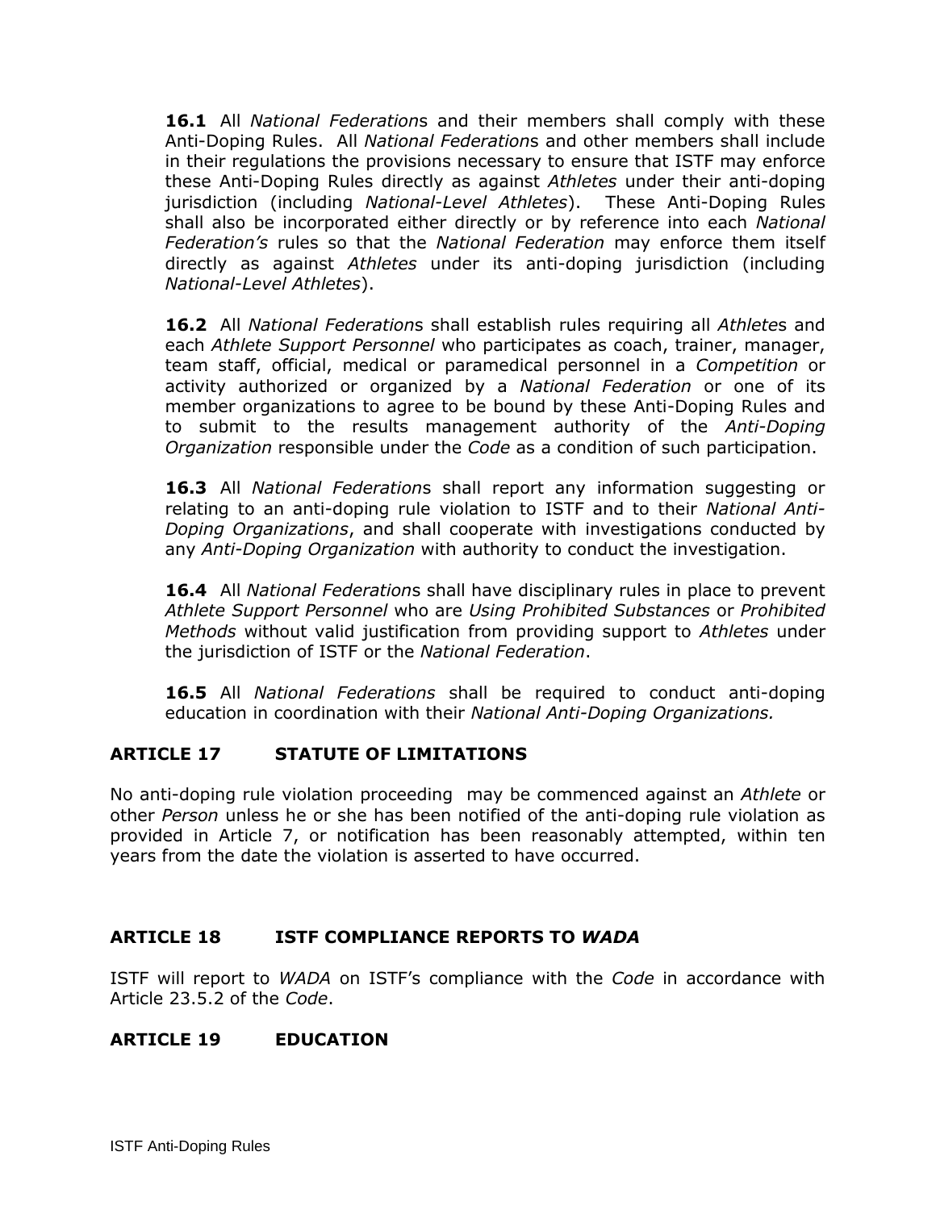**16.1** All *National Federation*s and their members shall comply with these Anti-Doping Rules. All *National Federation*s and other members shall include in their regulations the provisions necessary to ensure that ISTF may enforce these Anti-Doping Rules directly as against *Athletes* under their anti-doping jurisdiction (including *National-Level Athletes*). These Anti-Doping Rules shall also be incorporated either directly or by reference into each *National Federation's* rules so that the *National Federation* may enforce them itself directly as against *Athletes* under its anti-doping jurisdiction (including *National-Level Athletes*).

**16.2** All *National Federation*s shall establish rules requiring all *Athlete*s and each *Athlete Support Personnel* who participates as coach, trainer, manager, team staff, official, medical or paramedical personnel in a *Competition* or activity authorized or organized by a *National Federation* or one of its member organizations to agree to be bound by these Anti-Doping Rules and to submit to the results management authority of the *Anti-Doping Organization* responsible under the *Code* as a condition of such participation.

**16.3** All *National Federation*s shall report any information suggesting or relating to an anti-doping rule violation to ISTF and to their *National Anti-Doping Organizations*, and shall cooperate with investigations conducted by any *Anti-Doping Organization* with authority to conduct the investigation.

**16.4** All *National Federation*s shall have disciplinary rules in place to prevent *Athlete Support Personnel* who are *Using Prohibited Substances* or *Prohibited Methods* without valid justification from providing support to *Athletes* under the jurisdiction of ISTF or the *National Federation*.

**16.5** All *National Federations* shall be required to conduct anti-doping education in coordination with their *National Anti-Doping Organizations.*

## ARTICLE 17 STATUTE OF LIMITATIONS

No anti-doping rule violation proceeding may be commenced against an *Athlete* or other *Person* unless he or she has been notified of the anti-doping rule violation as provided in Article 7, or notification has been reasonably attempted, within ten years from the date the violation is asserted to have occurred.

## ARTICLE 18 ISTF COMPLIANCE REPORTS TO *WADA*

ISTF will report to *WADA* on ISTF's compliance with the *Code* in accordance with Article 23.5.2 of the *Code*.

## ARTICLE 19 EDUCATION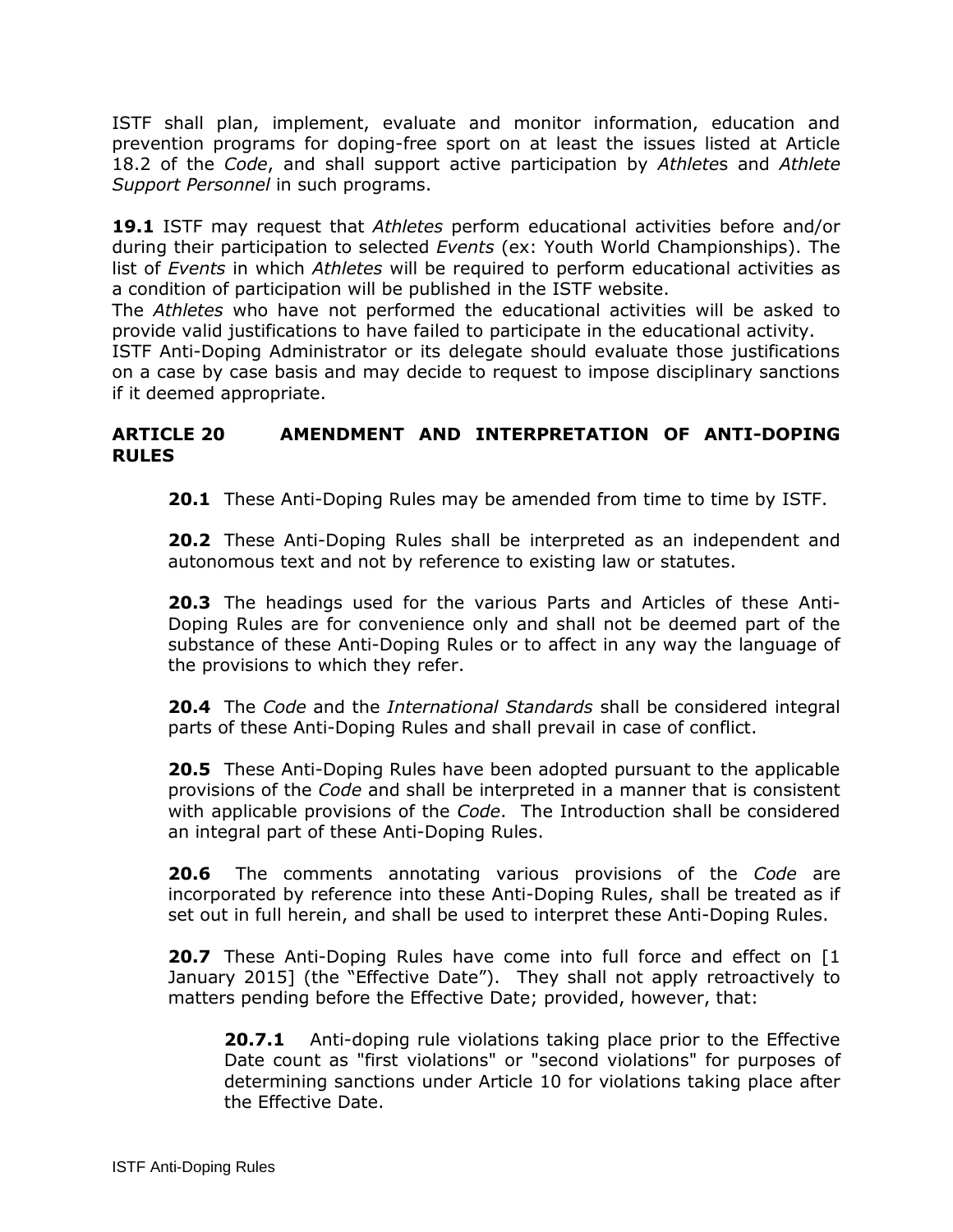ISTF shall plan, implement, evaluate and monitor information, education and prevention programs for doping-free sport on at least the issues listed at Article 18.2 of the *Code*, and shall support active participation by *Athlete*s and *Athlete Support Personnel* in such programs.

**19.1** ISTF may request that *Athletes* perform educational activities before and/or during their participation to selected *Events* (ex: Youth World Championships). The list of *Events* in which *Athletes* will be required to perform educational activities as a condition of participation will be published in the ISTF website.
The *Athletes* who have not performed the educational activities will be asked to provide valid justifications to have failed to participate in the educational activity.
ISTF Anti-Doping Administrator or its delegate should evaluate those justifications on a case by case basis and may decide to request to impose disciplinary sanctions if it deemed appropriate.

## ARTICLE 20 AMENDMENT AND INTERPRETATION OF ANTI-DOPING RULES

**20.1** These Anti-Doping Rules may be amended from time to time by ISTF.

**20.2** These Anti-Doping Rules shall be interpreted as an independent and autonomous text and not by reference to existing law or statutes.

**20.3** The headings used for the various Parts and Articles of these Anti-Doping Rules are for convenience only and shall not be deemed part of the substance of these Anti-Doping Rules or to affect in any way the language of the provisions to which they refer.

**20.4** The *Code* and the *International Standards* shall be considered integral parts of these Anti-Doping Rules and shall prevail in case of conflict.

**20.5** These Anti-Doping Rules have been adopted pursuant to the applicable provisions of the *Code* and shall be interpreted in a manner that is consistent with applicable provisions of the *Code*. The Introduction shall be considered an integral part of these Anti-Doping Rules.

**20.6** The comments annotating various provisions of the *Code* are incorporated by reference into these Anti-Doping Rules, shall be treated as if set out in full herein, and shall be used to interpret these Anti-Doping Rules.

**20.7** These Anti-Doping Rules have come into full force and effect on [1 January 2015] (the "Effective Date"). They shall not apply retroactively to matters pending before the Effective Date; provided, however, that:

**20.7.1** Anti-doping rule violations taking place prior to the Effective Date count as "first violations" or "second violations" for purposes of determining sanctions under Article 10 for violations taking place after the Effective Date.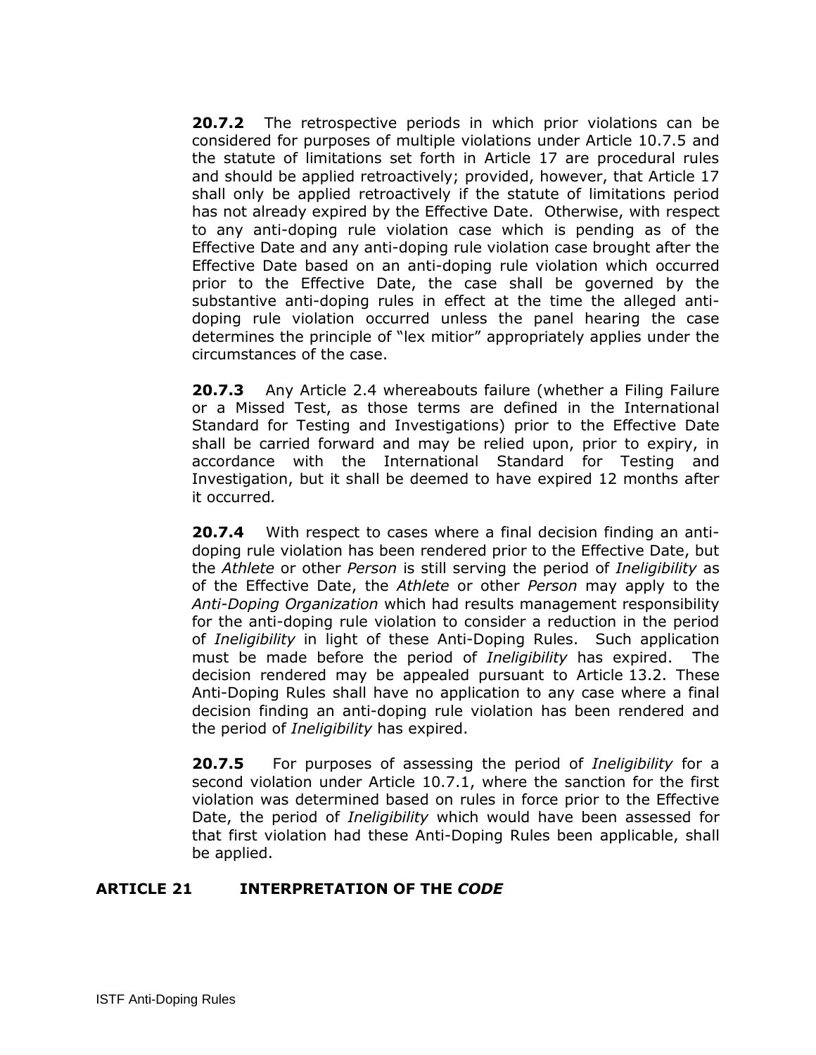**20.7.2** The retrospective periods in which prior violations can be considered for purposes of multiple violations under Article 10.7.5 and the statute of limitations set forth in Article 17 are procedural rules and should be applied retroactively; provided, however, that Article 17 shall only be applied retroactively if the statute of limitations period has not already expired by the Effective Date. Otherwise, with respect to any anti-doping rule violation case which is pending as of the Effective Date and any anti-doping rule violation case brought after the Effective Date based on an anti-doping rule violation which occurred prior to the Effective Date, the case shall be governed by the substantive anti-doping rules in effect at the time the alleged anti-doping rule violation occurred unless the panel hearing the case determines the principle of "lex mitior" appropriately applies under the circumstances of the case.

**20.7.3** Any Article 2.4 whereabouts failure (whether a Filing Failure or a Missed Test, as those terms are defined in the International Standard for Testing and Investigations) prior to the Effective Date shall be carried forward and may be relied upon, prior to expiry, in accordance with the International Standard for Testing and Investigation, but it shall be deemed to have expired 12 months after it occurred*.*

**20.7.4** With respect to cases where a final decision finding an anti-doping rule violation has been rendered prior to the Effective Date, but the *Athlete* or other *Person* is still serving the period of *Ineligibility* as of the Effective Date, the *Athlete* or other *Person* may apply to the *Anti-Doping Organization* which had results management responsibility for the anti-doping rule violation to consider a reduction in the period of *Ineligibility* in light of these Anti-Doping Rules. Such application must be made before the period of *Ineligibility* has expired. The decision rendered may be appealed pursuant to Article 13.2. These Anti-Doping Rules shall have no application to any case where a final decision finding an anti-doping rule violation has been rendered and the period of *Ineligibility* has expired.

**20.7.5** For purposes of assessing the period of *Ineligibility* for a second violation under Article 10.7.1, where the sanction for the first violation was determined based on rules in force prior to the Effective Date, the period of *Ineligibility* which would have been assessed for that first violation had these Anti-Doping Rules been applicable, shall be applied.

## ARTICLE 21 INTERPRETATION OF THE *CODE*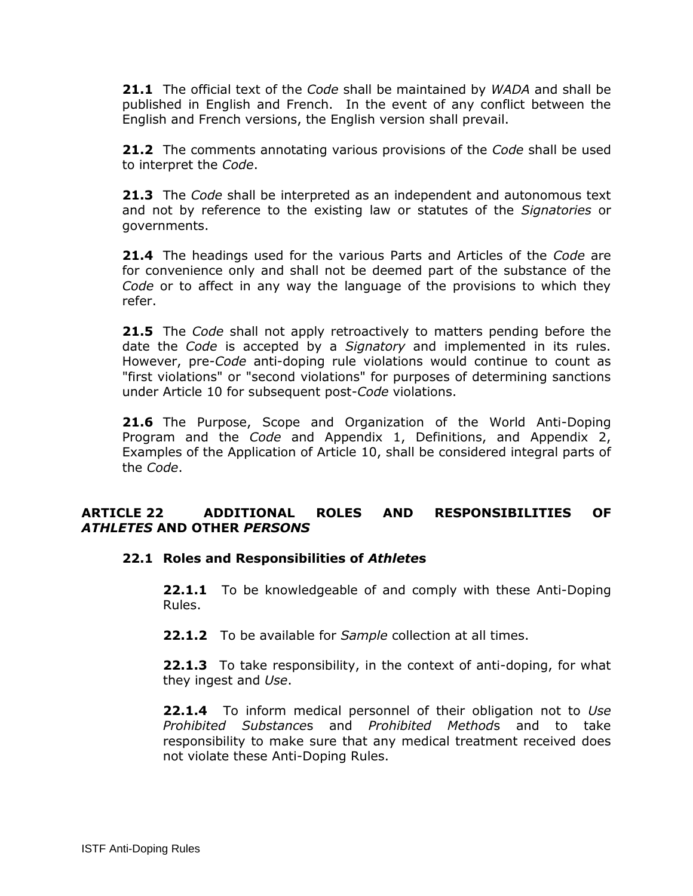**21.1** The official text of the *Code* shall be maintained by *WADA* and shall be published in English and French. In the event of any conflict between the English and French versions, the English version shall prevail.

**21.2** The comments annotating various provisions of the *Code* shall be used to interpret the *Code*.

**21.3** The *Code* shall be interpreted as an independent and autonomous text and not by reference to the existing law or statutes of the *Signatories* or governments.

**21.4** The headings used for the various Parts and Articles of the *Code* are for convenience only and shall not be deemed part of the substance of the *Code* or to affect in any way the language of the provisions to which they refer.

**21.5** The *Code* shall not apply retroactively to matters pending before the date the *Code* is accepted by a *Signatory* and implemented in its rules. However, pre-*Code* anti-doping rule violations would continue to count as "first violations" or "second violations" for purposes of determining sanctions under Article 10 for subsequent post-*Code* violations.

**21.6** The Purpose, Scope and Organization of the World Anti-Doping Program and the *Code* and Appendix 1, Definitions, and Appendix 2, Examples of the Application of Article 10, shall be considered integral parts of the *Code*.

## ARTICLE 22 ADDITIONAL ROLES AND RESPONSIBILITIES OF *ATHLETES* AND OTHER *PERSONS*

### 22.1 Roles and Responsibilities of *Athletes*

**22.1.1** To be knowledgeable of and comply with these Anti-Doping Rules.

**22.1.2** To be available for *Sample* collection at all times.

**22.1.3** To take responsibility, in the context of anti-doping, for what they ingest and *Use*.

**22.1.4** To inform medical personnel of their obligation not to *Use Prohibited Substance*s and *Prohibited Method*s and to take responsibility to make sure that any medical treatment received does not violate these Anti-Doping Rules.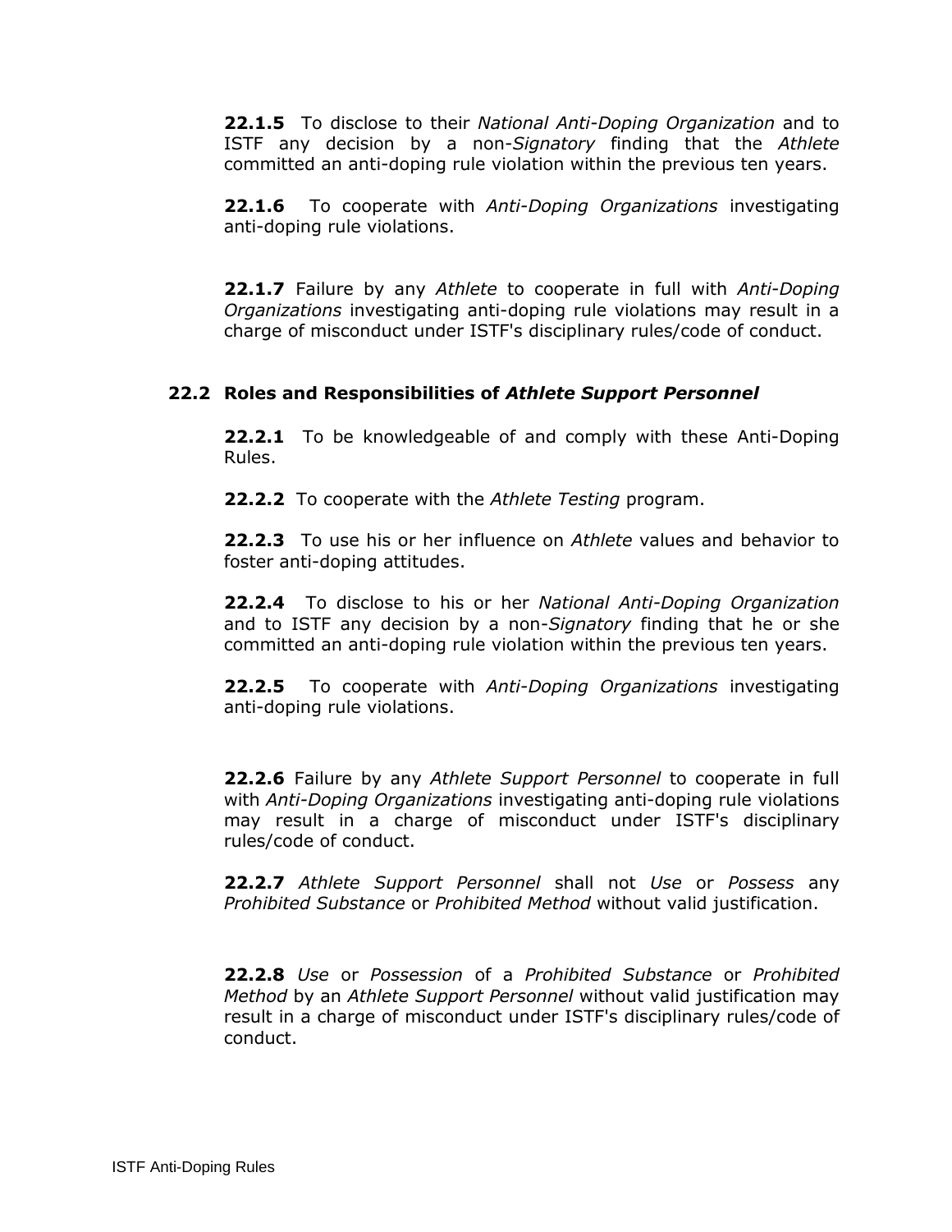**22.1.5** To disclose to their *National Anti-Doping Organization* and to ISTF any decision by a non-*Signatory* finding that the *Athlete* committed an anti-doping rule violation within the previous ten years.

**22.1.6** To cooperate with *Anti-Doping Organizations* investigating anti-doping rule violations.

**22.1.7** Failure by any *Athlete* to cooperate in full with *Anti-Doping Organizations* investigating anti-doping rule violations may result in a charge of misconduct under ISTF's disciplinary rules/code of conduct.

### 22.2 Roles and Responsibilities of *Athlete Support Personnel*

**22.2.1** To be knowledgeable of and comply with these Anti-Doping Rules.

**22.2.2** To cooperate with the *Athlete Testing* program.

**22.2.3** To use his or her influence on *Athlete* values and behavior to foster anti-doping attitudes.

**22.2.4** To disclose to his or her *National Anti-Doping Organization* and to ISTF any decision by a non-*Signatory* finding that he or she committed an anti-doping rule violation within the previous ten years.

**22.2.5** To cooperate with *Anti-Doping Organizations* investigating anti-doping rule violations.

**22.2.6** Failure by any *Athlete Support Personnel* to cooperate in full with *Anti-Doping Organizations* investigating anti-doping rule violations may result in a charge of misconduct under ISTF's disciplinary rules/code of conduct.

**22.2.7** *Athlete Support Personnel* shall not *Use* or *Possess* any *Prohibited Substance* or *Prohibited Method* without valid justification.

**22.2.8** *Use* or *Possession* of a *Prohibited Substance* or *Prohibited Method* by an *Athlete Support Personnel* without valid justification may result in a charge of misconduct under ISTF's disciplinary rules/code of conduct.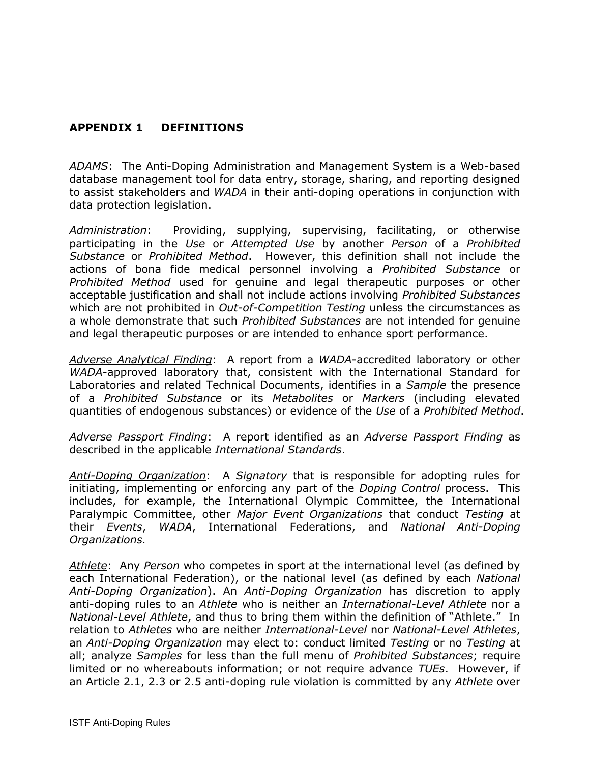## APPENDIX 1 DEFINITIONS

_ADAMS_: The Anti-Doping Administration and Management System is a Web-based database management tool for data entry, storage, sharing, and reporting designed to assist stakeholders and *WADA* in their anti-doping operations in conjunction with data protection legislation.

_Administration_: Providing, supplying, supervising, facilitating, or otherwise participating in the *Use* or *Attempted Use* by another *Person* of a *Prohibited Substance* or *Prohibited Method*. However, this definition shall not include the actions of bona fide medical personnel involving a *Prohibited Substance* or *Prohibited Method* used for genuine and legal therapeutic purposes or other acceptable justification and shall not include actions involving *Prohibited Substances* which are not prohibited in *Out-of-Competition Testing* unless the circumstances as a whole demonstrate that such *Prohibited Substances* are not intended for genuine and legal therapeutic purposes or are intended to enhance sport performance.

_Adverse Analytical Finding_: A report from a *WADA*-accredited laboratory or other *WADA*-approved laboratory that, consistent with the International Standard for Laboratories and related Technical Documents, identifies in a *Sample* the presence of a *Prohibited Substance* or its *Metabolites* or *Markers* (including elevated quantities of endogenous substances) or evidence of the *Use* of a *Prohibited Method*.

_Adverse Passport Finding_: A report identified as an *Adverse Passport Finding* as described in the applicable *International Standards*.

_Anti-Doping Organization_: A *Signatory* that is responsible for adopting rules for initiating, implementing or enforcing any part of the *Doping Control* process. This includes, for example, the International Olympic Committee, the International Paralympic Committee, other *Major Event Organizations* that conduct *Testing* at their *Events*, *WADA*, International Federations, and *National Anti-Doping Organizations.*

_Athlete_: Any *Person* who competes in sport at the international level (as defined by each International Federation), or the national level (as defined by each *National Anti-Doping Organization*). An *Anti-Doping Organization* has discretion to apply anti-doping rules to an *Athlete* who is neither an *International-Level Athlete* nor a *National-Level Athlete*, and thus to bring them within the definition of "Athlete." In relation to *Athletes* who are neither *International-Level* nor *National-Level Athletes*, an *Anti-Doping Organization* may elect to: conduct limited *Testing* or no *Testing* at all; analyze *Samples* for less than the full menu of *Prohibited Substances*; require limited or no whereabouts information; or not require advance *TUEs*. However, if an Article 2.1, 2.3 or 2.5 anti-doping rule violation is committed by any *Athlete* over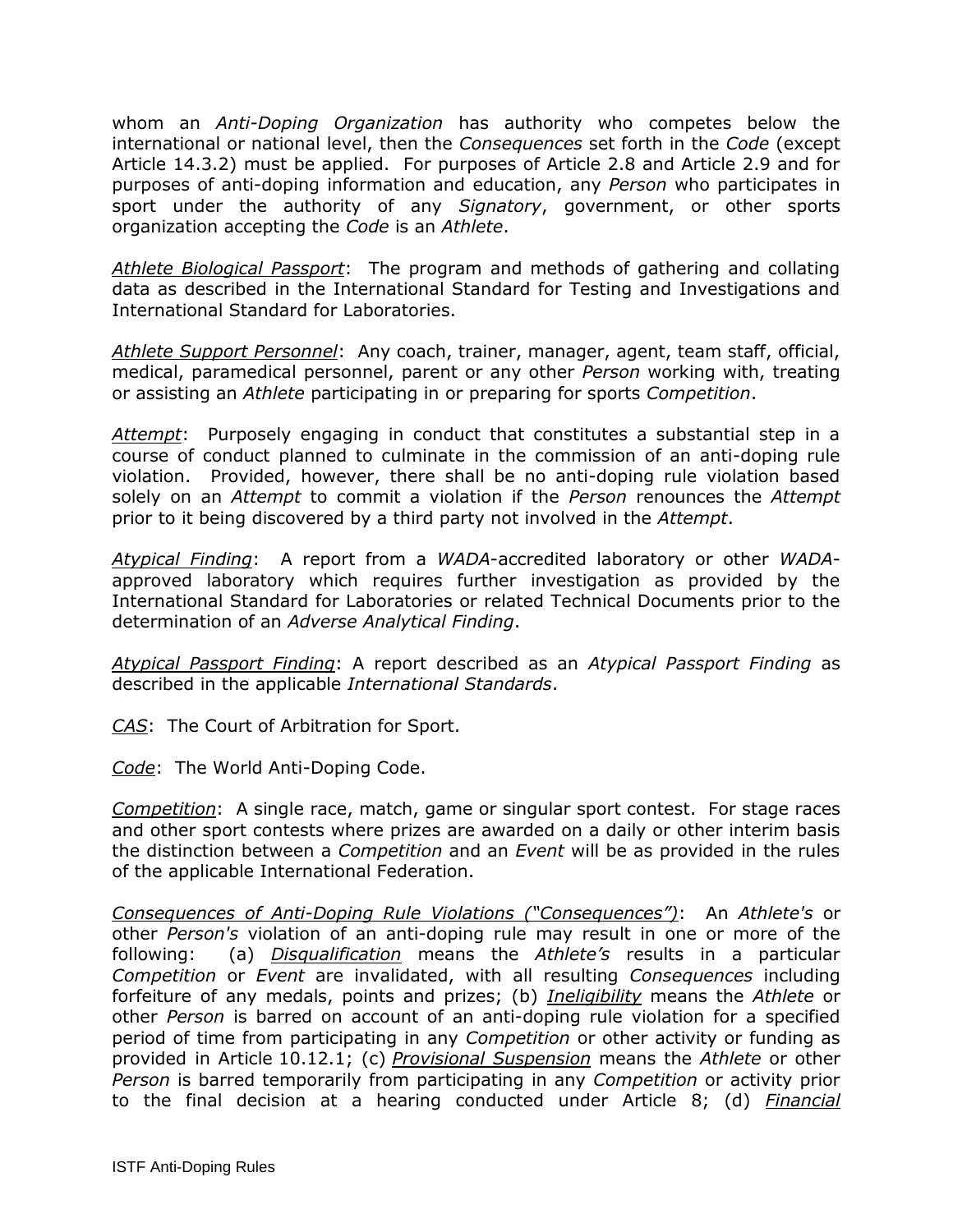whom an *Anti-Doping Organization* has authority who competes below the international or national level, then the *Consequences* set forth in the *Code* (except Article 14.3.2) must be applied. For purposes of Article 2.8 and Article 2.9 and for purposes of anti-doping information and education, any *Person* who participates in sport under the authority of any *Signatory*, government, or other sports organization accepting the *Code* is an *Athlete*.

*Athlete Biological Passport*: The program and methods of gathering and collating data as described in the International Standard for Testing and Investigations and International Standard for Laboratories.

*Athlete Support Personnel*: Any coach, trainer, manager, agent, team staff, official, medical, paramedical personnel, parent or any other *Person* working with, treating or assisting an *Athlete* participating in or preparing for sports *Competition*.

*Attempt*: Purposely engaging in conduct that constitutes a substantial step in a course of conduct planned to culminate in the commission of an anti-doping rule violation. Provided, however, there shall be no anti-doping rule violation based solely on an *Attempt* to commit a violation if the *Person* renounces the *Attempt* prior to it being discovered by a third party not involved in the *Attempt*.

*Atypical Finding*: A report from a *WADA*-accredited laboratory or other *WADA*-approved laboratory which requires further investigation as provided by the International Standard for Laboratories or related Technical Documents prior to the determination of an *Adverse Analytical Finding*.

*Atypical Passport Finding*: A report described as an *Atypical Passport Finding* as described in the applicable *International Standards*.

*CAS*: The Court of Arbitration for Sport.

*Code*: The World Anti-Doping Code.

*Competition*: A single race, match, game or singular sport contest. For stage races and other sport contests where prizes are awarded on a daily or other interim basis the distinction between a *Competition* and an *Event* will be as provided in the rules of the applicable International Federation.

*Consequences of Anti-Doping Rule Violations ("Consequences")*: An *Athlete's* or other *Person's* violation of an anti-doping rule may result in one or more of the following: (a) *Disqualification* means the *Athlete's* results in a particular *Competition* or *Event* are invalidated, with all resulting *Consequences* including forfeiture of any medals, points and prizes; (b) *Ineligibility* means the *Athlete* or other *Person* is barred on account of an anti-doping rule violation for a specified period of time from participating in any *Competition* or other activity or funding as provided in Article 10.12.1; (c) *Provisional Suspension* means the *Athlete* or other *Person* is barred temporarily from participating in any *Competition* or activity prior to the final decision at a hearing conducted under Article 8; (d) *Financial*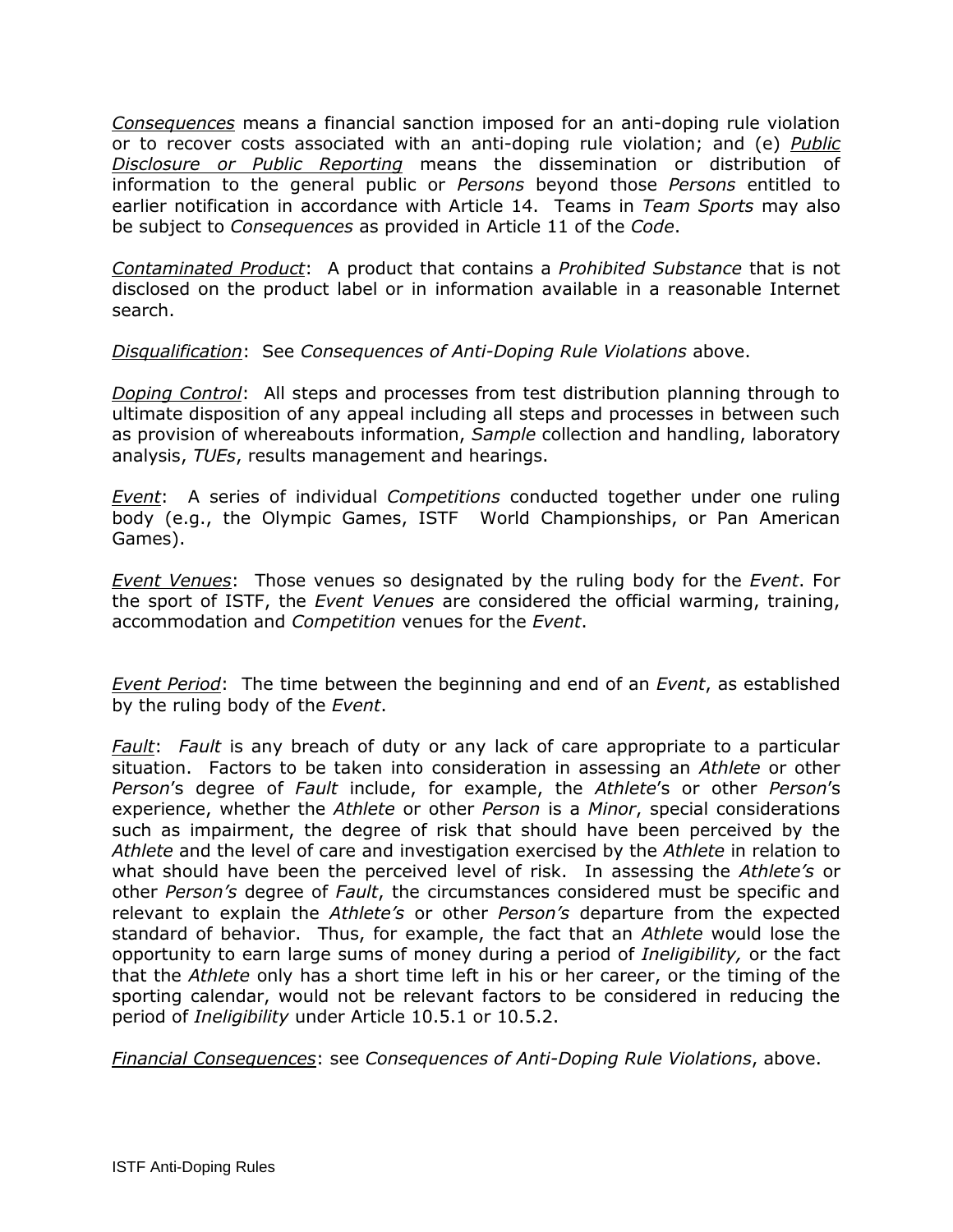*Consequences* means a financial sanction imposed for an anti-doping rule violation or to recover costs associated with an anti-doping rule violation; and (e) *Public Disclosure or Public Reporting* means the dissemination or distribution of information to the general public or *Persons* beyond those *Persons* entitled to earlier notification in accordance with Article 14. Teams in *Team Sports* may also be subject to *Consequences* as provided in Article 11 of the *Code*.

*Contaminated Product*: A product that contains a *Prohibited Substance* that is not disclosed on the product label or in information available in a reasonable Internet search.

*Disqualification*: See *Consequences of Anti-Doping Rule Violations* above.

*Doping Control*: All steps and processes from test distribution planning through to ultimate disposition of any appeal including all steps and processes in between such as provision of whereabouts information, *Sample* collection and handling, laboratory analysis, *TUEs*, results management and hearings.

*Event*: A series of individual *Competitions* conducted together under one ruling body (e.g., the Olympic Games, ISTF World Championships, or Pan American Games).

*Event Venues*: Those venues so designated by the ruling body for the *Event*. For the sport of ISTF, the *Event Venues* are considered the official warming, training, accommodation and *Competition* venues for the *Event*.

*Event Period*: The time between the beginning and end of an *Event*, as established by the ruling body of the *Event*.

*Fault*: *Fault* is any breach of duty or any lack of care appropriate to a particular situation. Factors to be taken into consideration in assessing an *Athlete* or other *Person*'s degree of *Fault* include, for example, the *Athlete*'s or other *Person*'s experience, whether the *Athlete* or other *Person* is a *Minor*, special considerations such as impairment, the degree of risk that should have been perceived by the *Athlete* and the level of care and investigation exercised by the *Athlete* in relation to what should have been the perceived level of risk. In assessing the *Athlete's* or other *Person's* degree of *Fault*, the circumstances considered must be specific and relevant to explain the *Athlete's* or other *Person's* departure from the expected standard of behavior. Thus, for example, the fact that an *Athlete* would lose the opportunity to earn large sums of money during a period of *Ineligibility,* or the fact that the *Athlete* only has a short time left in his or her career, or the timing of the sporting calendar, would not be relevant factors to be considered in reducing the period of *Ineligibility* under Article 10.5.1 or 10.5.2.

*Financial Consequences*: see *Consequences of Anti-Doping Rule Violations*, above.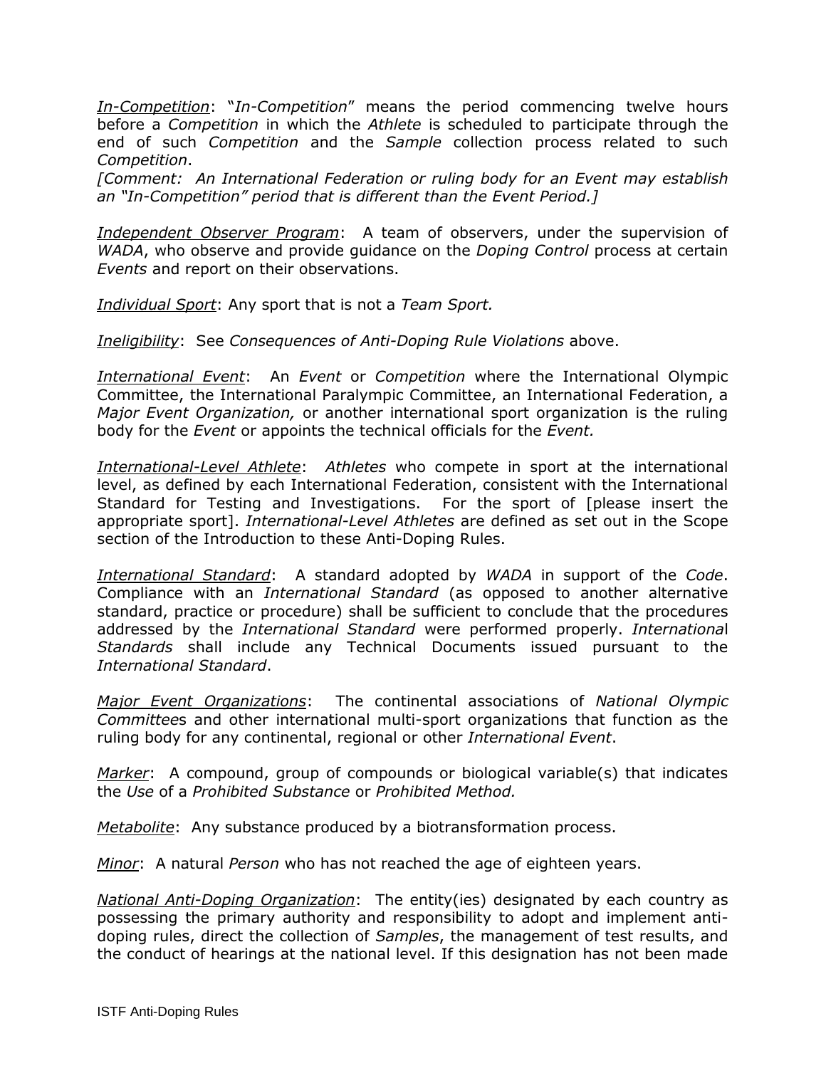*In-Competition*: "*In-Competition*" means the period commencing twelve hours before a *Competition* in which the *Athlete* is scheduled to participate through the end of such *Competition* and the *Sample* collection process related to such *Competition*.
*[Comment: An International Federation or ruling body for an Event may establish an "In-Competition" period that is different than the Event Period.]*

*Independent Observer Program*: A team of observers, under the supervision of *WADA*, who observe and provide guidance on the *Doping Control* process at certain *Events* and report on their observations.

*Individual Sport*: Any sport that is not a *Team Sport.*

*Ineligibility*: See *Consequences of Anti-Doping Rule Violations* above.

*International Event*: An *Event* or *Competition* where the International Olympic Committee, the International Paralympic Committee, an International Federation, a *Major Event Organization,* or another international sport organization is the ruling body for the *Event* or appoints the technical officials for the *Event.*

*International-Level Athlete*: *Athletes* who compete in sport at the international level, as defined by each International Federation, consistent with the International Standard for Testing and Investigations. For the sport of [please insert the appropriate sport]. *International-Level Athletes* are defined as set out in the Scope section of the Introduction to these Anti-Doping Rules.

*International Standard*: A standard adopted by *WADA* in support of the *Code*. Compliance with an *International Standard* (as opposed to another alternative standard, practice or procedure) shall be sufficient to conclude that the procedures addressed by the *International Standard* were performed properly. *International Standards* shall include any Technical Documents issued pursuant to the *International Standard*.

*Major Event Organizations*: The continental associations of *National Olympic Committees* and other international multi-sport organizations that function as the ruling body for any continental, regional or other *International Event*.

*Marker*: A compound, group of compounds or biological variable(s) that indicates the *Use* of a *Prohibited Substance* or *Prohibited Method.*

*Metabolite*: Any substance produced by a biotransformation process.

*Minor*: A natural *Person* who has not reached the age of eighteen years.

*National Anti-Doping Organization*: The entity(ies) designated by each country as possessing the primary authority and responsibility to adopt and implement anti-doping rules, direct the collection of *Samples*, the management of test results, and the conduct of hearings at the national level. If this designation has not been made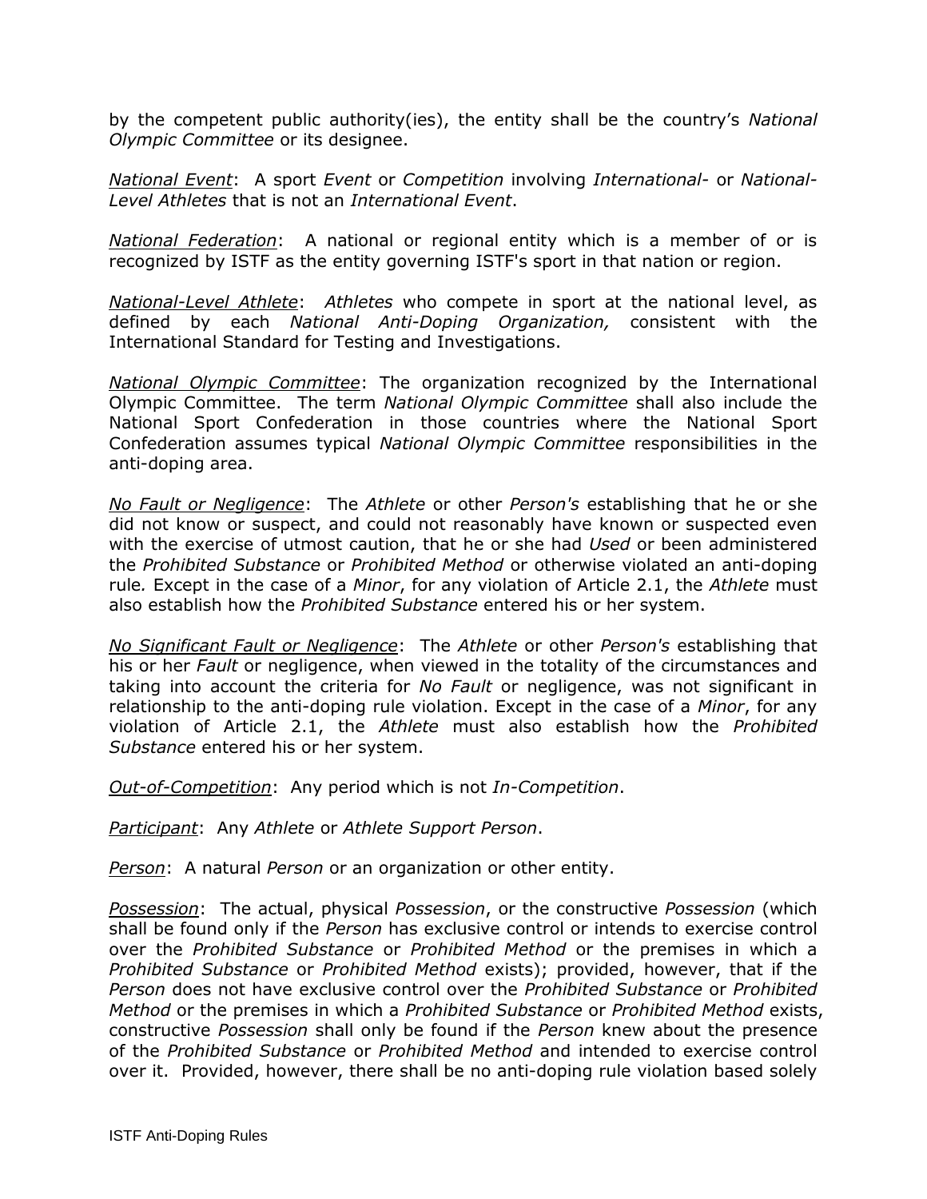by the competent public authority(ies), the entity shall be the country's *National Olympic Committee* or its designee.

*National Event*: A sport *Event* or *Competition* involving *International-* or *National-Level Athletes* that is not an *International Event*.

*National Federation*: A national or regional entity which is a member of or is recognized by ISTF as the entity governing ISTF's sport in that nation or region.

*National-Level Athlete*: *Athletes* who compete in sport at the national level, as defined by each *National Anti-Doping Organization,* consistent with the International Standard for Testing and Investigations.

*National Olympic Committee*: The organization recognized by the International Olympic Committee. The term *National Olympic Committee* shall also include the National Sport Confederation in those countries where the National Sport Confederation assumes typical *National Olympic Committee* responsibilities in the anti-doping area.

*No Fault or Negligence*: The *Athlete* or other *Person's* establishing that he or she did not know or suspect, and could not reasonably have known or suspected even with the exercise of utmost caution, that he or she had *Used* or been administered the *Prohibited Substance* or *Prohibited Method* or otherwise violated an anti-doping rule. Except in the case of a *Minor*, for any violation of Article 2.1, the *Athlete* must also establish how the *Prohibited Substance* entered his or her system.

*No Significant Fault or Negligence*: The *Athlete* or other *Person's* establishing that his or her *Fault* or negligence, when viewed in the totality of the circumstances and taking into account the criteria for *No Fault* or negligence, was not significant in relationship to the anti-doping rule violation. Except in the case of a *Minor*, for any violation of Article 2.1, the *Athlete* must also establish how the *Prohibited Substance* entered his or her system.

*Out-of-Competition*: Any period which is not *In-Competition*.

*Participant*: Any *Athlete* or *Athlete Support Person*.

*Person*: A natural *Person* or an organization or other entity.

*Possession*: The actual, physical *Possession*, or the constructive *Possession* (which shall be found only if the *Person* has exclusive control or intends to exercise control over the *Prohibited Substance* or *Prohibited Method* or the premises in which a *Prohibited Substance* or *Prohibited Method* exists); provided, however, that if the *Person* does not have exclusive control over the *Prohibited Substance* or *Prohibited Method* or the premises in which a *Prohibited Substance* or *Prohibited Method* exists, constructive *Possession* shall only be found if the *Person* knew about the presence of the *Prohibited Substance* or *Prohibited Method* and intended to exercise control over it. Provided, however, there shall be no anti-doping rule violation based solely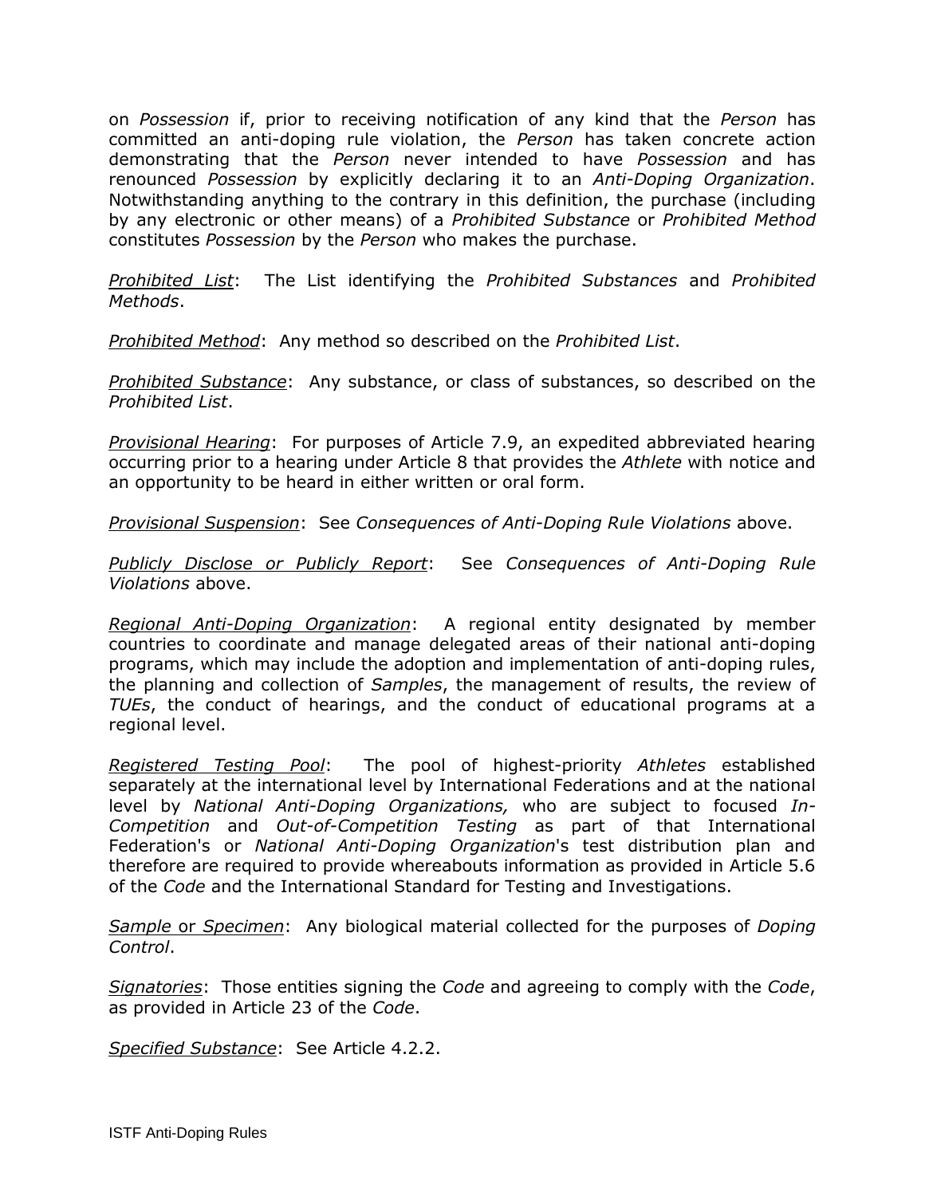on *Possession* if, prior to receiving notification of any kind that the *Person* has committed an anti-doping rule violation, the *Person* has taken concrete action demonstrating that the *Person* never intended to have *Possession* and has renounced *Possession* by explicitly declaring it to an *Anti-Doping Organization*. Notwithstanding anything to the contrary in this definition, the purchase (including by any electronic or other means) of a *Prohibited Substance* or *Prohibited Method* constitutes *Possession* by the *Person* who makes the purchase.

*Prohibited List*: The List identifying the *Prohibited Substances* and *Prohibited Methods*.

*Prohibited Method*: Any method so described on the *Prohibited List*.

*Prohibited Substance*: Any substance, or class of substances, so described on the *Prohibited List*.

*Provisional Hearing*: For purposes of Article 7.9, an expedited abbreviated hearing occurring prior to a hearing under Article 8 that provides the *Athlete* with notice and an opportunity to be heard in either written or oral form.

*Provisional Suspension*: See *Consequences of Anti-Doping Rule Violations* above.

*Publicly Disclose or Publicly Report*: See *Consequences of Anti-Doping Rule Violations* above.

*Regional Anti-Doping Organization*: A regional entity designated by member countries to coordinate and manage delegated areas of their national anti-doping programs, which may include the adoption and implementation of anti-doping rules, the planning and collection of *Samples*, the management of results, the review of *TUEs*, the conduct of hearings, and the conduct of educational programs at a regional level.

*Registered Testing Pool*: The pool of highest-priority *Athletes* established separately at the international level by International Federations and at the national level by *National Anti-Doping Organizations,* who are subject to focused *In-Competition* and *Out-of-Competition Testing* as part of that International Federation's or *National Anti-Doping Organization*'s test distribution plan and therefore are required to provide whereabouts information as provided in Article 5.6 of the *Code* and the International Standard for Testing and Investigations.

*Sample* or *Specimen*: Any biological material collected for the purposes of *Doping Control*.

*Signatories*: Those entities signing the *Code* and agreeing to comply with the *Code*, as provided in Article 23 of the *Code*.

*Specified Substance*: See Article 4.2.2.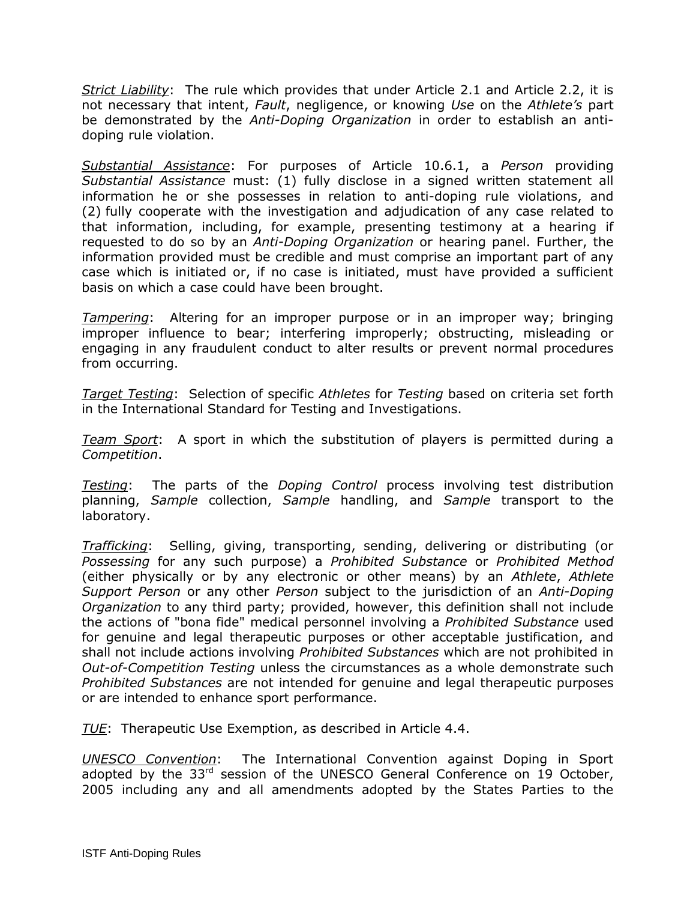*Strict Liability*: The rule which provides that under Article 2.1 and Article 2.2, it is not necessary that intent, *Fault*, negligence, or knowing *Use* on the *Athlete's* part be demonstrated by the *Anti-Doping Organization* in order to establish an anti-doping rule violation.

*Substantial Assistance*: For purposes of Article 10.6.1, a *Person* providing *Substantial Assistance* must: (1) fully disclose in a signed written statement all information he or she possesses in relation to anti-doping rule violations, and (2) fully cooperate with the investigation and adjudication of any case related to that information, including, for example, presenting testimony at a hearing if requested to do so by an *Anti-Doping Organization* or hearing panel. Further, the information provided must be credible and must comprise an important part of any case which is initiated or, if no case is initiated, must have provided a sufficient basis on which a case could have been brought.

*Tampering*: Altering for an improper purpose or in an improper way; bringing improper influence to bear; interfering improperly; obstructing, misleading or engaging in any fraudulent conduct to alter results or prevent normal procedures from occurring.

*Target Testing*: Selection of specific *Athletes* for *Testing* based on criteria set forth in the International Standard for Testing and Investigations.

*Team Sport*: A sport in which the substitution of players is permitted during a *Competition*.

*Testing*: The parts of the *Doping Control* process involving test distribution planning, *Sample* collection, *Sample* handling, and *Sample* transport to the laboratory.

*Trafficking*: Selling, giving, transporting, sending, delivering or distributing (or *Possessing* for any such purpose) a *Prohibited Substance* or *Prohibited Method* (either physically or by any electronic or other means) by an *Athlete*, *Athlete Support Person* or any other *Person* subject to the jurisdiction of an *Anti-Doping Organization* to any third party; provided, however, this definition shall not include the actions of "bona fide" medical personnel involving a *Prohibited Substance* used for genuine and legal therapeutic purposes or other acceptable justification, and shall not include actions involving *Prohibited Substances* which are not prohibited in *Out-of-Competition Testing* unless the circumstances as a whole demonstrate such *Prohibited Substances* are not intended for genuine and legal therapeutic purposes or are intended to enhance sport performance.

*TUE*: Therapeutic Use Exemption, as described in Article 4.4.

*UNESCO Convention*: The International Convention against Doping in Sport adopted by the 33rd session of the UNESCO General Conference on 19 October, 2005 including any and all amendments adopted by the States Parties to the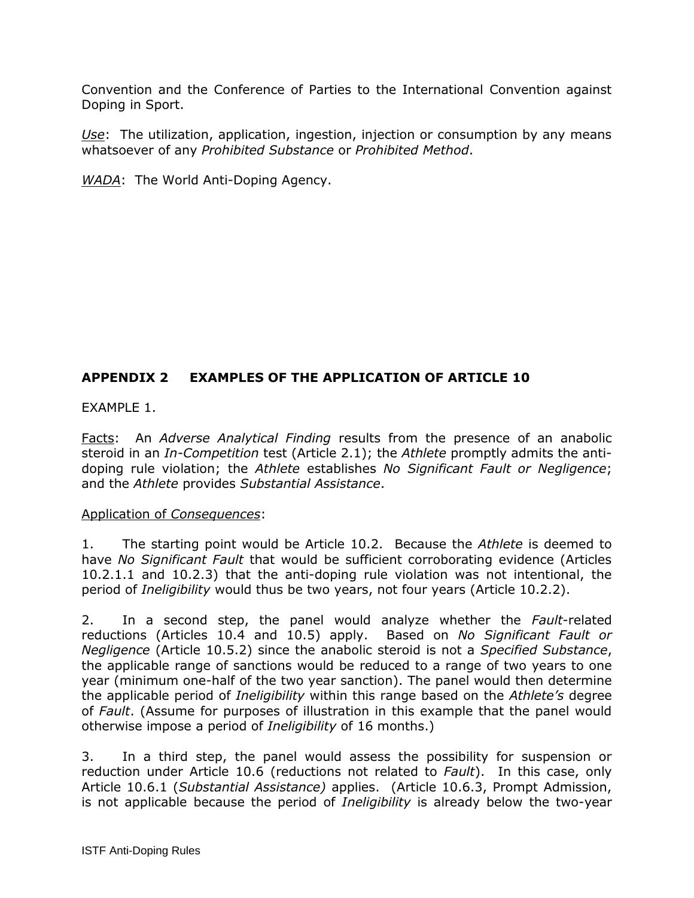Convention and the Conference of Parties to the International Convention against Doping in Sport.

*Use*: The utilization, application, ingestion, injection or consumption by any means whatsoever of any *Prohibited Substance* or *Prohibited Method*.

*WADA*: The World Anti-Doping Agency.

## APPENDIX 2 EXAMPLES OF THE APPLICATION OF ARTICLE 10

EXAMPLE 1.

Facts: An *Adverse Analytical Finding* results from the presence of an anabolic steroid in an *In-Competition* test (Article 2.1); the *Athlete* promptly admits the anti-doping rule violation; the *Athlete* establishes *No Significant Fault or Negligence*; and the *Athlete* provides *Substantial Assistance*.

Application of *Consequences*:

1. The starting point would be Article 10.2. Because the *Athlete* is deemed to have *No Significant Fault* that would be sufficient corroborating evidence (Articles 10.2.1.1 and 10.2.3) that the anti-doping rule violation was not intentional, the period of *Ineligibility* would thus be two years, not four years (Article 10.2.2).

2. In a second step, the panel would analyze whether the *Fault*-related reductions (Articles 10.4 and 10.5) apply. Based on *No Significant Fault or Negligence* (Article 10.5.2) since the anabolic steroid is not a *Specified Substance*, the applicable range of sanctions would be reduced to a range of two years to one year (minimum one-half of the two year sanction). The panel would then determine the applicable period of *Ineligibility* within this range based on the *Athlete's* degree of *Fault*. (Assume for purposes of illustration in this example that the panel would otherwise impose a period of *Ineligibility* of 16 months.)

3. In a third step, the panel would assess the possibility for suspension or reduction under Article 10.6 (reductions not related to *Fault*). In this case, only Article 10.6.1 (*Substantial Assistance)* applies. (Article 10.6.3, Prompt Admission, is not applicable because the period of *Ineligibility* is already below the two-year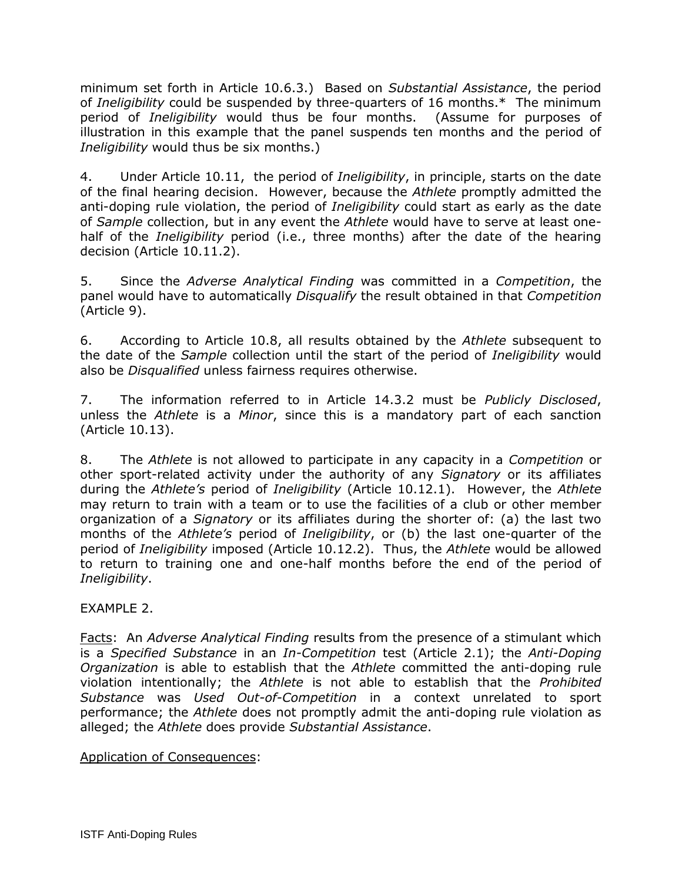minimum set forth in Article 10.6.3.) Based on *Substantial Assistance*, the period of *Ineligibility* could be suspended by three-quarters of 16 months.* The minimum period of *Ineligibility* would thus be four months. (Assume for purposes of illustration in this example that the panel suspends ten months and the period of *Ineligibility* would thus be six months.)

4. Under Article 10.11, the period of *Ineligibility*, in principle, starts on the date of the final hearing decision. However, because the *Athlete* promptly admitted the anti-doping rule violation, the period of *Ineligibility* could start as early as the date of *Sample* collection, but in any event the *Athlete* would have to serve at least one-half of the *Ineligibility* period (i.e., three months) after the date of the hearing decision (Article 10.11.2).

5. Since the *Adverse Analytical Finding* was committed in a *Competition*, the panel would have to automatically *Disqualify* the result obtained in that *Competition* (Article 9).

6. According to Article 10.8, all results obtained by the *Athlete* subsequent to the date of the *Sample* collection until the start of the period of *Ineligibility* would also be *Disqualified* unless fairness requires otherwise.

7. The information referred to in Article 14.3.2 must be *Publicly Disclosed*, unless the *Athlete* is a *Minor*, since this is a mandatory part of each sanction (Article 10.13).

8. The *Athlete* is not allowed to participate in any capacity in a *Competition* or other sport-related activity under the authority of any *Signatory* or its affiliates during the *Athlete's* period of *Ineligibility* (Article 10.12.1). However, the *Athlete* may return to train with a team or to use the facilities of a club or other member organization of a *Signatory* or its affiliates during the shorter of: (a) the last two months of the *Athlete's* period of *Ineligibility*, or (b) the last one-quarter of the period of *Ineligibility* imposed (Article 10.12.2). Thus, the *Athlete* would be allowed to return to training one and one-half months before the end of the period of *Ineligibility*.

EXAMPLE 2.

Facts: An *Adverse Analytical Finding* results from the presence of a stimulant which is a *Specified Substance* in an *In-Competition* test (Article 2.1); the *Anti-Doping Organization* is able to establish that the *Athlete* committed the anti-doping rule violation intentionally; the *Athlete* is not able to establish that the *Prohibited Substance* was *Used Out-of-Competition* in a context unrelated to sport performance; the *Athlete* does not promptly admit the anti-doping rule violation as alleged; the *Athlete* does provide *Substantial Assistance*.

Application of Consequences: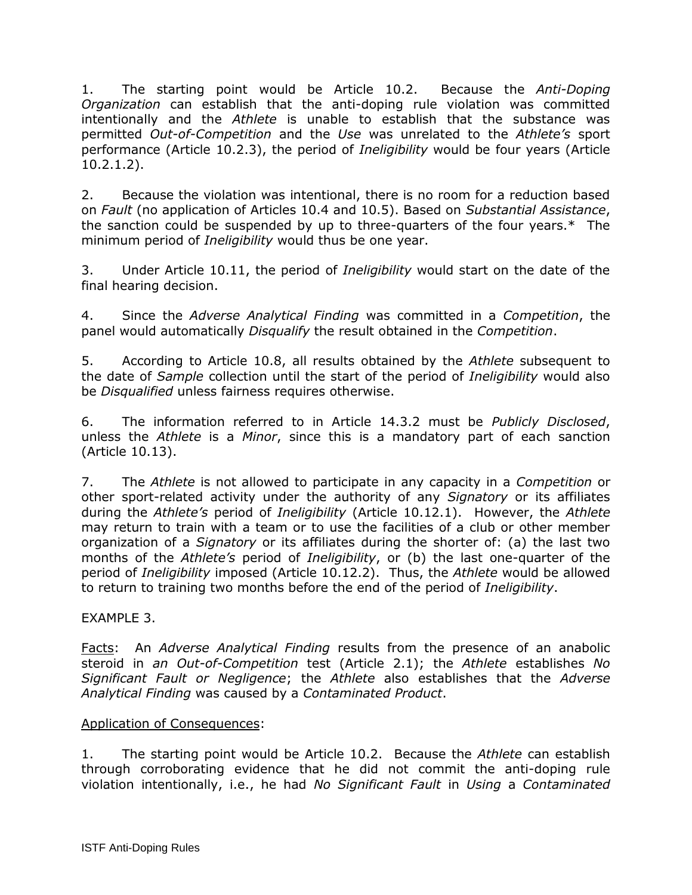1. The starting point would be Article 10.2. Because the *Anti-Doping Organization* can establish that the anti-doping rule violation was committed intentionally and the *Athlete* is unable to establish that the substance was permitted *Out-of-Competition* and the *Use* was unrelated to the *Athlete's* sport performance (Article 10.2.3), the period of *Ineligibility* would be four years (Article 10.2.1.2).

2. Because the violation was intentional, there is no room for a reduction based on *Fault* (no application of Articles 10.4 and 10.5). Based on *Substantial Assistance*, the sanction could be suspended by up to three-quarters of the four years.* The minimum period of *Ineligibility* would thus be one year.

3. Under Article 10.11, the period of *Ineligibility* would start on the date of the final hearing decision.

4. Since the *Adverse Analytical Finding* was committed in a *Competition*, the panel would automatically *Disqualify* the result obtained in the *Competition*.

5. According to Article 10.8, all results obtained by the *Athlete* subsequent to the date of *Sample* collection until the start of the period of *Ineligibility* would also be *Disqualified* unless fairness requires otherwise.

6. The information referred to in Article 14.3.2 must be *Publicly Disclosed*, unless the *Athlete* is a *Minor*, since this is a mandatory part of each sanction (Article 10.13).

7. The *Athlete* is not allowed to participate in any capacity in a *Competition* or other sport-related activity under the authority of any *Signatory* or its affiliates during the *Athlete's* period of *Ineligibility* (Article 10.12.1). However, the *Athlete* may return to train with a team or to use the facilities of a club or other member organization of a *Signatory* or its affiliates during the shorter of: (a) the last two months of the *Athlete's* period of *Ineligibility*, or (b) the last one-quarter of the period of *Ineligibility* imposed (Article 10.12.2). Thus, the *Athlete* would be allowed to return to training two months before the end of the period of *Ineligibility*.

EXAMPLE 3.

<u>Facts</u>: An *Adverse Analytical Finding* results from the presence of an anabolic steroid in *an Out-of-Competition* test (Article 2.1); the *Athlete* establishes *No Significant Fault or Negligence*; the *Athlete* also establishes that the *Adverse Analytical Finding* was caused by a *Contaminated Product*.

<u>Application of Consequences</u>:

1. The starting point would be Article 10.2. Because the *Athlete* can establish through corroborating evidence that he did not commit the anti-doping rule violation intentionally, i.e., he had *No Significant Fault* in *Using* a *Contaminated*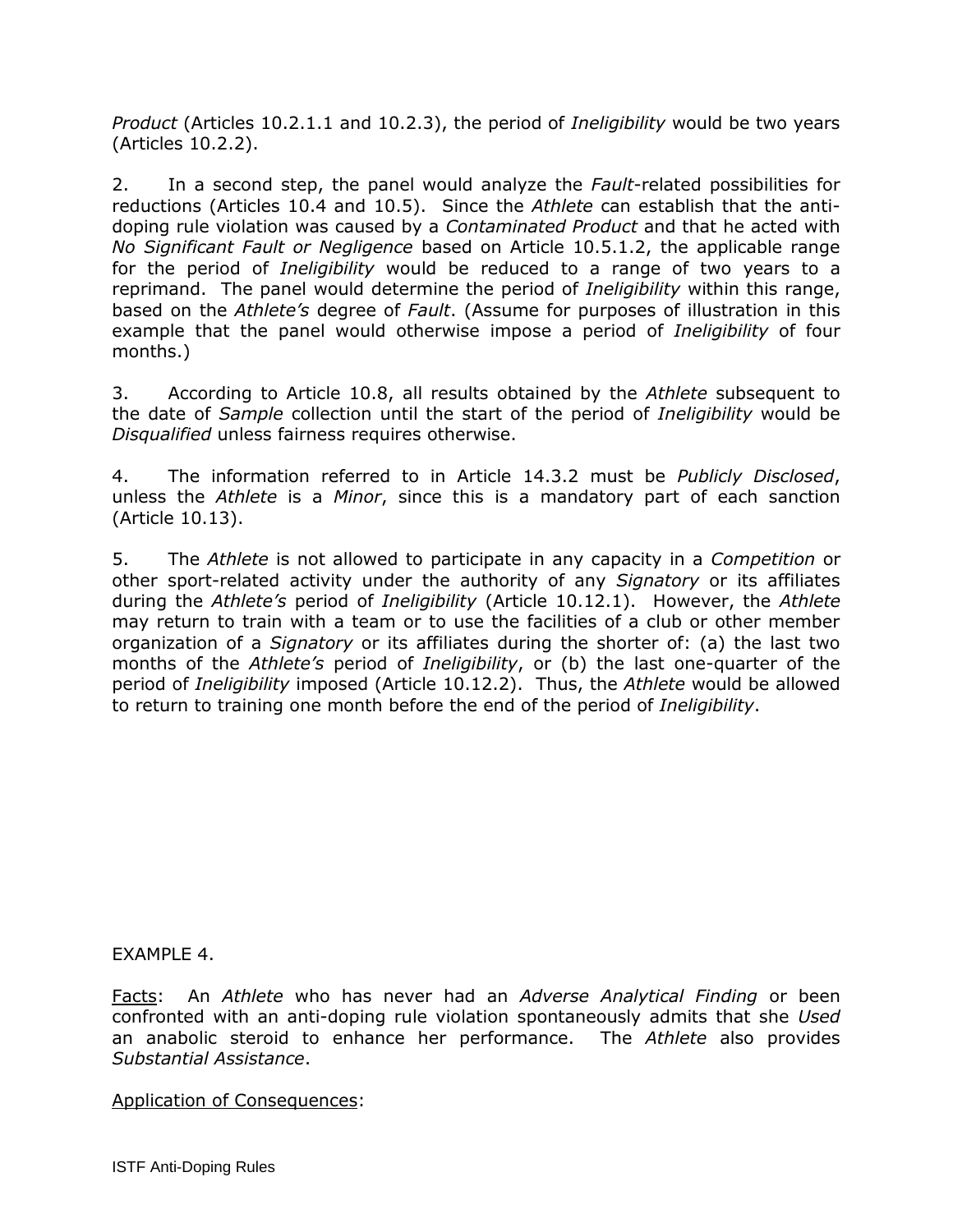*Product* (Articles 10.2.1.1 and 10.2.3), the period of *Ineligibility* would be two years (Articles 10.2.2).

2. In a second step, the panel would analyze the *Fault*-related possibilities for reductions (Articles 10.4 and 10.5). Since the *Athlete* can establish that the anti-doping rule violation was caused by a *Contaminated Product* and that he acted with *No Significant Fault or Negligence* based on Article 10.5.1.2, the applicable range for the period of *Ineligibility* would be reduced to a range of two years to a reprimand. The panel would determine the period of *Ineligibility* within this range, based on the *Athlete's* degree of *Fault*. (Assume for purposes of illustration in this example that the panel would otherwise impose a period of *Ineligibility* of four months.)

3. According to Article 10.8, all results obtained by the *Athlete* subsequent to the date of *Sample* collection until the start of the period of *Ineligibility* would be *Disqualified* unless fairness requires otherwise.

4. The information referred to in Article 14.3.2 must be *Publicly Disclosed*, unless the *Athlete* is a *Minor*, since this is a mandatory part of each sanction (Article 10.13).

5. The *Athlete* is not allowed to participate in any capacity in a *Competition* or other sport-related activity under the authority of any *Signatory* or its affiliates during the *Athlete's* period of *Ineligibility* (Article 10.12.1). However, the *Athlete* may return to train with a team or to use the facilities of a club or other member organization of a *Signatory* or its affiliates during the shorter of: (a) the last two months of the *Athlete's* period of *Ineligibility*, or (b) the last one-quarter of the period of *Ineligibility* imposed (Article 10.12.2). Thus, the *Athlete* would be allowed to return to training one month before the end of the period of *Ineligibility*.

EXAMPLE 4.

Facts: An *Athlete* who has never had an *Adverse Analytical Finding* or been confronted with an anti-doping rule violation spontaneously admits that she *Used* an anabolic steroid to enhance her performance. The *Athlete* also provides *Substantial Assistance*.

Application of Consequences: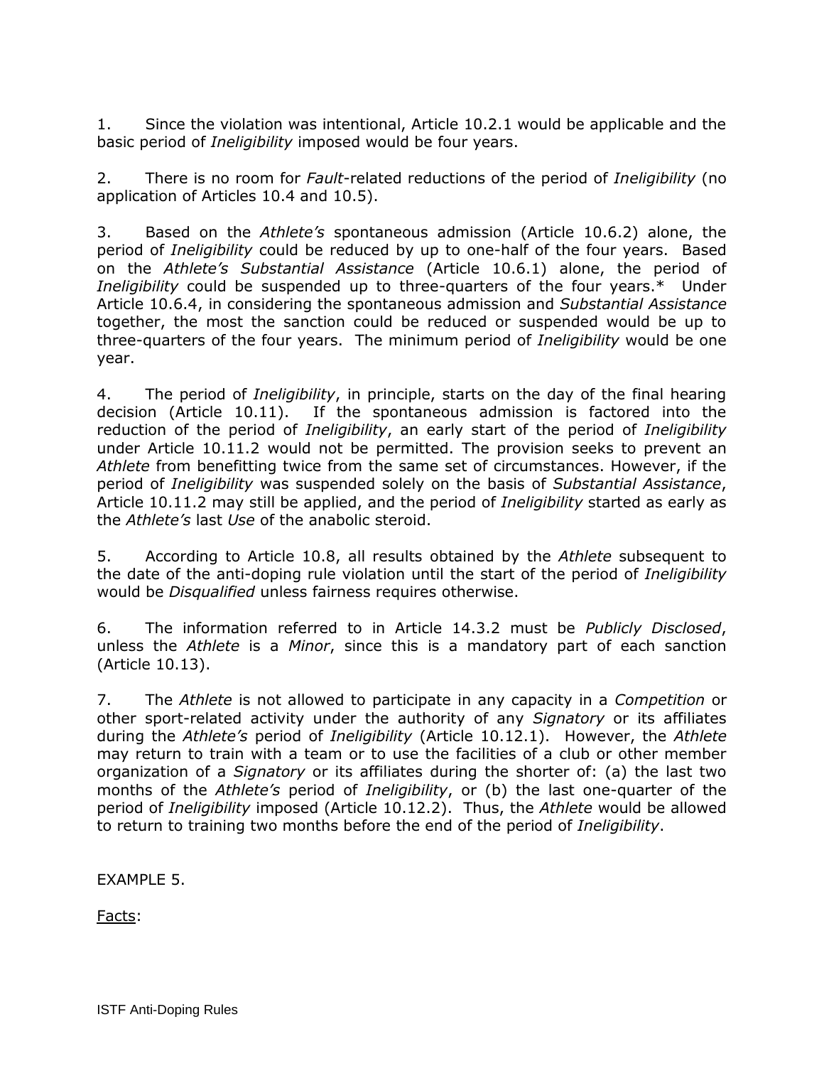1. Since the violation was intentional, Article 10.2.1 would be applicable and the basic period of *Ineligibility* imposed would be four years.

2. There is no room for *Fault*-related reductions of the period of *Ineligibility* (no application of Articles 10.4 and 10.5).

3. Based on the *Athlete's* spontaneous admission (Article 10.6.2) alone, the period of *Ineligibility* could be reduced by up to one-half of the four years. Based on the *Athlete's Substantial Assistance* (Article 10.6.1) alone, the period of *Ineligibility* could be suspended up to three-quarters of the four years.* Under Article 10.6.4, in considering the spontaneous admission and *Substantial Assistance* together, the most the sanction could be reduced or suspended would be up to three-quarters of the four years. The minimum period of *Ineligibility* would be one year.

4. The period of *Ineligibility*, in principle, starts on the day of the final hearing decision (Article 10.11). If the spontaneous admission is factored into the reduction of the period of *Ineligibility*, an early start of the period of *Ineligibility* under Article 10.11.2 would not be permitted. The provision seeks to prevent an *Athlete* from benefitting twice from the same set of circumstances. However, if the period of *Ineligibility* was suspended solely on the basis of *Substantial Assistance*, Article 10.11.2 may still be applied, and the period of *Ineligibility* started as early as the *Athlete's* last *Use* of the anabolic steroid.

5. According to Article 10.8, all results obtained by the *Athlete* subsequent to the date of the anti-doping rule violation until the start of the period of *Ineligibility* would be *Disqualified* unless fairness requires otherwise.

6. The information referred to in Article 14.3.2 must be *Publicly Disclosed*, unless the *Athlete* is a *Minor*, since this is a mandatory part of each sanction (Article 10.13).

7. The *Athlete* is not allowed to participate in any capacity in a *Competition* or other sport-related activity under the authority of any *Signatory* or its affiliates during the *Athlete's* period of *Ineligibility* (Article 10.12.1). However, the *Athlete* may return to train with a team or to use the facilities of a club or other member organization of a *Signatory* or its affiliates during the shorter of: (a) the last two months of the *Athlete's* period of *Ineligibility*, or (b) the last one-quarter of the period of *Ineligibility* imposed (Article 10.12.2). Thus, the *Athlete* would be allowed to return to training two months before the end of the period of *Ineligibility*.

EXAMPLE 5.

<u>Facts</u>: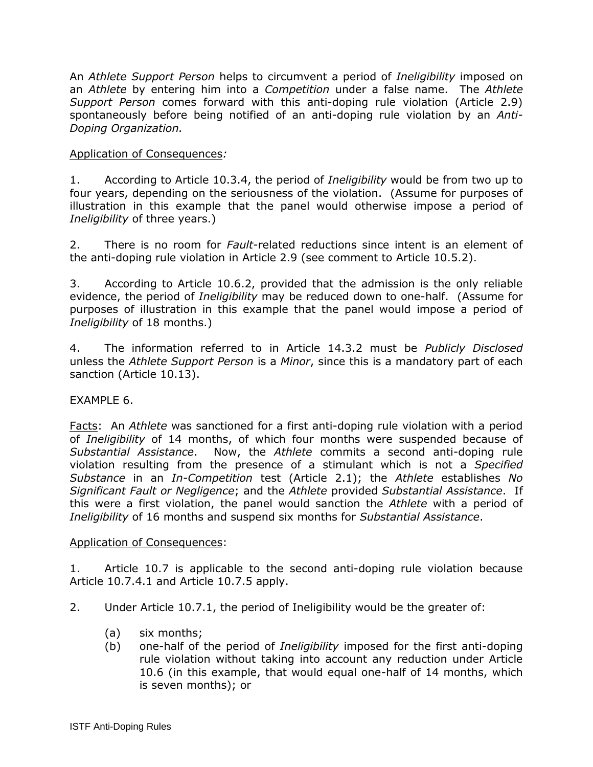An *Athlete Support Person* helps to circumvent a period of *Ineligibility* imposed on an *Athlete* by entering him into a *Competition* under a false name. The *Athlete Support Person* comes forward with this anti-doping rule violation (Article 2.9) spontaneously before being notified of an anti-doping rule violation by an *Anti-Doping Organization.*

Application of Consequences*:*

1. According to Article 10.3.4, the period of *Ineligibility* would be from two up to four years, depending on the seriousness of the violation. (Assume for purposes of illustration in this example that the panel would otherwise impose a period of *Ineligibility* of three years.)

2. There is no room for *Fault*-related reductions since intent is an element of the anti-doping rule violation in Article 2.9 (see comment to Article 10.5.2).

3. According to Article 10.6.2, provided that the admission is the only reliable evidence, the period of *Ineligibility* may be reduced down to one-half. (Assume for purposes of illustration in this example that the panel would impose a period of *Ineligibility* of 18 months.)

4. The information referred to in Article 14.3.2 must be *Publicly Disclosed* unless the *Athlete Support Person* is a *Minor*, since this is a mandatory part of each sanction (Article 10.13).

EXAMPLE 6.

Facts: An *Athlete* was sanctioned for a first anti-doping rule violation with a period of *Ineligibility* of 14 months, of which four months were suspended because of *Substantial Assistance*. Now, the *Athlete* commits a second anti-doping rule violation resulting from the presence of a stimulant which is not a *Specified Substance* in an *In-Competition* test (Article 2.1); the *Athlete* establishes *No Significant Fault or Negligence*; and the *Athlete* provided *Substantial Assistance*. If this were a first violation, the panel would sanction the *Athlete* with a period of *Ineligibility* of 16 months and suspend six months for *Substantial Assistance*.

Application of Consequences:

1. Article 10.7 is applicable to the second anti-doping rule violation because Article 10.7.4.1 and Article 10.7.5 apply.

2. Under Article 10.7.1, the period of Ineligibility would be the greater of:

   (a) six months;

   (b) one-half of the period of *Ineligibility* imposed for the first anti-doping rule violation without taking into account any reduction under Article 10.6 (in this example, that would equal one-half of 14 months, which is seven months); or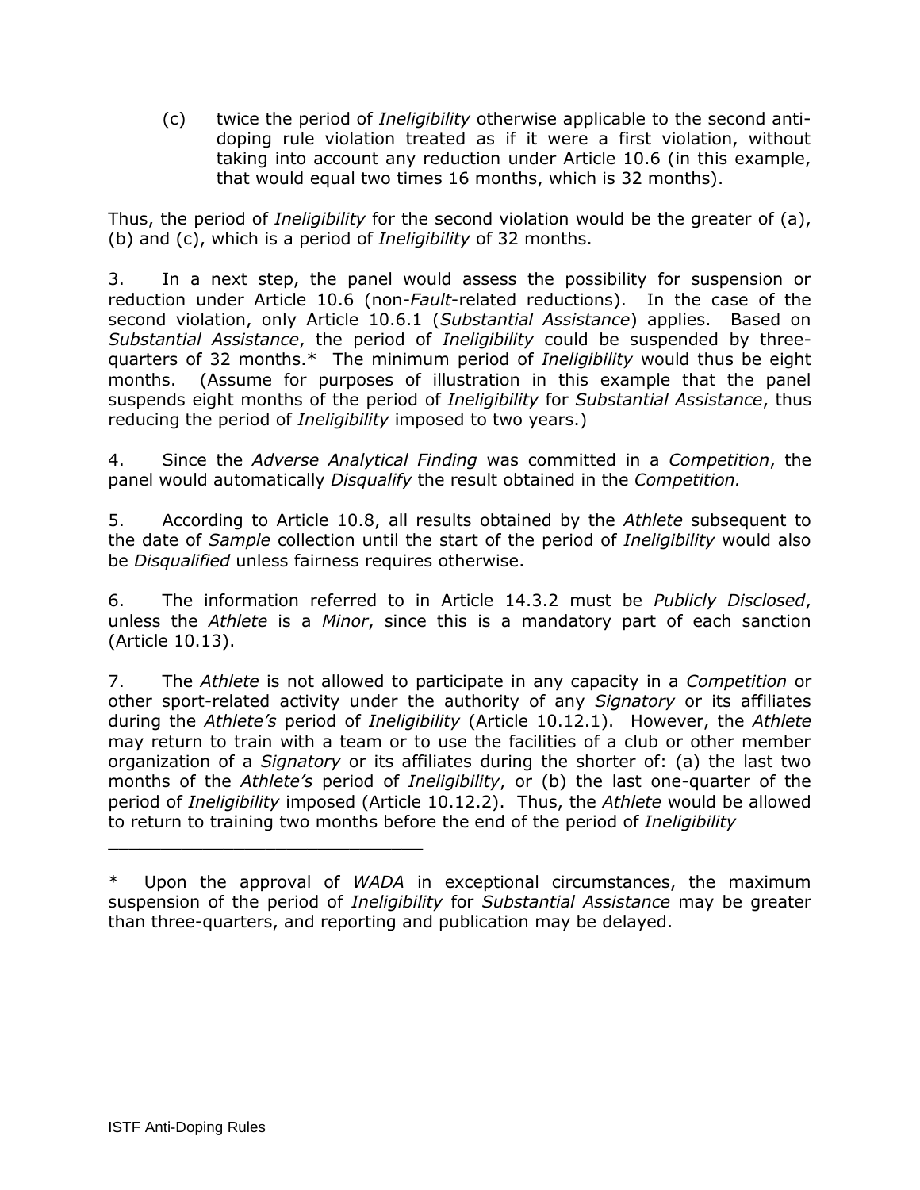(c) twice the period of *Ineligibility* otherwise applicable to the second anti-doping rule violation treated as if it were a first violation, without taking into account any reduction under Article 10.6 (in this example, that would equal two times 16 months, which is 32 months).

Thus, the period of *Ineligibility* for the second violation would be the greater of (a), (b) and (c), which is a period of *Ineligibility* of 32 months.

3. In a next step, the panel would assess the possibility for suspension or reduction under Article 10.6 (non-*Fault*-related reductions). In the case of the second violation, only Article 10.6.1 (*Substantial Assistance*) applies. Based on *Substantial Assistance*, the period of *Ineligibility* could be suspended by three-quarters of 32 months.* The minimum period of *Ineligibility* would thus be eight months. (Assume for purposes of illustration in this example that the panel suspends eight months of the period of *Ineligibility* for *Substantial Assistance*, thus reducing the period of *Ineligibility* imposed to two years.)

4. Since the *Adverse Analytical Finding* was committed in a *Competition*, the panel would automatically *Disqualify* the result obtained in the *Competition.*

5. According to Article 10.8, all results obtained by the *Athlete* subsequent to the date of *Sample* collection until the start of the period of *Ineligibility* would also be *Disqualified* unless fairness requires otherwise.

6. The information referred to in Article 14.3.2 must be *Publicly Disclosed*, unless the *Athlete* is a *Minor*, since this is a mandatory part of each sanction (Article 10.13).

7. The *Athlete* is not allowed to participate in any capacity in a *Competition* or other sport-related activity under the authority of any *Signatory* or its affiliates during the *Athlete's* period of *Ineligibility* (Article 10.12.1). However, the *Athlete* may return to train with a team or to use the facilities of a club or other member organization of a *Signatory* or its affiliates during the shorter of: (a) the last two months of the *Athlete's* period of *Ineligibility*, or (b) the last one-quarter of the period of *Ineligibility* imposed (Article 10.12.2). Thus, the *Athlete* would be allowed to return to training two months before the end of the period of *Ineligibility*

---

* Upon the approval of *WADA* in exceptional circumstances, the maximum suspension of the period of *Ineligibility* for *Substantial Assistance* may be greater than three-quarters, and reporting and publication may be delayed.